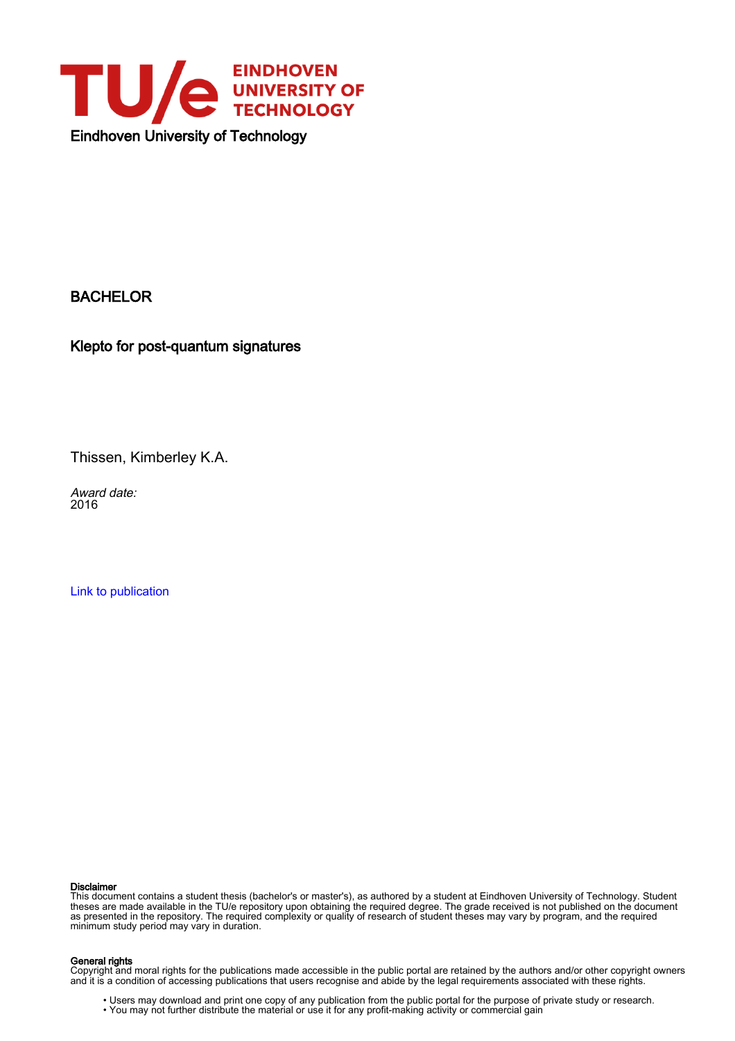Eindhoven University of Technology

BACHELOR

Klepto for post-quantum signatures

Thissen, Kimberley K.A.

*Award date:*
2016

Link to publication

**Disclaimer**
This document contains a student thesis (bachelor's or master's), as authored by a student at Eindhoven University of Technology. Student theses are made available in the TU/e repository upon obtaining the required degree. The grade received is not published on the document as presented in the repository. The required complexity or quality of research of student theses may vary by program, and the required minimum study period may vary in duration.

**General rights**
Copyright and moral rights for the publications made accessible in the public portal are retained by the authors and/or other copyright owners and it is a condition of accessing publications that users recognise and abide by the legal requirements associated with these rights.

- Users may download and print one copy of any publication from the public portal for the purpose of private study or research.
- You may not further distribute the material or use it for any profit-making activity or commercial gain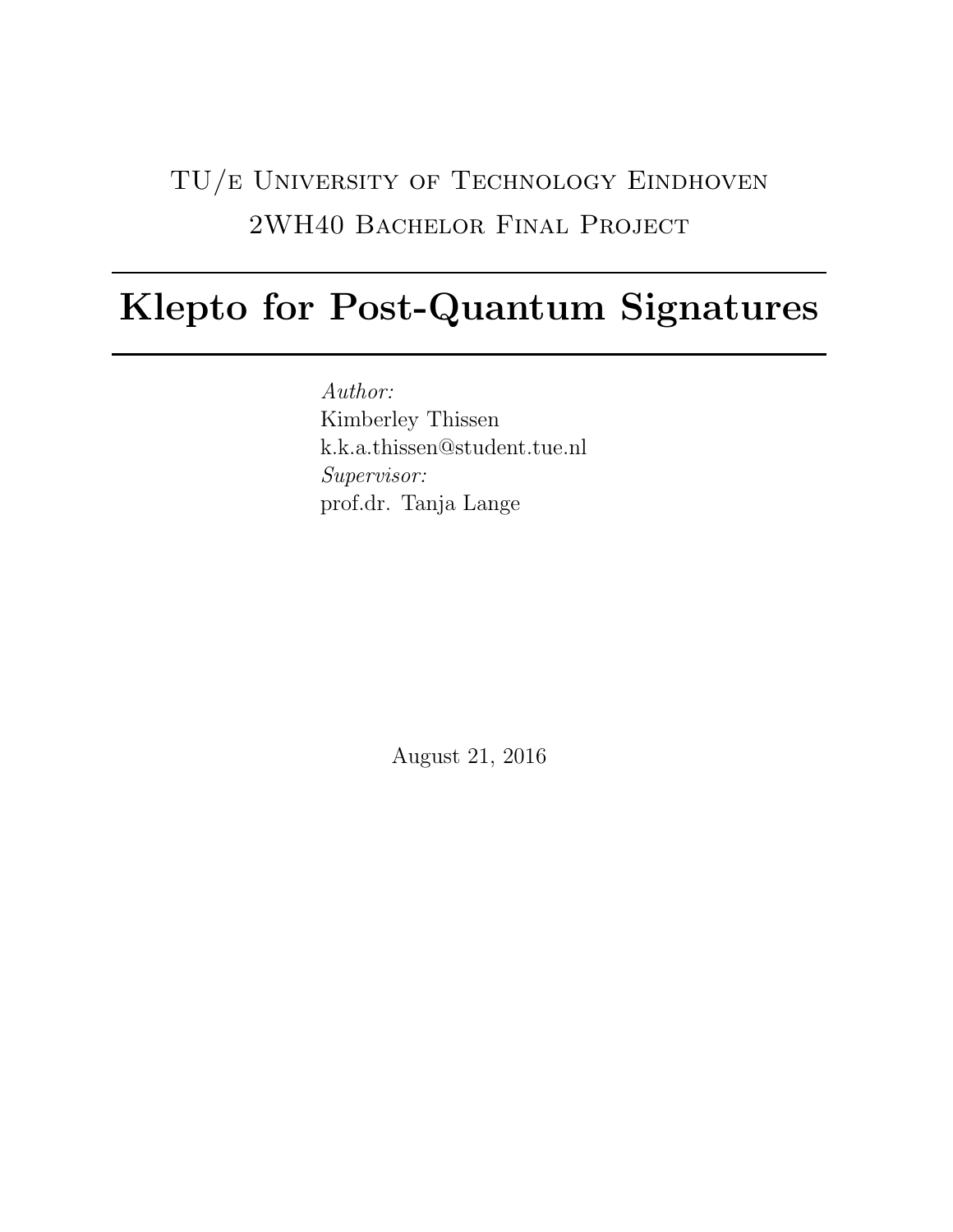TU/e University of Technology Eindhoven

2WH40 Bachelor Final Project

# Klepto for Post-Quantum Signatures

*Author:*
Kimberley Thissen
k.k.a.thissen@student.tue.nl
*Supervisor:*
prof.dr. Tanja Lange

August 21, 2016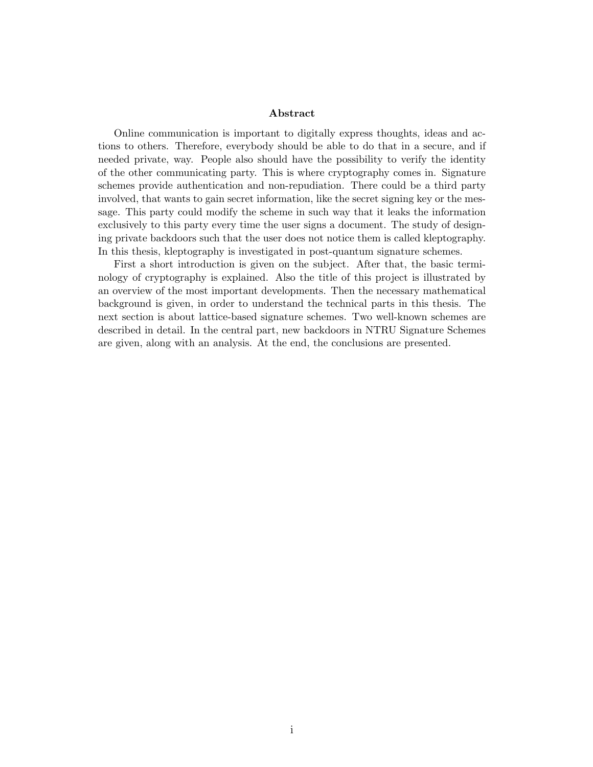## Abstract

Online communication is important to digitally express thoughts, ideas and actions to others. Therefore, everybody should be able to do that in a secure, and if needed private, way. People also should have the possibility to verify the identity of the other communicating party. This is where cryptography comes in. Signature schemes provide authentication and non-repudiation. There could be a third party involved, that wants to gain secret information, like the secret signing key or the message. This party could modify the scheme in such way that it leaks the information exclusively to this party every time the user signs a document. The study of designing private backdoors such that the user does not notice them is called kleptography. In this thesis, kleptography is investigated in post-quantum signature schemes.

First a short introduction is given on the subject. After that, the basic terminology of cryptography is explained. Also the title of this project is illustrated by an overview of the most important developments. Then the necessary mathematical background is given, in order to understand the technical parts in this thesis. The next section is about lattice-based signature schemes. Two well-known schemes are described in detail. In the central part, new backdoors in NTRU Signature Schemes are given, along with an analysis. At the end, the conclusions are presented.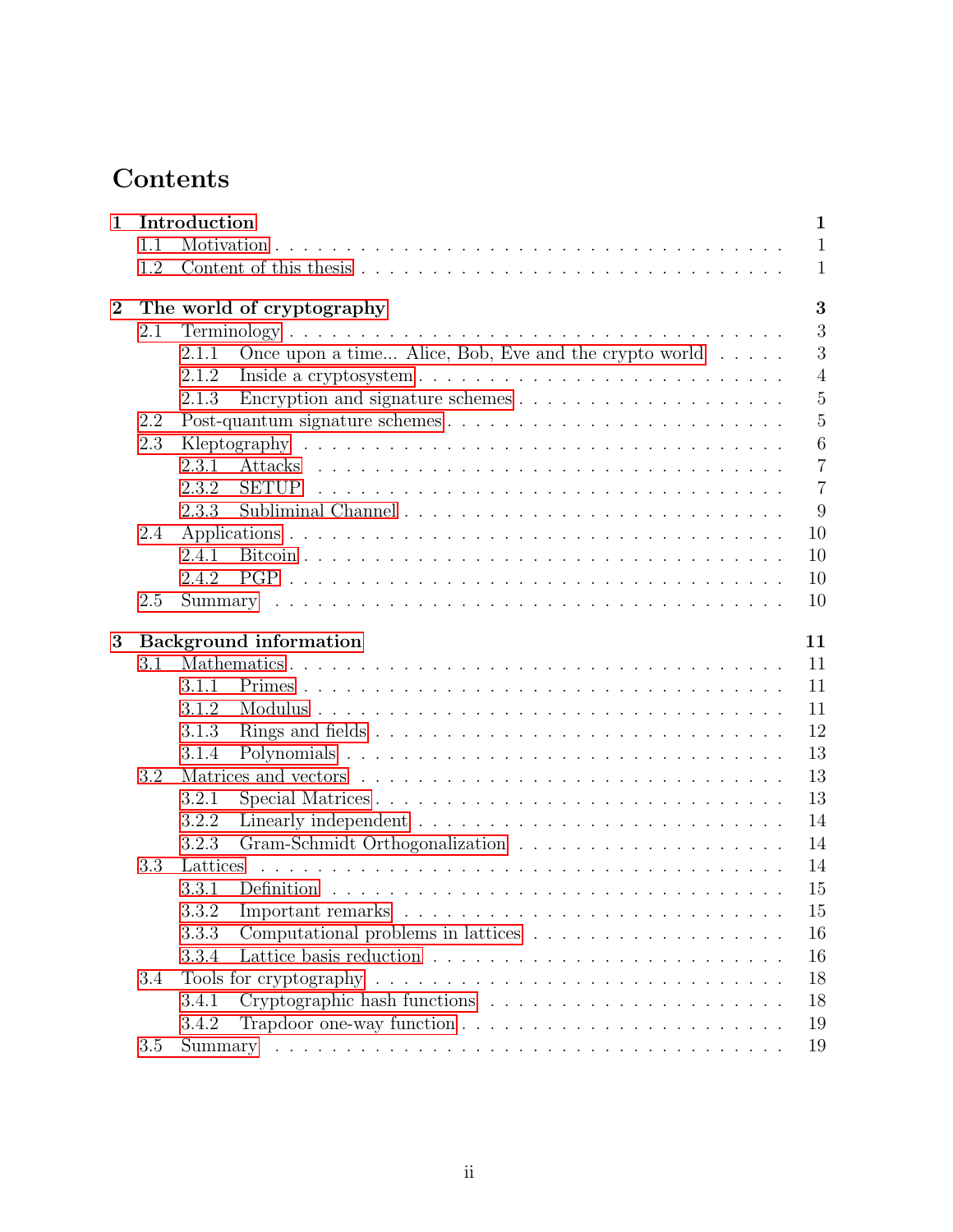# Contents

**1 Introduction** **1**
- 1.1 Motivation . . . . . 1
- 1.2 Content of this thesis . . . . . 1

**2 The world of cryptography** **3**
- 2.1 Terminology . . . . . 3
  - 2.1.1 Once upon a time... Alice, Bob, Eve and the crypto world . . . . . 3
  - 2.1.2 Inside a cryptosystem . . . . . 4
  - 2.1.3 Encryption and signature schemes . . . . . 5
- 2.2 Post-quantum signature schemes . . . . . 5
- 2.3 Kleptography . . . . . 6
  - 2.3.1 Attacks . . . . . 7
  - 2.3.2 SETUP . . . . . 7
  - 2.3.3 Subliminal Channel . . . . . 9
- 2.4 Applications . . . . . 10
  - 2.4.1 Bitcoin . . . . . 10
  - 2.4.2 PGP . . . . . 10
- 2.5 Summary . . . . . 10

**3 Background information** **11**
- 3.1 Mathematics . . . . . 11
  - 3.1.1 Primes . . . . . 11
  - 3.1.2 Modulus . . . . . 11
  - 3.1.3 Rings and fields . . . . . 12
  - 3.1.4 Polynomials . . . . . 13
- 3.2 Matrices and vectors . . . . . 13
  - 3.2.1 Special Matrices . . . . . 13
  - 3.2.2 Linearly independent . . . . . 14
  - 3.2.3 Gram-Schmidt Orthogonalization . . . . . 14
- 3.3 Lattices . . . . . 14
  - 3.3.1 Definition . . . . . 15
  - 3.3.2 Important remarks . . . . . 15
  - 3.3.3 Computational problems in lattices . . . . . 16
  - 3.3.4 Lattice basis reduction . . . . . 16
- 3.4 Tools for cryptography . . . . . 18
  - 3.4.1 Cryptographic hash functions . . . . . 18
  - 3.4.2 Trapdoor one-way function . . . . . 19
- 3.5 Summary . . . . . 19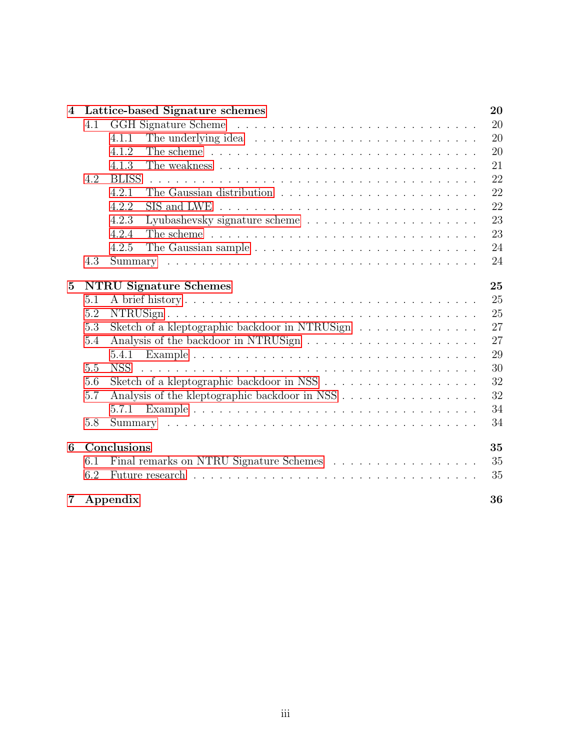**4 Lattice-based Signature schemes** **20**

- 4.1 GGH Signature Scheme . . . . . 20
  - 4.1.1 The underlying idea . . . . . 20
  - 4.1.2 The scheme . . . . . 20
  - 4.1.3 The weakness . . . . . 21
- 4.2 BLISS . . . . . 22
  - 4.2.1 The Gaussian distribution . . . . . 22
  - 4.2.2 SIS and LWE . . . . . 22
  - 4.2.3 Lyubashevsky signature scheme . . . . . 23
  - 4.2.4 The scheme . . . . . 23
  - 4.2.5 The Gaussian sample . . . . . 24
- 4.3 Summary . . . . . 24

**5 NTRU Signature Schemes** **25**

- 5.1 A brief history . . . . . 25
- 5.2 NTRUSign . . . . . 25
- 5.3 Sketch of a kleptographic backdoor in NTRUSign . . . . . 27
- 5.4 Analysis of the backdoor in NTRUSign . . . . . 27
  - 5.4.1 Example . . . . . 29
- 5.5 NSS . . . . . 30
- 5.6 Sketch of a kleptographic backdoor in NSS . . . . . 32
- 5.7 Analysis of the kleptographic backdoor in NSS . . . . . 32
  - 5.7.1 Example . . . . . 34
- 5.8 Summary . . . . . 34

**6 Conclusions** **35**

- 6.1 Final remarks on NTRU Signature Schemes . . . . . 35
- 6.2 Future research . . . . . 35

**7 Appendix** **36**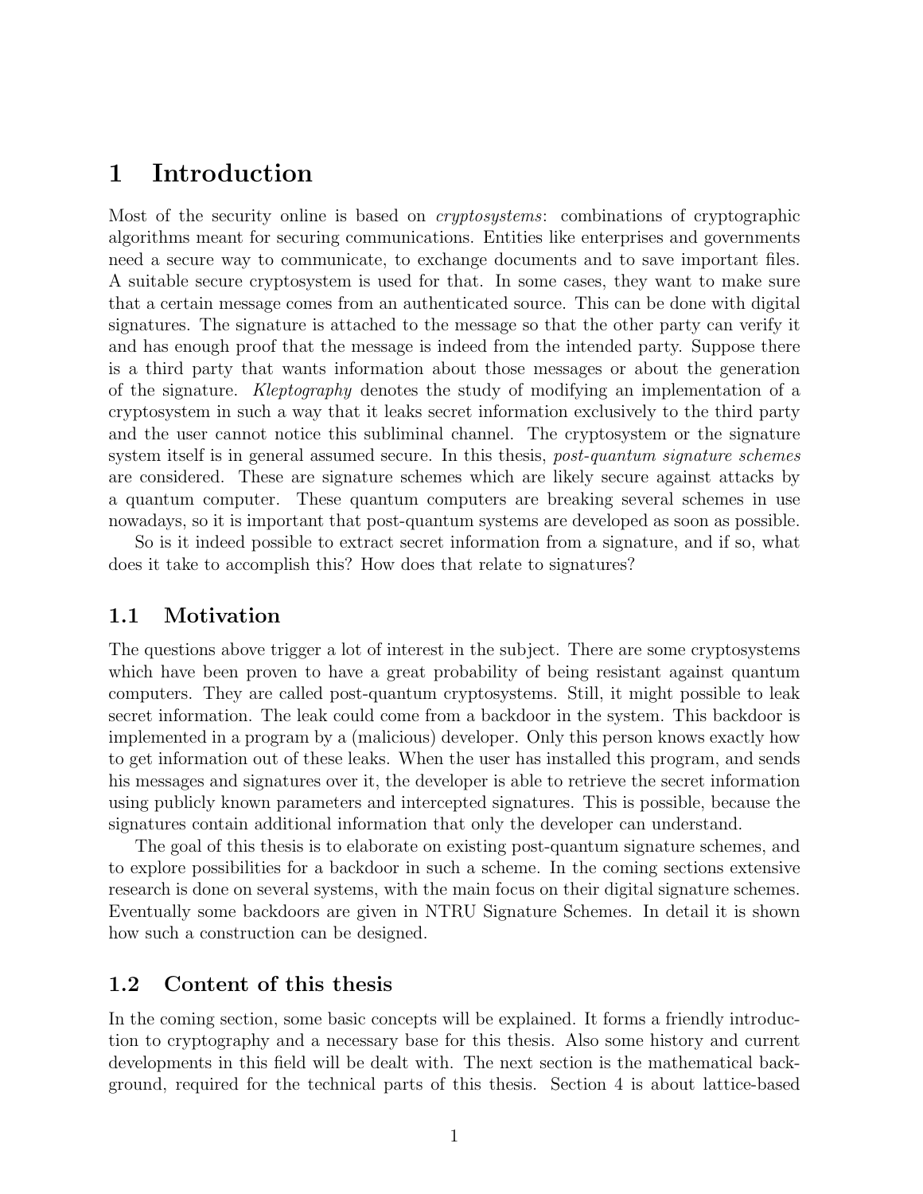# 1 Introduction

Most of the security online is based on *cryptosystems*: combinations of cryptographic algorithms meant for securing communications. Entities like enterprises and governments need a secure way to communicate, to exchange documents and to save important files. A suitable secure cryptosystem is used for that. In some cases, they want to make sure that a certain message comes from an authenticated source. This can be done with digital signatures. The signature is attached to the message so that the other party can verify it and has enough proof that the message is indeed from the intended party. Suppose there is a third party that wants information about those messages or about the generation of the signature. *Kleptography* denotes the study of modifying an implementation of a cryptosystem in such a way that it leaks secret information exclusively to the third party and the user cannot notice this subliminal channel. The cryptosystem or the signature system itself is in general assumed secure. In this thesis, *post-quantum signature schemes* are considered. These are signature schemes which are likely secure against attacks by a quantum computer. These quantum computers are breaking several schemes in use nowadays, so it is important that post-quantum systems are developed as soon as possible.

So is it indeed possible to extract secret information from a signature, and if so, what does it take to accomplish this? How does that relate to signatures?

## 1.1 Motivation

The questions above trigger a lot of interest in the subject. There are some cryptosystems which have been proven to have a great probability of being resistant against quantum computers. They are called post-quantum cryptosystems. Still, it might possible to leak secret information. The leak could come from a backdoor in the system. This backdoor is implemented in a program by a (malicious) developer. Only this person knows exactly how to get information out of these leaks. When the user has installed this program, and sends his messages and signatures over it, the developer is able to retrieve the secret information using publicly known parameters and intercepted signatures. This is possible, because the signatures contain additional information that only the developer can understand.

The goal of this thesis is to elaborate on existing post-quantum signature schemes, and to explore possibilities for a backdoor in such a scheme. In the coming sections extensive research is done on several systems, with the main focus on their digital signature schemes. Eventually some backdoors are given in NTRU Signature Schemes. In detail it is shown how such a construction can be designed.

## 1.2 Content of this thesis

In the coming section, some basic concepts will be explained. It forms a friendly introduction to cryptography and a necessary base for this thesis. Also some history and current developments in this field will be dealt with. The next section is the mathematical background, required for the technical parts of this thesis. Section 4 is about lattice-based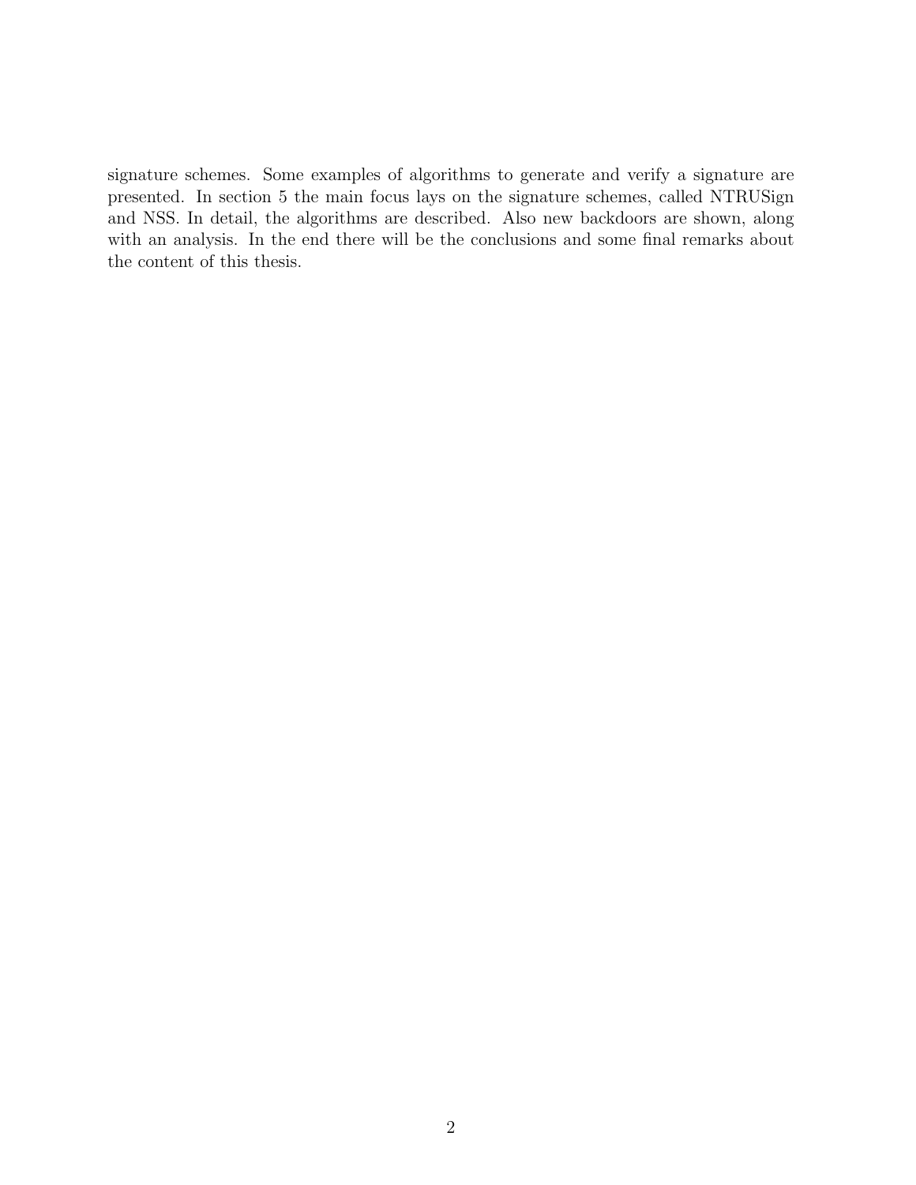signature schemes. Some examples of algorithms to generate and verify a signature are presented. In section 5 the main focus lays on the signature schemes, called NTRUSign and NSS. In detail, the algorithms are described. Also new backdoors are shown, along with an analysis. In the end there will be the conclusions and some final remarks about the content of this thesis.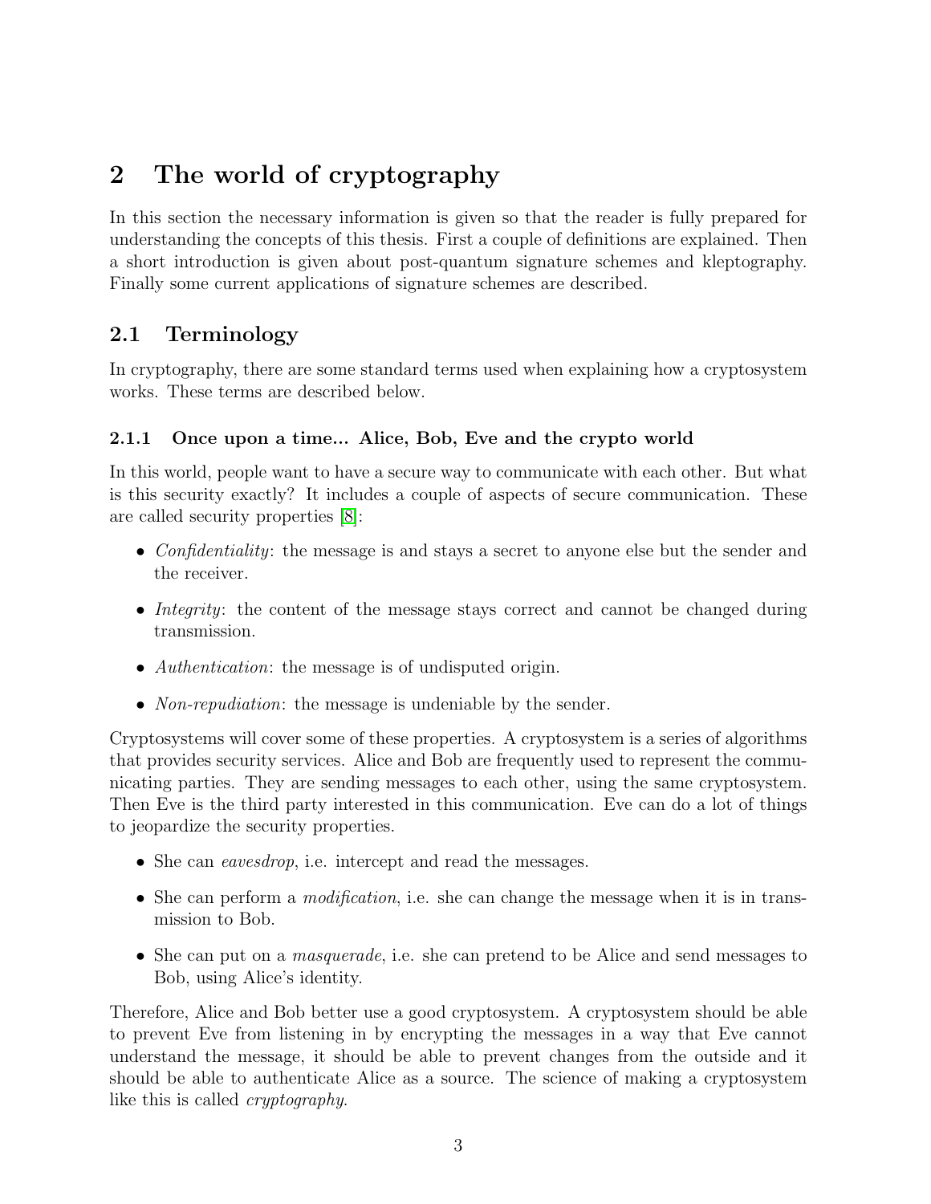# 2 The world of cryptography

In this section the necessary information is given so that the reader is fully prepared for understanding the concepts of this thesis. First a couple of definitions are explained. Then a short introduction is given about post-quantum signature schemes and kleptography. Finally some current applications of signature schemes are described.

## 2.1 Terminology

In cryptography, there are some standard terms used when explaining how a cryptosystem works. These terms are described below.

### 2.1.1 Once upon a time... Alice, Bob, Eve and the crypto world

In this world, people want to have a secure way to communicate with each other. But what is this security exactly? It includes a couple of aspects of secure communication. These are called security properties [8]:

- *Confidentiality*: the message is and stays a secret to anyone else but the sender and the receiver.
- *Integrity*: the content of the message stays correct and cannot be changed during transmission.
- *Authentication*: the message is of undisputed origin.
- *Non-repudiation*: the message is undeniable by the sender.

Cryptosystems will cover some of these properties. A cryptosystem is a series of algorithms that provides security services. Alice and Bob are frequently used to represent the communicating parties. They are sending messages to each other, using the same cryptosystem. Then Eve is the third party interested in this communication. Eve can do a lot of things to jeopardize the security properties.

- She can *eavesdrop*, i.e. intercept and read the messages.
- She can perform a *modification*, i.e. she can change the message when it is in transmission to Bob.
- She can put on a *masquerade*, i.e. she can pretend to be Alice and send messages to Bob, using Alice's identity.

Therefore, Alice and Bob better use a good cryptosystem. A cryptosystem should be able to prevent Eve from listening in by encrypting the messages in a way that Eve cannot understand the message, it should be able to prevent changes from the outside and it should be able to authenticate Alice as a source. The science of making a cryptosystem like this is called *cryptography*.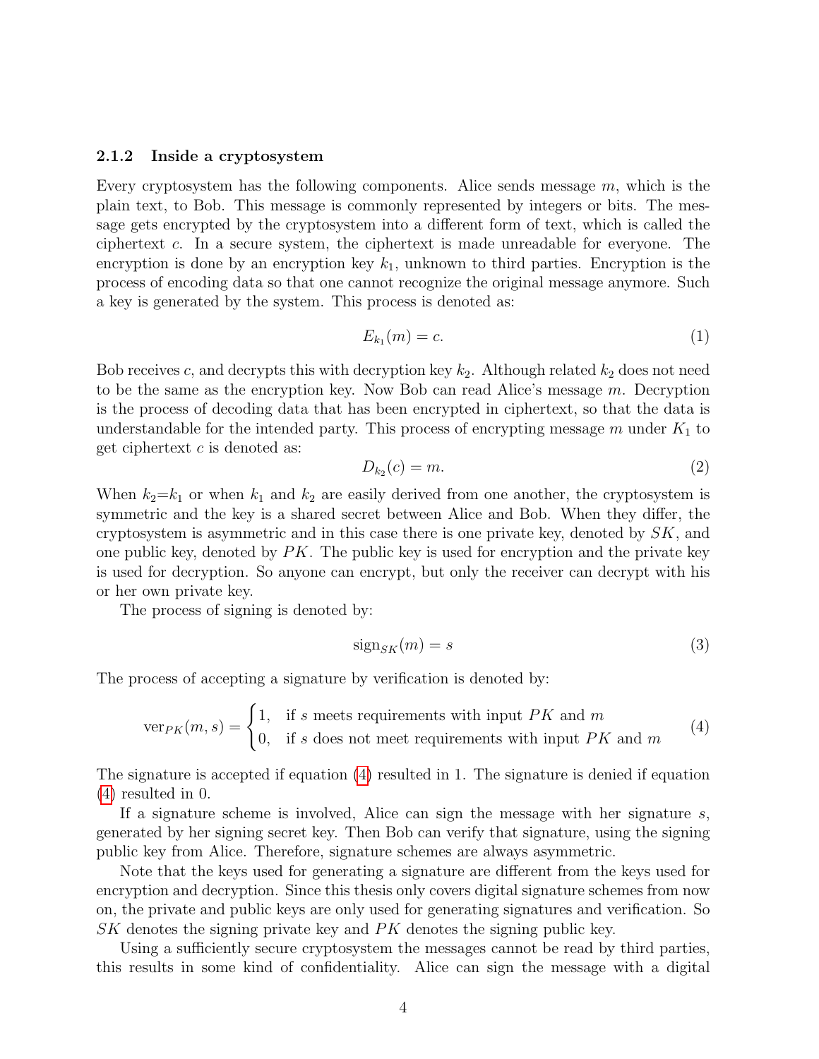### 2.1.2 Inside a cryptosystem

Every cryptosystem has the following components. Alice sends message $m$, which is the plain text, to Bob. This message is commonly represented by integers or bits. The message gets encrypted by the cryptosystem into a different form of text, which is called the ciphertext $c$. In a secure system, the ciphertext is made unreadable for everyone. The encryption is done by an encryption key $k_1$, unknown to third parties. Encryption is the process of encoding data so that one cannot recognize the original message anymore. Such a key is generated by the system. This process is denoted as:

$$E_{k_1}(m) = c. \tag{1}$$

Bob receives $c$, and decrypts this with decryption key $k_2$. Although related $k_2$ does not need to be the same as the encryption key. Now Bob can read Alice's message $m$. Decryption is the process of decoding data that has been encrypted in ciphertext, so that the data is understandable for the intended party. This process of encrypting message $m$ under $K_1$ to get ciphertext $c$ is denoted as:

$$D_{k_2}(c) = m. \tag{2}$$

When $k_2$=$k_1$ or when $k_1$ and $k_2$ are easily derived from one another, the cryptosystem is symmetric and the key is a shared secret between Alice and Bob. When they differ, the cryptosystem is asymmetric and in this case there is one private key, denoted by $SK$, and one public key, denoted by $PK$. The public key is used for encryption and the private key is used for decryption. So anyone can encrypt, but only the receiver can decrypt with his or her own private key.

The process of signing is denoted by:

$$\text{sign}_{SK}(m) = s \tag{3}$$

The process of accepting a signature by verification is denoted by:

$$\text{ver}_{PK}(m, s) = \begin{cases} 1, & \text{if } s \text{ meets requirements with input } PK \text{ and } m \\ 0, & \text{if } s \text{ does not meet requirements with input } PK \text{ and } m \end{cases} \tag{4}$$

The signature is accepted if equation (4) resulted in 1. The signature is denied if equation (4) resulted in 0.

If a signature scheme is involved, Alice can sign the message with her signature $s$, generated by her signing secret key. Then Bob can verify that signature, using the signing public key from Alice. Therefore, signature schemes are always asymmetric.

Note that the keys used for generating a signature are different from the keys used for encryption and decryption. Since this thesis only covers digital signature schemes from now on, the private and public keys are only used for generating signatures and verification. So $SK$ denotes the signing private key and $PK$ denotes the signing public key.

Using a sufficiently secure cryptosystem the messages cannot be read by third parties, this results in some kind of confidentiality. Alice can sign the message with a digital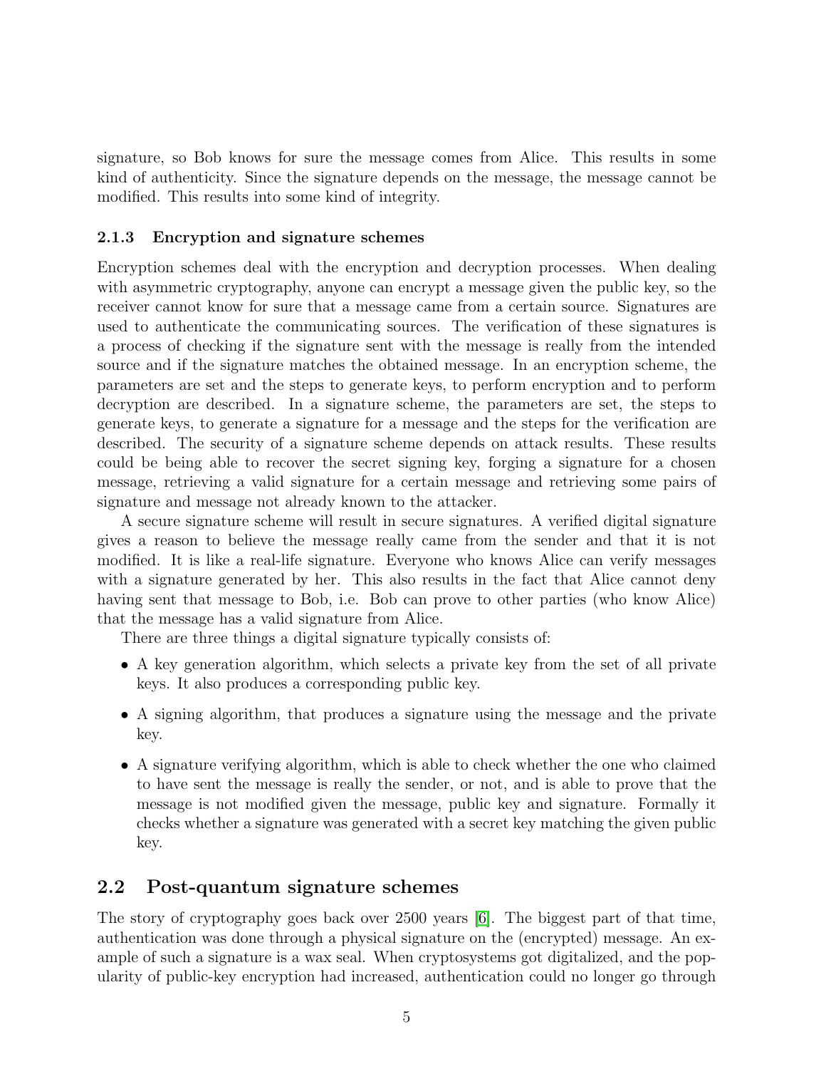signature, so Bob knows for sure the message comes from Alice. This results in some kind of authenticity. Since the signature depends on the message, the message cannot be modified. This results into some kind of integrity.

### 2.1.3 Encryption and signature schemes

Encryption schemes deal with the encryption and decryption processes. When dealing with asymmetric cryptography, anyone can encrypt a message given the public key, so the receiver cannot know for sure that a message came from a certain source. Signatures are used to authenticate the communicating sources. The verification of these signatures is a process of checking if the signature sent with the message is really from the intended source and if the signature matches the obtained message. In an encryption scheme, the parameters are set and the steps to generate keys, to perform encryption and to perform decryption are described. In a signature scheme, the parameters are set, the steps to generate keys, to generate a signature for a message and the steps for the verification are described. The security of a signature scheme depends on attack results. These results could be being able to recover the secret signing key, forging a signature for a chosen message, retrieving a valid signature for a certain message and retrieving some pairs of signature and message not already known to the attacker.

A secure signature scheme will result in secure signatures. A verified digital signature gives a reason to believe the message really came from the sender and that it is not modified. It is like a real-life signature. Everyone who knows Alice can verify messages with a signature generated by her. This also results in the fact that Alice cannot deny having sent that message to Bob, i.e. Bob can prove to other parties (who know Alice) that the message has a valid signature from Alice.

There are three things a digital signature typically consists of:

- A key generation algorithm, which selects a private key from the set of all private keys. It also produces a corresponding public key.
- A signing algorithm, that produces a signature using the message and the private key.
- A signature verifying algorithm, which is able to check whether the one who claimed to have sent the message is really the sender, or not, and is able to prove that the message is not modified given the message, public key and signature. Formally it checks whether a signature was generated with a secret key matching the given public key.

## 2.2 Post-quantum signature schemes

The story of cryptography goes back over 2500 years [6]. The biggest part of that time, authentication was done through a physical signature on the (encrypted) message. An example of such a signature is a wax seal. When cryptosystems got digitalized, and the popularity of public-key encryption had increased, authentication could no longer go through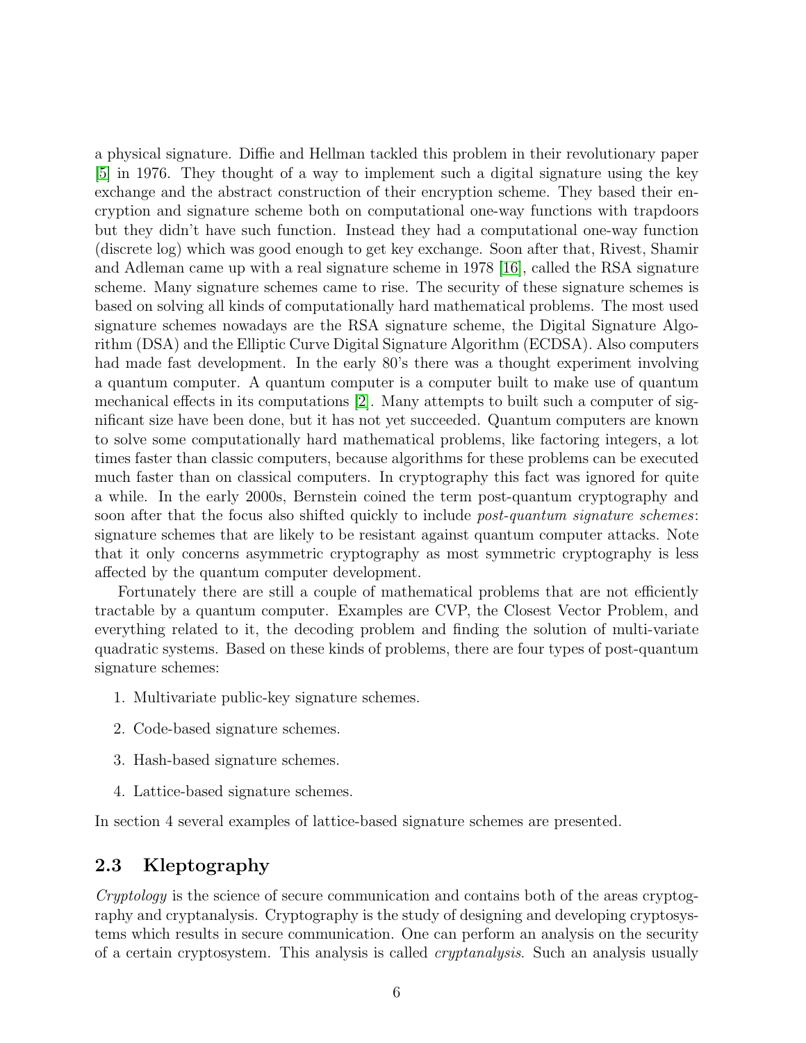a physical signature. Diffie and Hellman tackled this problem in their revolutionary paper [5] in 1976. They thought of a way to implement such a digital signature using the key exchange and the abstract construction of their encryption scheme. They based their encryption and signature scheme both on computational one-way functions with trapdoors but they didn't have such function. Instead they had a computational one-way function (discrete log) which was good enough to get key exchange. Soon after that, Rivest, Shamir and Adleman came up with a real signature scheme in 1978 [16], called the RSA signature scheme. Many signature schemes came to rise. The security of these signature schemes is based on solving all kinds of computationally hard mathematical problems. The most used signature schemes nowadays are the RSA signature scheme, the Digital Signature Algorithm (DSA) and the Elliptic Curve Digital Signature Algorithm (ECDSA). Also computers had made fast development. In the early 80's there was a thought experiment involving a quantum computer. A quantum computer is a computer built to make use of quantum mechanical effects in its computations [2]. Many attempts to built such a computer of significant size have been done, but it has not yet succeeded. Quantum computers are known to solve some computationally hard mathematical problems, like factoring integers, a lot times faster than classic computers, because algorithms for these problems can be executed much faster than on classical computers. In cryptography this fact was ignored for quite a while. In the early 2000s, Bernstein coined the term post-quantum cryptography and soon after that the focus also shifted quickly to include *post-quantum signature schemes*: signature schemes that are likely to be resistant against quantum computer attacks. Note that it only concerns asymmetric cryptography as most symmetric cryptography is less affected by the quantum computer development.

Fortunately there are still a couple of mathematical problems that are not efficiently tractable by a quantum computer. Examples are CVP, the Closest Vector Problem, and everything related to it, the decoding problem and finding the solution of multi-variate quadratic systems. Based on these kinds of problems, there are four types of post-quantum signature schemes:

1. Multivariate public-key signature schemes.
2. Code-based signature schemes.
3. Hash-based signature schemes.
4. Lattice-based signature schemes.

In section 4 several examples of lattice-based signature schemes are presented.

## 2.3 Kleptography

*Cryptology* is the science of secure communication and contains both of the areas cryptography and cryptanalysis. Cryptography is the study of designing and developing cryptosystems which results in secure communication. One can perform an analysis on the security of a certain cryptosystem. This analysis is called *cryptanalysis*. Such an analysis usually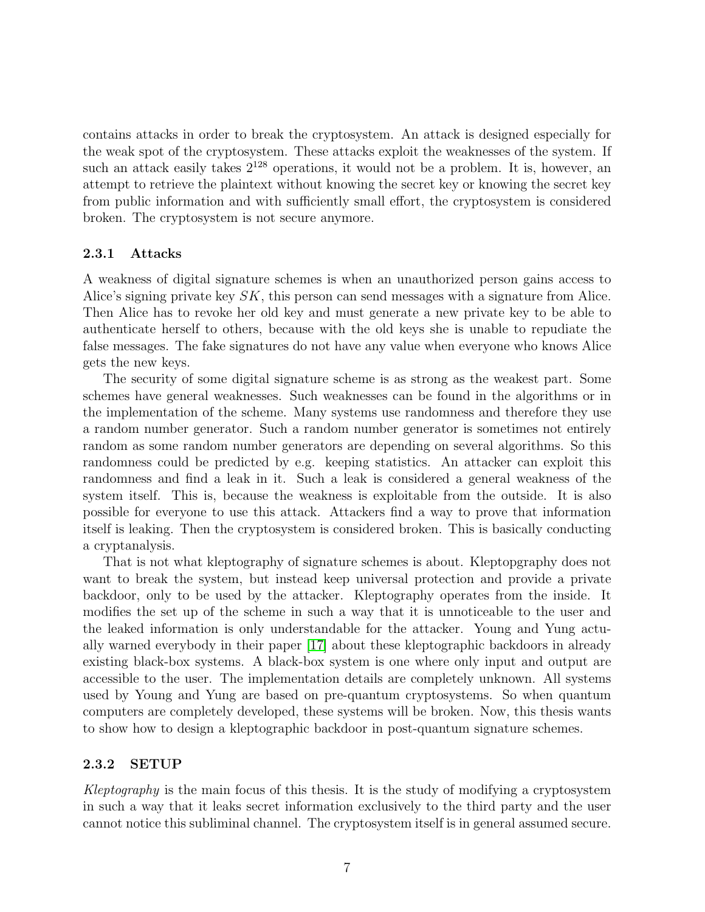contains attacks in order to break the cryptosystem. An attack is designed especially for the weak spot of the cryptosystem. These attacks exploit the weaknesses of the system. If such an attack easily takes $2^{128}$ operations, it would not be a problem. It is, however, an attempt to retrieve the plaintext without knowing the secret key or knowing the secret key from public information and with sufficiently small effort, the cryptosystem is considered broken. The cryptosystem is not secure anymore.

### 2.3.1 Attacks

A weakness of digital signature schemes is when an unauthorized person gains access to Alice's signing private key $SK$, this person can send messages with a signature from Alice. Then Alice has to revoke her old key and must generate a new private key to be able to authenticate herself to others, because with the old keys she is unable to repudiate the false messages. The fake signatures do not have any value when everyone who knows Alice gets the new keys.

The security of some digital signature scheme is as strong as the weakest part. Some schemes have general weaknesses. Such weaknesses can be found in the algorithms or in the implementation of the scheme. Many systems use randomness and therefore they use a random number generator. Such a random number generator is sometimes not entirely random as some random number generators are depending on several algorithms. So this randomness could be predicted by e.g. keeping statistics. An attacker can exploit this randomness and find a leak in it. Such a leak is considered a general weakness of the system itself. This is, because the weakness is exploitable from the outside. It is also possible for everyone to use this attack. Attackers find a way to prove that information itself is leaking. Then the cryptosystem is considered broken. This is basically conducting a cryptanalysis.

That is not what kleptography of signature schemes is about. Kleptopgraphy does not want to break the system, but instead keep universal protection and provide a private backdoor, only to be used by the attacker. Kleptography operates from the inside. It modifies the set up of the scheme in such a way that it is unnoticeable to the user and the leaked information is only understandable for the attacker. Young and Yung actually warned everybody in their paper [17] about these kleptographic backdoors in already existing black-box systems. A black-box system is one where only input and output are accessible to the user. The implementation details are completely unknown. All systems used by Young and Yung are based on pre-quantum cryptosystems. So when quantum computers are completely developed, these systems will be broken. Now, this thesis wants to show how to design a kleptographic backdoor in post-quantum signature schemes.

### 2.3.2 SETUP

*Kleptography* is the main focus of this thesis. It is the study of modifying a cryptosystem in such a way that it leaks secret information exclusively to the third party and the user cannot notice this subliminal channel. The cryptosystem itself is in general assumed secure.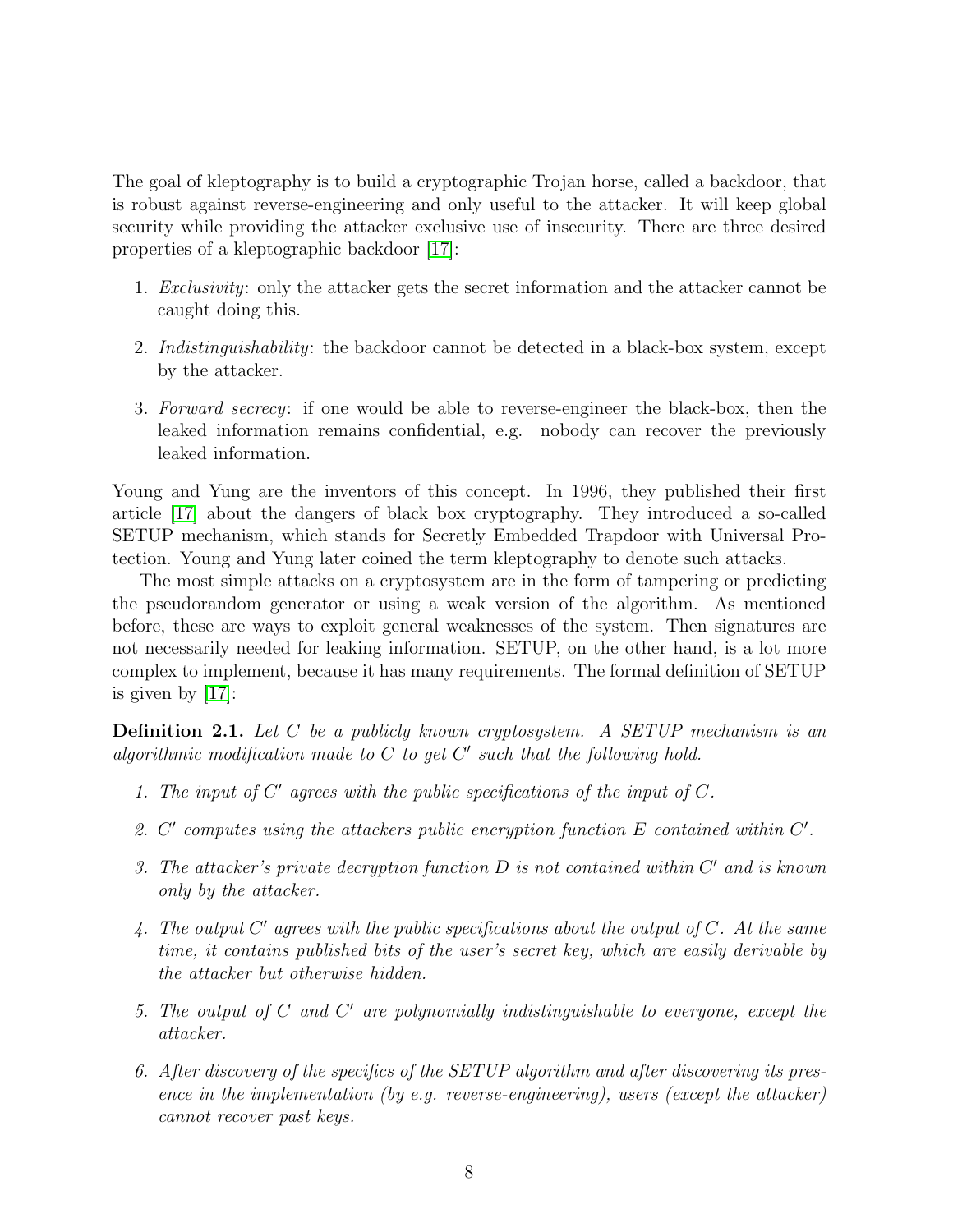The goal of kleptography is to build a cryptographic Trojan horse, called a backdoor, that is robust against reverse-engineering and only useful to the attacker. It will keep global security while providing the attacker exclusive use of insecurity. There are three desired properties of a kleptographic backdoor [17]:

1. *Exclusivity*: only the attacker gets the secret information and the attacker cannot be caught doing this.
2. *Indistinguishability*: the backdoor cannot be detected in a black-box system, except by the attacker.
3. *Forward secrecy*: if one would be able to reverse-engineer the black-box, then the leaked information remains confidential, e.g. nobody can recover the previously leaked information.

Young and Yung are the inventors of this concept. In 1996, they published their first article [17] about the dangers of black box cryptography. They introduced a so-called SETUP mechanism, which stands for Secretly Embedded Trapdoor with Universal Protection. Young and Yung later coined the term kleptography to denote such attacks.

The most simple attacks on a cryptosystem are in the form of tampering or predicting the pseudorandom generator or using a weak version of the algorithm. As mentioned before, these are ways to exploit general weaknesses of the system. Then signatures are not necessarily needed for leaking information. SETUP, on the other hand, is a lot more complex to implement, because it has many requirements. The formal definition of SETUP is given by [17]:

**Definition 2.1.** *Let $C$ be a publicly known cryptosystem. A SETUP mechanism is an algorithmic modification made to $C$ to get $C'$ such that the following hold.*

1. *The input of $C'$ agrees with the public specifications of the input of $C$.*
2. *$C'$ computes using the attackers public encryption function $E$ contained within $C'$.*
3. *The attacker's private decryption function $D$ is not contained within $C'$ and is known only by the attacker.*
4. *The output $C'$ agrees with the public specifications about the output of $C$. At the same time, it contains published bits of the user's secret key, which are easily derivable by the attacker but otherwise hidden.*
5. *The output of $C$ and $C'$ are polynomially indistinguishable to everyone, except the attacker.*
6. *After discovery of the specifics of the SETUP algorithm and after discovering its presence in the implementation (by e.g. reverse-engineering), users (except the attacker) cannot recover past keys.*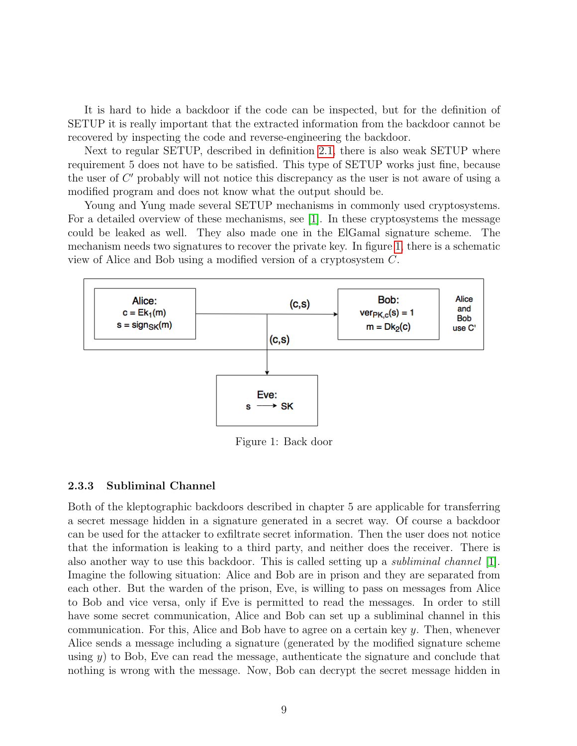It is hard to hide a backdoor if the code can be inspected, but for the definition of SETUP it is really important that the extracted information from the backdoor cannot be recovered by inspecting the code and reverse-engineering the backdoor.

Next to regular SETUP, described in definition 2.1, there is also weak SETUP where requirement 5 does not have to be satisfied. This type of SETUP works just fine, because the user of $C'$ probably will not notice this discrepancy as the user is not aware of using a modified program and does not know what the output should be.

Young and Yung made several SETUP mechanisms in commonly used cryptosystems. For a detailed overview of these mechanisms, see [1]. In these cryptosystems the message could be leaked as well. They also made one in the ElGamal signature scheme. The mechanism needs two signatures to recover the private key. In figure 1, there is a schematic view of Alice and Bob using a modified version of a cryptosystem $C$.

Figure 1: Back door

### 2.3.3 Subliminal Channel

Both of the kleptographic backdoors described in chapter 5 are applicable for transferring a secret message hidden in a signature generated in a secret way. Of course a backdoor can be used for the attacker to exfiltrate secret information. Then the user does not notice that the information is leaking to a third party, and neither does the receiver. There is also another way to use this backdoor. This is called setting up a *subliminal channel* [1]. Imagine the following situation: Alice and Bob are in prison and they are separated from each other. But the warden of the prison, Eve, is willing to pass on messages from Alice to Bob and vice versa, only if Eve is permitted to read the messages. In order to still have some secret communication, Alice and Bob can set up a subliminal channel in this communication. For this, Alice and Bob have to agree on a certain key $y$. Then, whenever Alice sends a message including a signature (generated by the modified signature scheme using $y$) to Bob, Eve can read the message, authenticate the signature and conclude that nothing is wrong with the message. Now, Bob can decrypt the secret message hidden in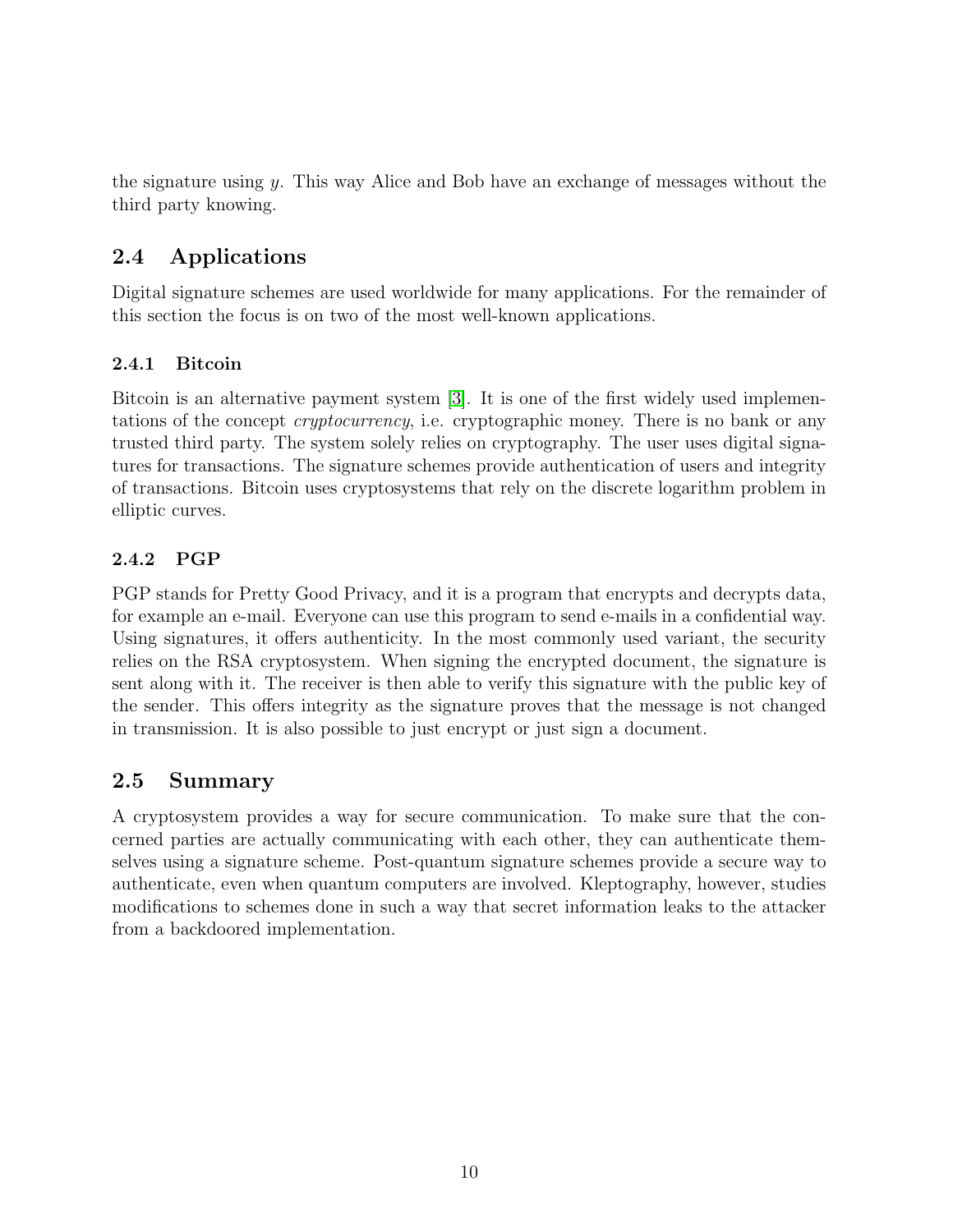the signature using $y$. This way Alice and Bob have an exchange of messages without the third party knowing.

## 2.4 Applications

Digital signature schemes are used worldwide for many applications. For the remainder of this section the focus is on two of the most well-known applications.

### 2.4.1 Bitcoin

Bitcoin is an alternative payment system [3]. It is one of the first widely used implementations of the concept *cryptocurrency*, i.e. cryptographic money. There is no bank or any trusted third party. The system solely relies on cryptography. The user uses digital signatures for transactions. The signature schemes provide authentication of users and integrity of transactions. Bitcoin uses cryptosystems that rely on the discrete logarithm problem in elliptic curves.

### 2.4.2 PGP

PGP stands for Pretty Good Privacy, and it is a program that encrypts and decrypts data, for example an e-mail. Everyone can use this program to send e-mails in a confidential way. Using signatures, it offers authenticity. In the most commonly used variant, the security relies on the RSA cryptosystem. When signing the encrypted document, the signature is sent along with it. The receiver is then able to verify this signature with the public key of the sender. This offers integrity as the signature proves that the message is not changed in transmission. It is also possible to just encrypt or just sign a document.

## 2.5 Summary

A cryptosystem provides a way for secure communication. To make sure that the concerned parties are actually communicating with each other, they can authenticate themselves using a signature scheme. Post-quantum signature schemes provide a secure way to authenticate, even when quantum computers are involved. Kleptography, however, studies modifications to schemes done in such a way that secret information leaks to the attacker from a backdoored implementation.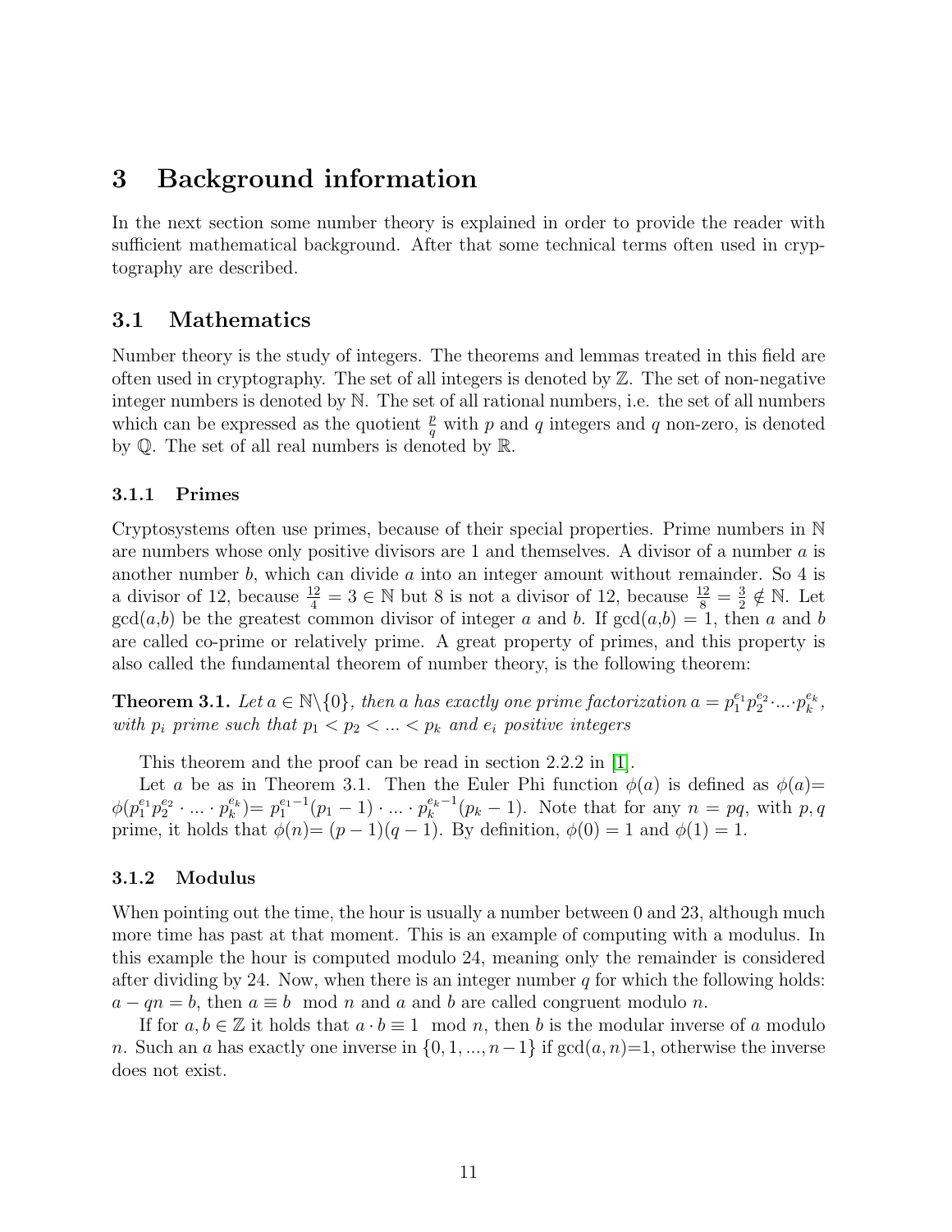# 3 Background information

In the next section some number theory is explained in order to provide the reader with sufficient mathematical background. After that some technical terms often used in cryptography are described.

## 3.1 Mathematics

Number theory is the study of integers. The theorems and lemmas treated in this field are often used in cryptography. The set of all integers is denoted by $\mathbb{Z}$. The set of non-negative integer numbers is denoted by $\mathbb{N}$. The set of all rational numbers, i.e. the set of all numbers which can be expressed as the quotient $\frac{p}{q}$ with $p$ and $q$ integers and $q$ non-zero, is denoted by $\mathbb{Q}$. The set of all real numbers is denoted by $\mathbb{R}$.

### 3.1.1 Primes

Cryptosystems often use primes, because of their special properties. Prime numbers in $\mathbb{N}$ are numbers whose only positive divisors are 1 and themselves. A divisor of a number $a$ is another number $b$, which can divide $a$ into an integer amount without remainder. So 4 is a divisor of 12, because $\frac{12}{4} = 3 \in \mathbb{N}$ but 8 is not a divisor of 12, because $\frac{12}{8} = \frac{3}{2} \notin \mathbb{N}$. Let $\gcd(a,b)$ be the greatest common divisor of integer $a$ and $b$. If $\gcd(a,b) = 1$, then $a$ and $b$ are called co-prime or relatively prime. A great property of primes, and this property is also called the fundamental theorem of number theory, is the following theorem:

**Theorem 3.1.** *Let $a \in \mathbb{N}\backslash\{0\}$, then $a$ has exactly one prime factorization $a = p_1^{e_1} p_2^{e_2} \cdot ... \cdot p_k^{e_k}$, with $p_i$ prime such that $p_1 < p_2 < ... < p_k$ and $e_i$ positive integers*

This theorem and the proof can be read in section 2.2.2 in [1].

Let $a$ be as in Theorem 3.1. Then the Euler Phi function $\phi(a)$ is defined as $\phi(a)= \phi(p_1^{e_1} p_2^{e_2} \cdot ... \cdot p_k^{e_k})= p_1^{e_1-1}(p_1-1) \cdot ... \cdot p_k^{e_k-1}(p_k-1)$. Note that for any $n = pq$, with $p, q$ prime, it holds that $\phi(n)= (p-1)(q-1)$. By definition, $\phi(0) = 1$ and $\phi(1) = 1$.

### 3.1.2 Modulus

When pointing out the time, the hour is usually a number between 0 and 23, although much more time has past at that moment. This is an example of computing with a modulus. In this example the hour is computed modulo 24, meaning only the remainder is considered after dividing by 24. Now, when there is an integer number $q$ for which the following holds: $a - qn = b$, then $a \equiv b \mod n$ and $a$ and $b$ are called congruent modulo $n$.

If for $a, b \in \mathbb{Z}$ it holds that $a \cdot b \equiv 1 \mod n$, then $b$ is the modular inverse of $a$ modulo $n$. Such an $a$ has exactly one inverse in $\{0, 1, ..., n-1\}$ if $\gcd(a, n)$=1, otherwise the inverse does not exist.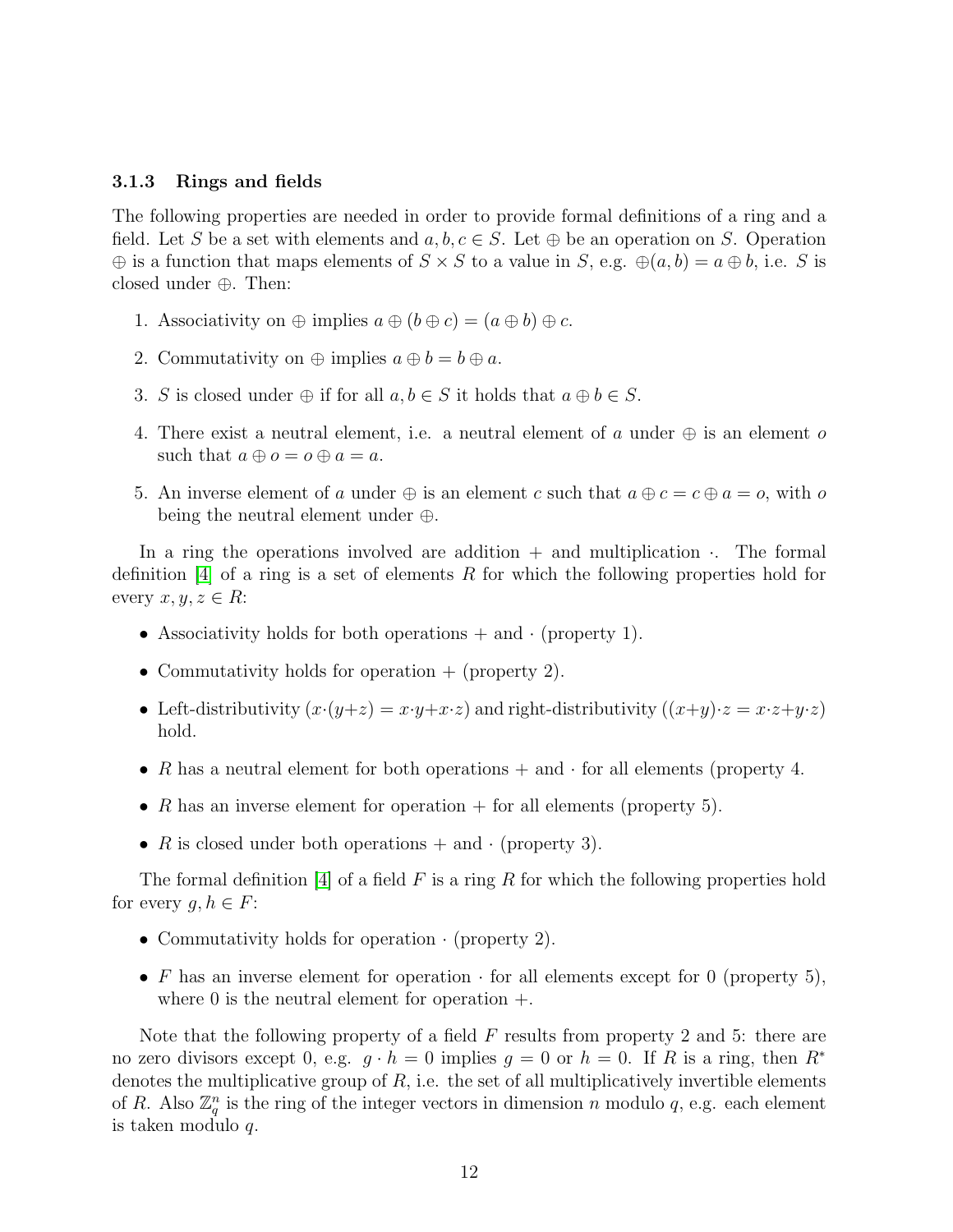### 3.1.3 Rings and fields

The following properties are needed in order to provide formal definitions of a ring and a field. Let $S$ be a set with elements and $a, b, c \in S$. Let $\oplus$ be an operation on $S$. Operation $\oplus$ is a function that maps elements of $S \times S$ to a value in $S$, e.g. $\oplus(a, b) = a \oplus b$, i.e. $S$ is closed under $\oplus$. Then:

1. Associativity on $\oplus$ implies $a \oplus (b \oplus c) = (a \oplus b) \oplus c$.
2. Commutativity on $\oplus$ implies $a \oplus b = b \oplus a$.
3. $S$ is closed under $\oplus$ if for all $a, b \in S$ it holds that $a \oplus b \in S$.
4. There exist a neutral element, i.e. a neutral element of $a$ under $\oplus$ is an element $o$ such that $a \oplus o = o \oplus a = a$.
5. An inverse element of $a$ under $\oplus$ is an element $c$ such that $a \oplus c = c \oplus a = o$, with $o$ being the neutral element under $\oplus$.

In a ring the operations involved are addition $+$ and multiplication $\cdot$. The formal definition [4] of a ring is a set of elements $R$ for which the following properties hold for every $x, y, z \in R$:

- Associativity holds for both operations $+$ and $\cdot$ (property 1).
- Commutativity holds for operation $+$ (property 2).
- Left-distributivity ($x \cdot (y+z) = x \cdot y + x \cdot z$) and right-distributivity ($(x+y) \cdot z = x \cdot z + y \cdot z$) hold.
- $R$ has a neutral element for both operations $+$ and $\cdot$ for all elements (property 4.
- $R$ has an inverse element for operation $+$ for all elements (property 5).
- $R$ is closed under both operations $+$ and $\cdot$ (property 3).

The formal definition [4] of a field $F$ is a ring $R$ for which the following properties hold for every $g, h \in F$:

- Commutativity holds for operation $\cdot$ (property 2).
- $F$ has an inverse element for operation $\cdot$ for all elements except for 0 (property 5), where 0 is the neutral element for operation $+$.

Note that the following property of a field $F$ results from property 2 and 5: there are no zero divisors except 0, e.g. $g \cdot h = 0$ implies $g = 0$ or $h = 0$. If $R$ is a ring, then $R^*$ denotes the multiplicative group of $R$, i.e. the set of all multiplicatively invertible elements of $R$. Also $\mathbb{Z}_q^n$ is the ring of the integer vectors in dimension $n$ modulo $q$, e.g. each element is taken modulo $q$.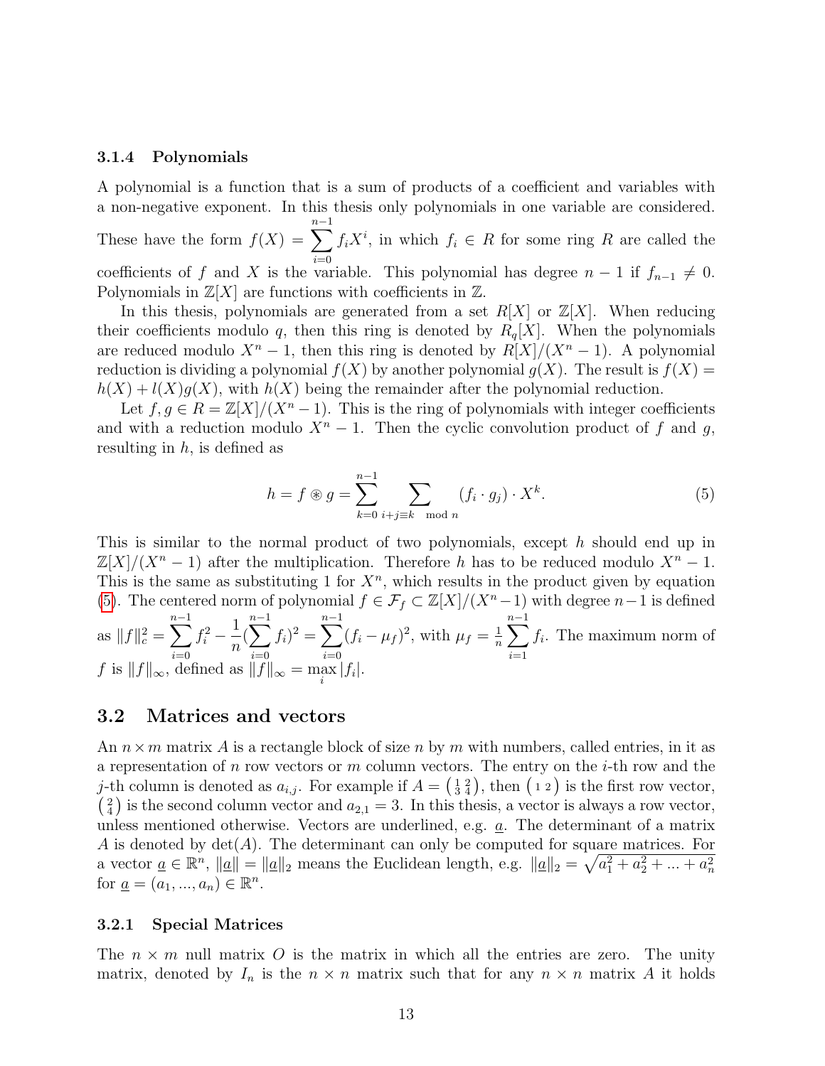### 3.1.4 Polynomials

A polynomial is a function that is a sum of products of a coefficient and variables with a non-negative exponent. In this thesis only polynomials in one variable are considered. These have the form $f(X) = \sum_{i=0}^{n-1} f_i X^i$, in which $f_i \in R$ for some ring $R$ are called the coefficients of $f$ and $X$ is the variable. This polynomial has degree $n-1$ if $f_{n-1} \neq 0$. Polynomials in $\mathbb{Z}[X]$ are functions with coefficients in $\mathbb{Z}$.

In this thesis, polynomials are generated from a set $R[X]$ or $\mathbb{Z}[X]$. When reducing their coefficients modulo $q$, then this ring is denoted by $R_q[X]$. When the polynomials are reduced modulo $X^n - 1$, then this ring is denoted by $R[X]/(X^n - 1)$. A polynomial reduction is dividing a polynomial $f(X)$ by another polynomial $g(X)$. The result is $f(X) = h(X) + l(X)g(X)$, with $h(X)$ being the remainder after the polynomial reduction.

Let $f, g \in R = \mathbb{Z}[X]/(X^n - 1)$. This is the ring of polynomials with integer coefficients and with a reduction modulo $X^n - 1$. Then the cyclic convolution product of $f$ and $g$, resulting in $h$, is defined as

$$h = f \circledast g = \sum_{k=0}^{n-1} \sum_{i+j \equiv k \mod n} (f_i \cdot g_j) \cdot X^k. \tag{5}$$

This is similar to the normal product of two polynomials, except $h$ should end up in $\mathbb{Z}[X]/(X^n - 1)$ after the multiplication. Therefore $h$ has to be reduced modulo $X^n - 1$. This is the same as substituting 1 for $X^n$, which results in the product given by equation (5). The centered norm of polynomial $f \in \mathcal{F}_f \subset \mathbb{Z}[X]/(X^n - 1)$ with degree $n-1$ is defined as $\|f\|_c^2 = \sum_{i=0}^{n-1} f_i^2 - \frac{1}{n}(\sum_{i=0}^{n-1} f_i)^2 = \sum_{i=0}^{n-1} (f_i - \mu_f)^2$, with $\mu_f = \frac{1}{n} \sum_{i=1}^{n-1} f_i$. The maximum norm of $f$ is $\|f\|_\infty$, defined as $\|f\|_\infty = \max_i |f_i|$.

## 3.2 Matrices and vectors

An $n \times m$ matrix $A$ is a rectangle block of size $n$ by $m$ with numbers, called entries, in it as a representation of $n$ row vectors or $m$ column vectors. The entry on the $i$-th row and the $j$-th column is denoted as $a_{i,j}$. For example if $A = \begin{pmatrix} 1 & 2 \\ 3 & 4 \end{pmatrix}$, then $\begin{pmatrix} 1 & 2 \end{pmatrix}$ is the first row vector, $\begin{pmatrix} 2 \\ 4 \end{pmatrix}$ is the second column vector and $a_{2,1} = 3$. In this thesis, a vector is always a row vector, unless mentioned otherwise. Vectors are underlined, e.g. $\underline{a}$. The determinant of a matrix $A$ is denoted by $\det(A)$. The determinant can only be computed for square matrices. For a vector $\underline{a} \in \mathbb{R}^n$, $\|\underline{a}\| = \|\underline{a}\|_2$ means the Euclidean length, e.g. $\|\underline{a}\|_2 = \sqrt{a_1^2 + a_2^2 + ... + a_n^2}$ for $\underline{a} = (a_1, ..., a_n) \in \mathbb{R}^n$.

### 3.2.1 Special Matrices

The $n \times m$ null matrix $O$ is the matrix in which all the entries are zero. The unity matrix, denoted by $I_n$ is the $n \times n$ matrix such that for any $n \times n$ matrix $A$ it holds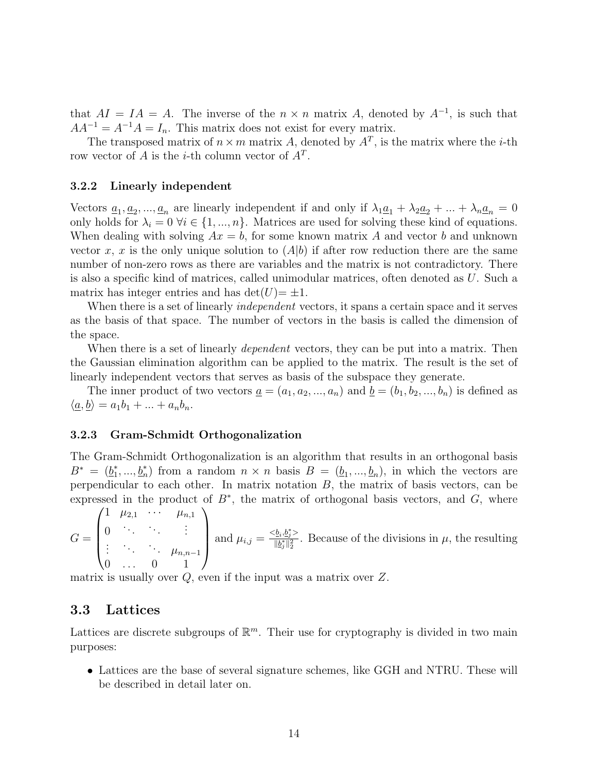that $AI = IA = A$. The inverse of the $n \times n$ matrix $A$, denoted by $A^{-1}$, is such that $AA^{-1} = A^{-1}A = I_n$. This matrix does not exist for every matrix.

The transposed matrix of $n \times m$ matrix $A$, denoted by $A^T$, is the matrix where the $i$-th row vector of $A$ is the $i$-th column vector of $A^T$.

### 3.2.2 Linearly independent

Vectors $\underline{a}_1, \underline{a}_2, ..., \underline{a}_n$ are linearly independent if and only if $\lambda_1\underline{a}_1 + \lambda_2\underline{a}_2 + ... + \lambda_n\underline{a}_n = 0$ only holds for $\lambda_i = 0 \; \forall i \in \{1, ..., n\}$. Matrices are used for solving these kind of equations. When dealing with solving $Ax = b$, for some known matrix $A$ and vector $b$ and unknown vector $x$, $x$ is the only unique solution to $(A|b)$ if after row reduction there are the same number of non-zero rows as there are variables and the matrix is not contradictory. There is also a specific kind of matrices, called unimodular matrices, often denoted as $U$. Such a matrix has integer entries and has $\det(U) = \pm 1$.

When there is a set of linearly *independent* vectors, it spans a certain space and it serves as the basis of that space. The number of vectors in the basis is called the dimension of the space.

When there is a set of linearly *dependent* vectors, they can be put into a matrix. Then the Gaussian elimination algorithm can be applied to the matrix. The result is the set of linearly independent vectors that serves as basis of the subspace they generate.

The inner product of two vectors $\underline{a} = (a_1, a_2, ..., a_n)$ and $\underline{b} = (b_1, b_2, ..., b_n)$ is defined as $\langle \underline{a}, \underline{b} \rangle = a_1b_1 + ... + a_nb_n$.

### 3.2.3 Gram-Schmidt Orthogonalization

The Gram-Schmidt Orthogonalization is an algorithm that results in an orthogonal basis $B^* = (\underline{b}_1^*, ..., \underline{b}_n^*)$ from a random $n \times n$ basis $B = (\underline{b}_1, ..., \underline{b}_n)$, in which the vectors are perpendicular to each other. In matrix notation $B$, the matrix of basis vectors, can be expressed in the product of $B^*$, the matrix of orthogonal basis vectors, and $G$, where $G = \begin{pmatrix} 1 & \mu_{2,1} & \cdots & \mu_{n,1} \\ 0 & \ddots & \ddots & \vdots \\ \vdots & \ddots & \ddots & \mu_{n,n-1} \\ 0 & \dots & 0 & 1 \end{pmatrix}$ and $\mu_{i,j} = \frac{<b_i, \underline{b}_j^*>}{\|\underline{b}_j^*\|_2^2}$. Because of the divisions in $\mu$, the resulting matrix is usually over $Q$, even if the input was a matrix over $Z$.

## 3.3 Lattices

Lattices are discrete subgroups of $\mathbb{R}^m$. Their use for cryptography is divided in two main purposes:

- Lattices are the base of several signature schemes, like GGH and NTRU. These will be described in detail later on.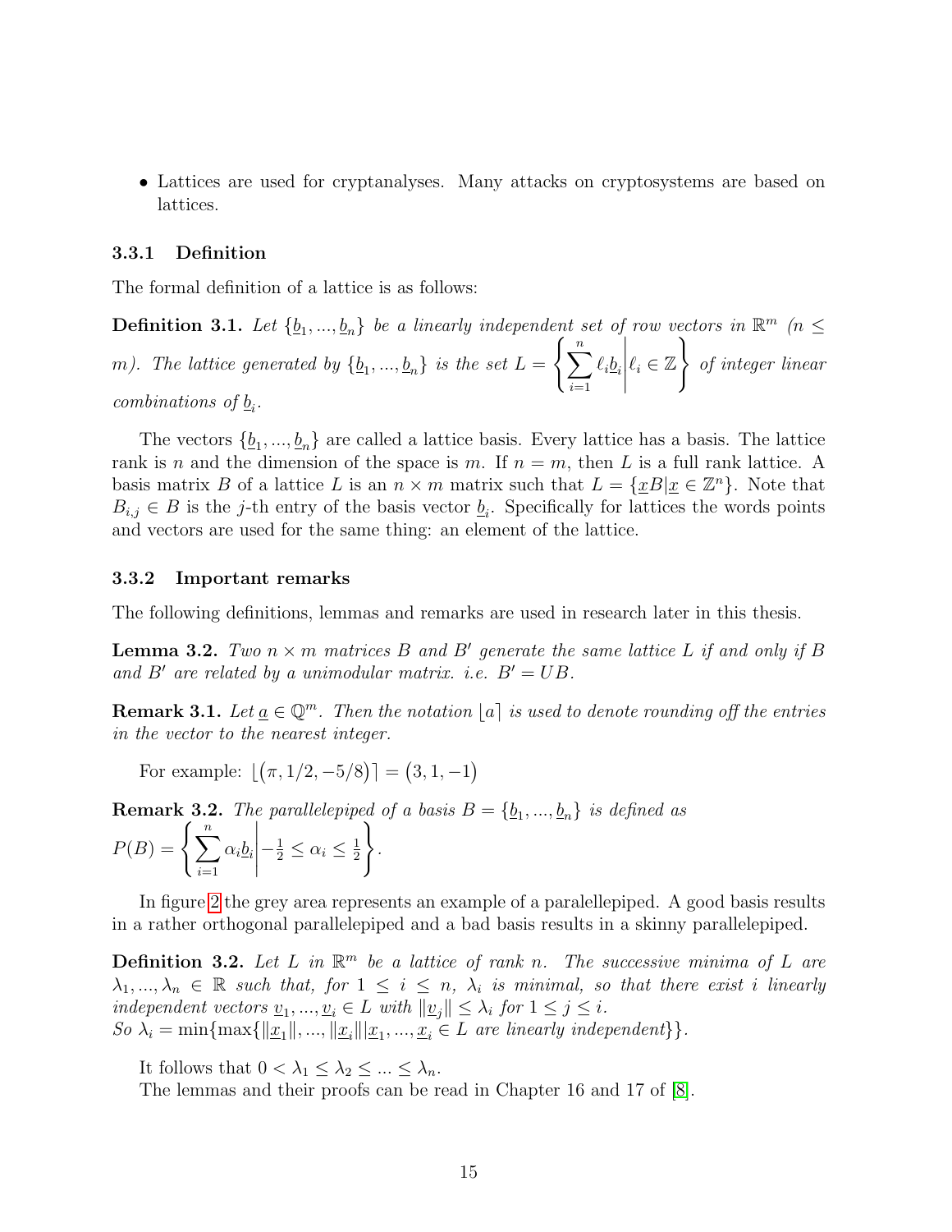- Lattices are used for cryptanalyses. Many attacks on cryptosystems are based on lattices.

### 3.3.1 Definition

The formal definition of a lattice is as follows:

**Definition 3.1.** *Let $\{\underline{b}_1, ..., \underline{b}_n\}$ be a linearly independent set of row vectors in $\mathbb{R}^m$ ($n \leq m$). The lattice generated by $\{\underline{b}_1, ..., \underline{b}_n\}$ is the set $L = \left\{ \sum_{i=1}^{n} \ell_i \underline{b}_i \middle| \ell_i \in \mathbb{Z} \right\}$ of integer linear combinations of $\underline{b}_i$.*

The vectors $\{\underline{b}_1, ..., \underline{b}_n\}$ are called a lattice basis. Every lattice has a basis. The lattice rank is $n$ and the dimension of the space is $m$. If $n = m$, then $L$ is a full rank lattice. A basis matrix $B$ of a lattice $L$ is an $n \times m$ matrix such that $L = \{\underline{x}B | \underline{x} \in \mathbb{Z}^n\}$. Note that $B_{i,j} \in B$ is the $j$-th entry of the basis vector $\underline{b}_i$. Specifically for lattices the words points and vectors are used for the same thing: an element of the lattice.

### 3.3.2 Important remarks

The following definitions, lemmas and remarks are used in research later in this thesis.

**Lemma 3.2.** *Two $n \times m$ matrices $B$ and $B'$ generate the same lattice $L$ if and only if $B$ and $B'$ are related by a unimodular matrix. i.e. $B' = UB$.*

**Remark 3.1.** *Let $\underline{a} \in \mathbb{Q}^m$. Then the notation $\lfloor a \rceil$ is used to denote rounding off the entries in the vector to the nearest integer.*

For example: $\lfloor (\pi, 1/2, -5/8) \rceil = (3, 1, -1)$

**Remark 3.2.** *The parallelepiped of a basis $B = \{\underline{b}_1, ..., \underline{b}_n\}$ is defined as $P(B) = \left\{ \sum_{i=1}^{n} \alpha_i \underline{b}_i \middle| -\frac{1}{2} \leq \alpha_i \leq \frac{1}{2} \right\}$.*

In figure 2 the grey area represents an example of a paralellepiped. A good basis results in a rather orthogonal parallelepiped and a bad basis results in a skinny parallelepiped.

**Definition 3.2.** *Let $L$ in $\mathbb{R}^m$ be a lattice of rank $n$. The successive minima of $L$ are $\lambda_1, ..., \lambda_n \in \mathbb{R}$ such that, for $1 \leq i \leq n$, $\lambda_i$ is minimal, so that there exist $i$ linearly independent vectors $\underline{v}_1, ..., \underline{v}_i \in L$ with $\|\underline{v}_j\| \leq \lambda_i$ for $1 \leq j \leq i$.*
*So $\lambda_i = \min\{\max\{\|\underline{x}_1\|, ..., \|\underline{x}_i\| | \underline{x}_1, ..., \underline{x}_i \in L \text{ are linearly independent}\}\}$.*

It follows that $0 < \lambda_1 \leq \lambda_2 \leq ... \leq \lambda_n$.

The lemmas and their proofs can be read in Chapter 16 and 17 of [8].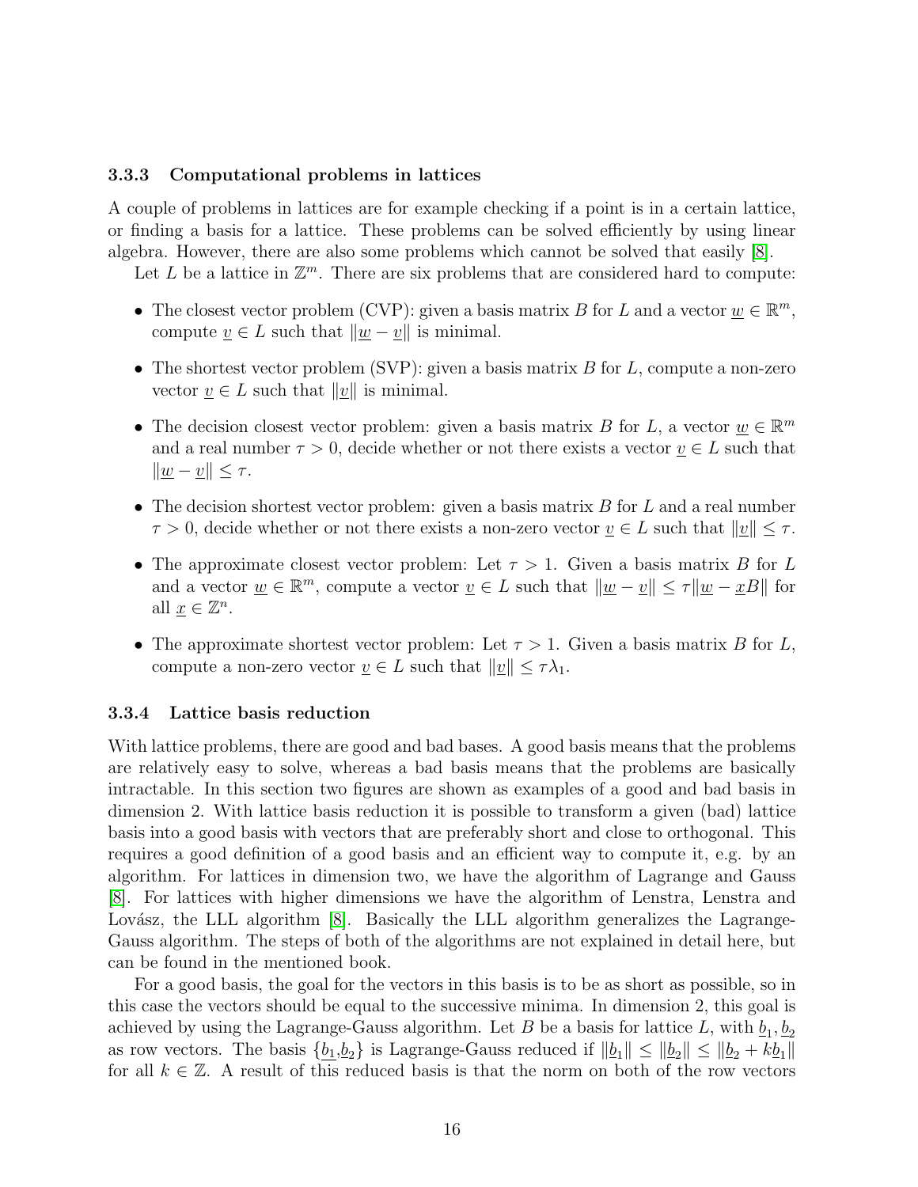### 3.3.3 Computational problems in lattices

A couple of problems in lattices are for example checking if a point is in a certain lattice, or finding a basis for a lattice. These problems can be solved efficiently by using linear algebra. However, there are also some problems which cannot be solved that easily [8].

Let $L$ be a lattice in $\mathbb{Z}^m$. There are six problems that are considered hard to compute:

- The closest vector problem (CVP): given a basis matrix $B$ for $L$ and a vector $\underline{w} \in \mathbb{R}^m$, compute $\underline{v} \in L$ such that $\|\underline{w} - \underline{v}\|$ is minimal.
- The shortest vector problem (SVP): given a basis matrix $B$ for $L$, compute a non-zero vector $\underline{v} \in L$ such that $\|\underline{v}\|$ is minimal.
- The decision closest vector problem: given a basis matrix $B$ for $L$, a vector $\underline{w} \in \mathbb{R}^m$ and a real number $\tau > 0$, decide whether or not there exists a vector $\underline{v} \in L$ such that $\|\underline{w} - \underline{v}\| \leq \tau$.
- The decision shortest vector problem: given a basis matrix $B$ for $L$ and a real number $\tau > 0$, decide whether or not there exists a non-zero vector $\underline{v} \in L$ such that $\|\underline{v}\| \leq \tau$.
- The approximate closest vector problem: Let $\tau > 1$. Given a basis matrix $B$ for $L$ and a vector $\underline{w} \in \mathbb{R}^m$, compute a vector $\underline{v} \in L$ such that $\|\underline{w} - \underline{v}\| \leq \tau \|\underline{w} - \underline{x}B\|$ for all $\underline{x} \in \mathbb{Z}^n$.
- The approximate shortest vector problem: Let $\tau > 1$. Given a basis matrix $B$ for $L$, compute a non-zero vector $\underline{v} \in L$ such that $\|\underline{v}\| \leq \tau \lambda_1$.

### 3.3.4 Lattice basis reduction

With lattice problems, there are good and bad bases. A good basis means that the problems are relatively easy to solve, whereas a bad basis means that the problems are basically intractable. In this section two figures are shown as examples of a good and bad basis in dimension 2. With lattice basis reduction it is possible to transform a given (bad) lattice basis into a good basis with vectors that are preferably short and close to orthogonal. This requires a good definition of a good basis and an efficient way to compute it, e.g. by an algorithm. For lattices in dimension two, we have the algorithm of Lagrange and Gauss [8]. For lattices with higher dimensions we have the algorithm of Lenstra, Lenstra and Lovász, the LLL algorithm [8]. Basically the LLL algorithm generalizes the Lagrange-Gauss algorithm. The steps of both of the algorithms are not explained in detail here, but can be found in the mentioned book.

For a good basis, the goal for the vectors in this basis is to be as short as possible, so in this case the vectors should be equal to the successive minima. In dimension 2, this goal is achieved by using the Lagrange-Gauss algorithm. Let $B$ be a basis for lattice $L$, with $\underline{b}_1, \underline{b}_2$ as row vectors. The basis $\{\underline{b}_1, \underline{b}_2\}$ is Lagrange-Gauss reduced if $\|\underline{b}_1\| \leq \|\underline{b}_2\| \leq \|\underline{b}_2 + k\underline{b}_1\|$ for all $k \in \mathbb{Z}$. A result of this reduced basis is that the norm on both of the row vectors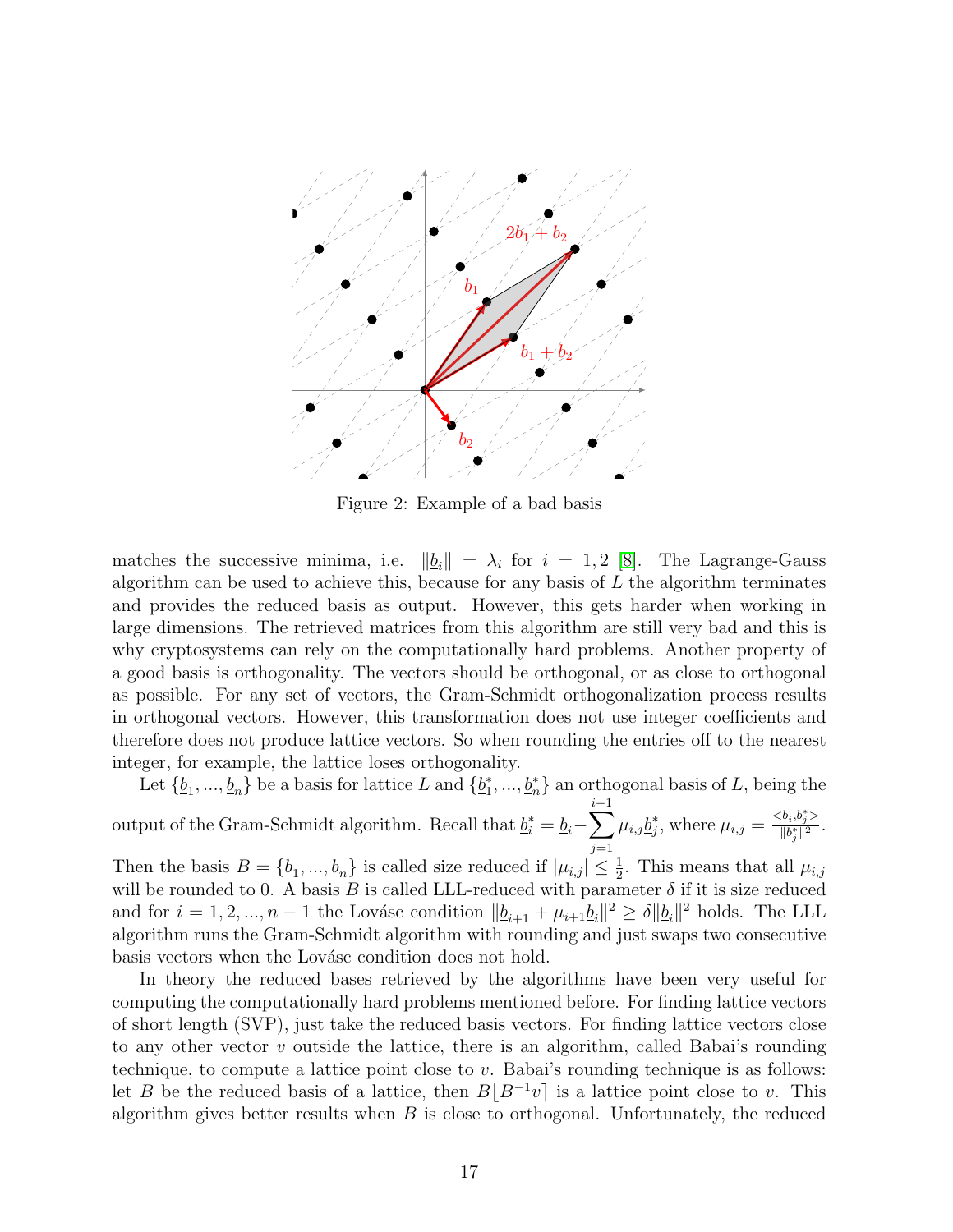Figure 2: Example of a bad basis

matches the successive minima, i.e. $\|\underline{b}_i\| = \lambda_i$ for $i = 1, 2$ [8]. The Lagrange-Gauss algorithm can be used to achieve this, because for any basis of $L$ the algorithm terminates and provides the reduced basis as output. However, this gets harder when working in large dimensions. The retrieved matrices from this algorithm are still very bad and this is why cryptosystems can rely on the computationally hard problems. Another property of a good basis is orthogonality. The vectors should be orthogonal, or as close to orthogonal as possible. For any set of vectors, the Gram-Schmidt orthogonalization process results in orthogonal vectors. However, this transformation does not use integer coefficients and therefore does not produce lattice vectors. So when rounding the entries off to the nearest integer, for example, the lattice loses orthogonality.

Let $\{\underline{b}_1, ..., \underline{b}_n\}$ be a basis for lattice $L$ and $\{\underline{b}_1^*, ..., \underline{b}_n^*\}$ an orthogonal basis of $L$, being the output of the Gram-Schmidt algorithm. Recall that $\underline{b}_i^* = \underline{b}_i - \sum_{j=1}^{i-1} \mu_{i,j} \underline{b}_j^*$, where $\mu_{i,j} = \frac{<\underline{b}_i, \underline{b}_j^*>}{\|\underline{b}_j^*\|^2}$. Then the basis $B = \{\underline{b}_1, ..., \underline{b}_n\}$ is called size reduced if $|\mu_{i,j}| \leq \frac{1}{2}$. This means that all $\mu_{i,j}$ will be rounded to 0. A basis $B$ is called LLL-reduced with parameter $\delta$ if it is size reduced and for $i = 1, 2, ..., n-1$ the Lovásc condition $\|\underline{b}_{i+1} + \mu_{i+1}\underline{b}_i\|^2 \geq \delta \|\underline{b}_i\|^2$ holds. The LLL algorithm runs the Gram-Schmidt algorithm with rounding and just swaps two consecutive basis vectors when the Lovásc condition does not hold.

In theory the reduced bases retrieved by the algorithms have been very useful for computing the computationally hard problems mentioned before. For finding lattice vectors of short length (SVP), just take the reduced basis vectors. For finding lattice vectors close to any other vector $v$ outside the lattice, there is an algorithm, called Babai's rounding technique, to compute a lattice point close to $v$. Babai's rounding technique is as follows: let $B$ be the reduced basis of a lattice, then $B\lfloor B^{-1}v\rceil$ is a lattice point close to $v$. This algorithm gives better results when $B$ is close to orthogonal. Unfortunately, the reduced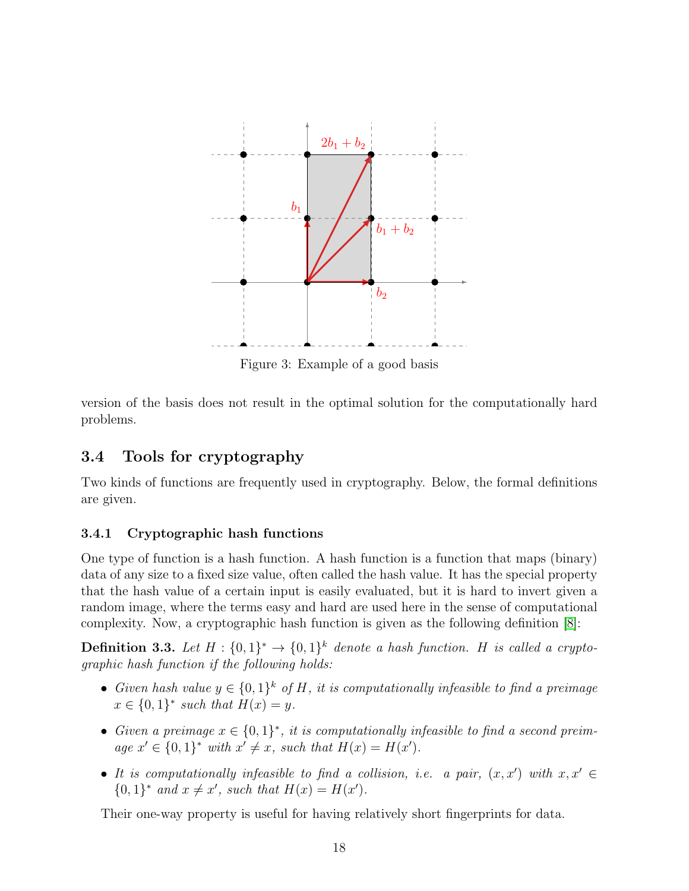Figure 3: Example of a good basis

version of the basis does not result in the optimal solution for the computationally hard problems.

## 3.4 Tools for cryptography

Two kinds of functions are frequently used in cryptography. Below, the formal definitions are given.

### 3.4.1 Cryptographic hash functions

One type of function is a hash function. A hash function is a function that maps (binary) data of any size to a fixed size value, often called the hash value. It has the special property that the hash value of a certain input is easily evaluated, but it is hard to invert given a random image, where the terms easy and hard are used here in the sense of computational complexity. Now, a cryptographic hash function is given as the following definition [8]:

**Definition 3.3.** *Let $H : \{0,1\}^* \to \{0,1\}^k$ denote a hash function. $H$ is called a cryptographic hash function if the following holds:*

- *Given hash value $y \in \{0,1\}^k$ of $H$, it is computationally infeasible to find a preimage $x \in \{0,1\}^*$ such that $H(x) = y$.*
- *Given a preimage $x \in \{0,1\}^*$, it is computationally infeasible to find a second preimage $x' \in \{0,1\}^*$ with $x' \neq x$, such that $H(x) = H(x')$.*
- *It is computationally infeasible to find a collision, i.e. a pair, $(x, x')$ with $x, x' \in \{0,1\}^*$ and $x \neq x'$, such that $H(x) = H(x')$.*

Their one-way property is useful for having relatively short fingerprints for data.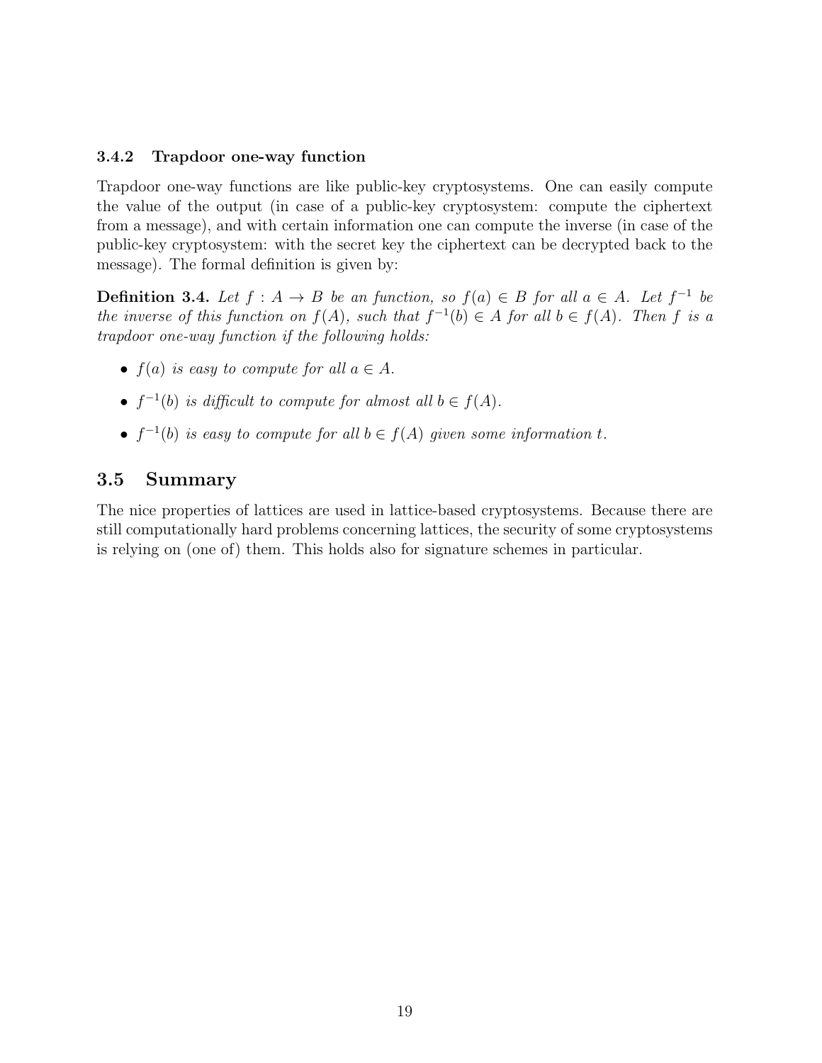### 3.4.2 Trapdoor one-way function

Trapdoor one-way functions are like public-key cryptosystems. One can easily compute the value of the output (in case of a public-key cryptosystem: compute the ciphertext from a message), and with certain information one can compute the inverse (in case of the public-key cryptosystem: with the secret key the ciphertext can be decrypted back to the message). The formal definition is given by:

**Definition 3.4.** *Let $f : A \to B$ be an function, so $f(a) \in B$ for all $a \in A$. Let $f^{-1}$ be the inverse of this function on $f(A)$, such that $f^{-1}(b) \in A$ for all $b \in f(A)$. Then $f$ is a trapdoor one-way function if the following holds:*

- *$f(a)$ is easy to compute for all $a \in A$.*
- *$f^{-1}(b)$ is difficult to compute for almost all $b \in f(A)$.*
- *$f^{-1}(b)$ is easy to compute for all $b \in f(A)$ given some information $t$.*

## 3.5 Summary

The nice properties of lattices are used in lattice-based cryptosystems. Because there are still computationally hard problems concerning lattices, the security of some cryptosystems is relying on (one of) them. This holds also for signature schemes in particular.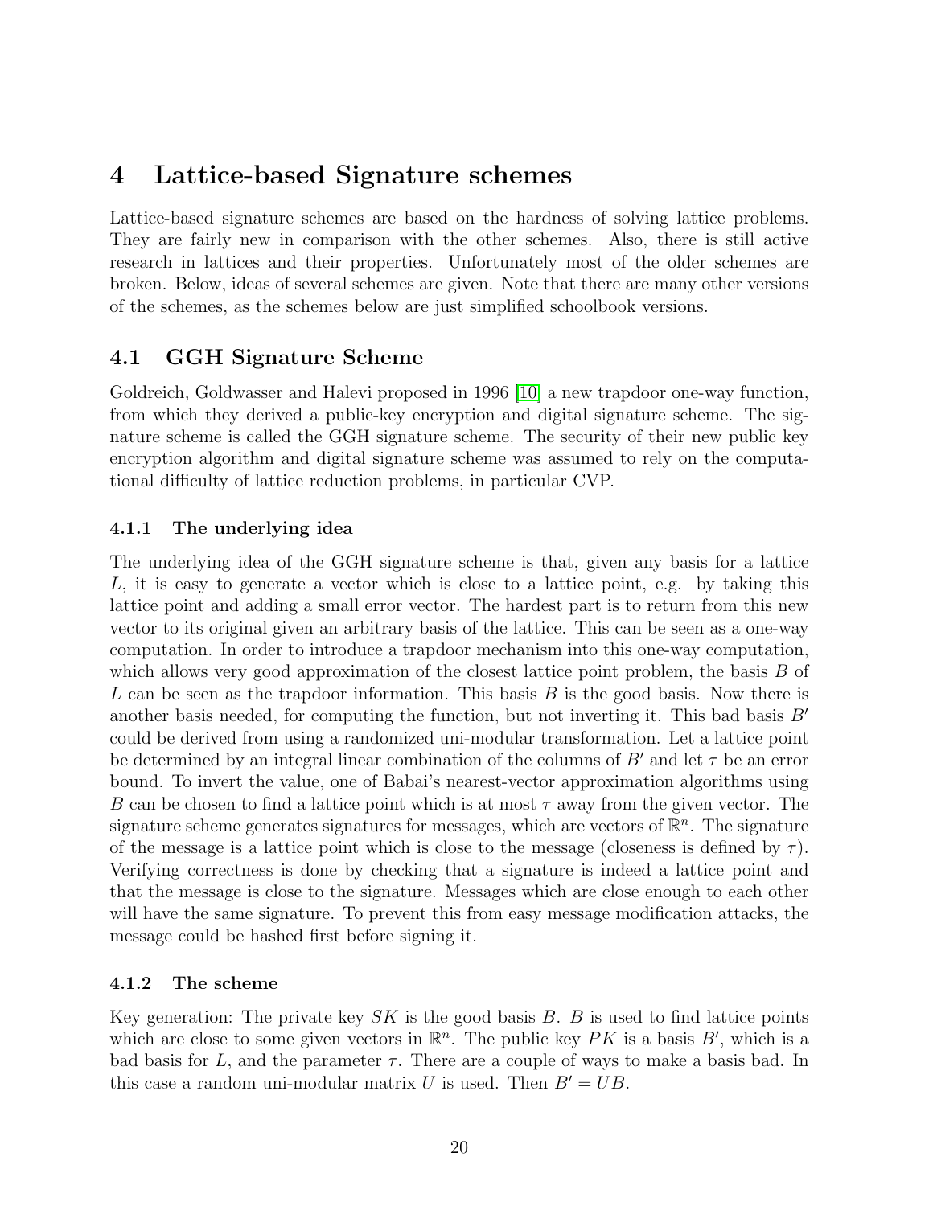# 4 Lattice-based Signature schemes

Lattice-based signature schemes are based on the hardness of solving lattice problems. They are fairly new in comparison with the other schemes. Also, there is still active research in lattices and their properties. Unfortunately most of the older schemes are broken. Below, ideas of several schemes are given. Note that there are many other versions of the schemes, as the schemes below are just simplified schoolbook versions.

## 4.1 GGH Signature Scheme

Goldreich, Goldwasser and Halevi proposed in 1996 [10] a new trapdoor one-way function, from which they derived a public-key encryption and digital signature scheme. The signature scheme is called the GGH signature scheme. The security of their new public key encryption algorithm and digital signature scheme was assumed to rely on the computational difficulty of lattice reduction problems, in particular CVP.

### 4.1.1 The underlying idea

The underlying idea of the GGH signature scheme is that, given any basis for a lattice $L$, it is easy to generate a vector which is close to a lattice point, e.g. by taking this lattice point and adding a small error vector. The hardest part is to return from this new vector to its original given an arbitrary basis of the lattice. This can be seen as a one-way computation. In order to introduce a trapdoor mechanism into this one-way computation, which allows very good approximation of the closest lattice point problem, the basis $B$ of $L$ can be seen as the trapdoor information. This basis $B$ is the good basis. Now there is another basis needed, for computing the function, but not inverting it. This bad basis $B'$ could be derived from using a randomized uni-modular transformation. Let a lattice point be determined by an integral linear combination of the columns of $B'$ and let $\tau$ be an error bound. To invert the value, one of Babai's nearest-vector approximation algorithms using $B$ can be chosen to find a lattice point which is at most $\tau$ away from the given vector. The signature scheme generates signatures for messages, which are vectors of $\mathbb{R}^n$. The signature of the message is a lattice point which is close to the message (closeness is defined by $\tau$). Verifying correctness is done by checking that a signature is indeed a lattice point and that the message is close to the signature. Messages which are close enough to each other will have the same signature. To prevent this from easy message modification attacks, the message could be hashed first before signing it.

### 4.1.2 The scheme

Key generation: The private key $SK$ is the good basis $B$. $B$ is used to find lattice points which are close to some given vectors in $\mathbb{R}^n$. The public key $PK$ is a basis $B'$, which is a bad basis for $L$, and the parameter $\tau$. There are a couple of ways to make a basis bad. In this case a random uni-modular matrix $U$ is used. Then $B' = UB$.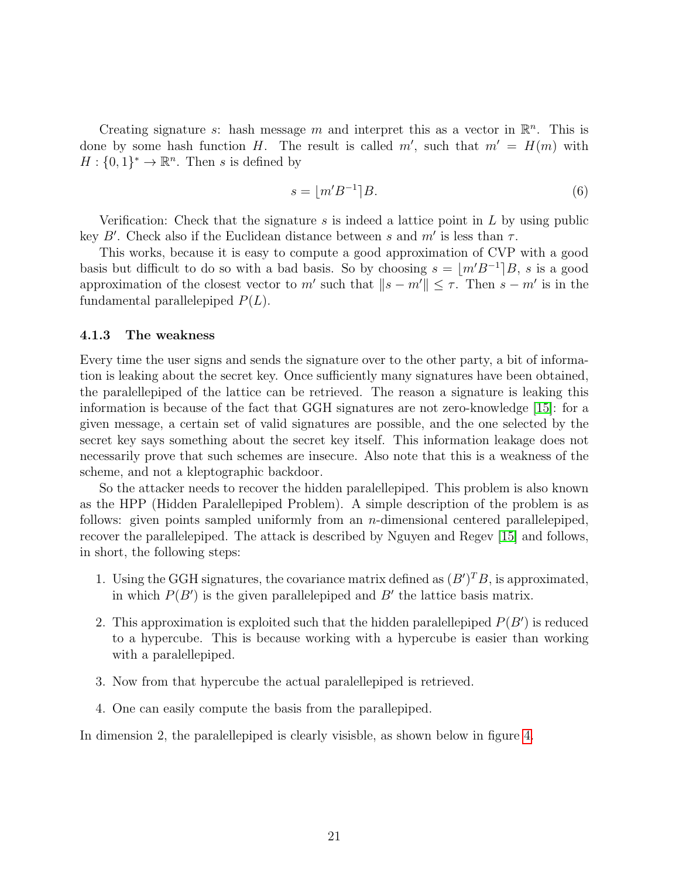Creating signature $s$: hash message $m$ and interpret this as a vector in $\mathbb{R}^n$. This is done by some hash function $H$. The result is called $m'$, such that $m' = H(m)$ with $H : \{0,1\}^* \to \mathbb{R}^n$. Then $s$ is defined by

$$s = \lfloor m'B^{-1} \rceil B. \tag{6}$$

Verification: Check that the signature $s$ is indeed a lattice point in $L$ by using public key $B'$. Check also if the Euclidean distance between $s$ and $m'$ is less than $\tau$.

This works, because it is easy to compute a good approximation of CVP with a good basis but difficult to do so with a bad basis. So by choosing $s = \lfloor m'B^{-1} \rceil B$, $s$ is a good approximation of the closest vector to $m'$ such that $\|s - m'\| \leq \tau$. Then $s - m'$ is in the fundamental parallelepiped $P(L)$.

### 4.1.3 The weakness

Every time the user signs and sends the signature over to the other party, a bit of information is leaking about the secret key. Once sufficiently many signatures have been obtained, the paralellepiped of the lattice can be retrieved. The reason a signature is leaking this information is because of the fact that GGH signatures are not zero-knowledge [15]: for a given message, a certain set of valid signatures are possible, and the one selected by the secret key says something about the secret key itself. This information leakage does not necessarily prove that such schemes are insecure. Also note that this is a weakness of the scheme, and not a kleptographic backdoor.

So the attacker needs to recover the hidden paralellepiped. This problem is also known as the HPP (Hidden Paralellepiped Problem). A simple description of the problem is as follows: given points sampled uniformly from an $n$-dimensional centered parallelepiped, recover the parallelepiped. The attack is described by Nguyen and Regev [15] and follows, in short, the following steps:

1. Using the GGH signatures, the covariance matrix defined as $(B')^T B$, is approximated, in which $P(B')$ is the given parallelepiped and $B'$ the lattice basis matrix.

2. This approximation is exploited such that the hidden paralellepiped $P(B')$ is reduced to a hypercube. This is because working with a hypercube is easier than working with a paralellepiped.

3. Now from that hypercube the actual paralellepiped is retrieved.

4. One can easily compute the basis from the parallepiped.

In dimension 2, the paralellepiped is clearly visisble, as shown below in figure 4.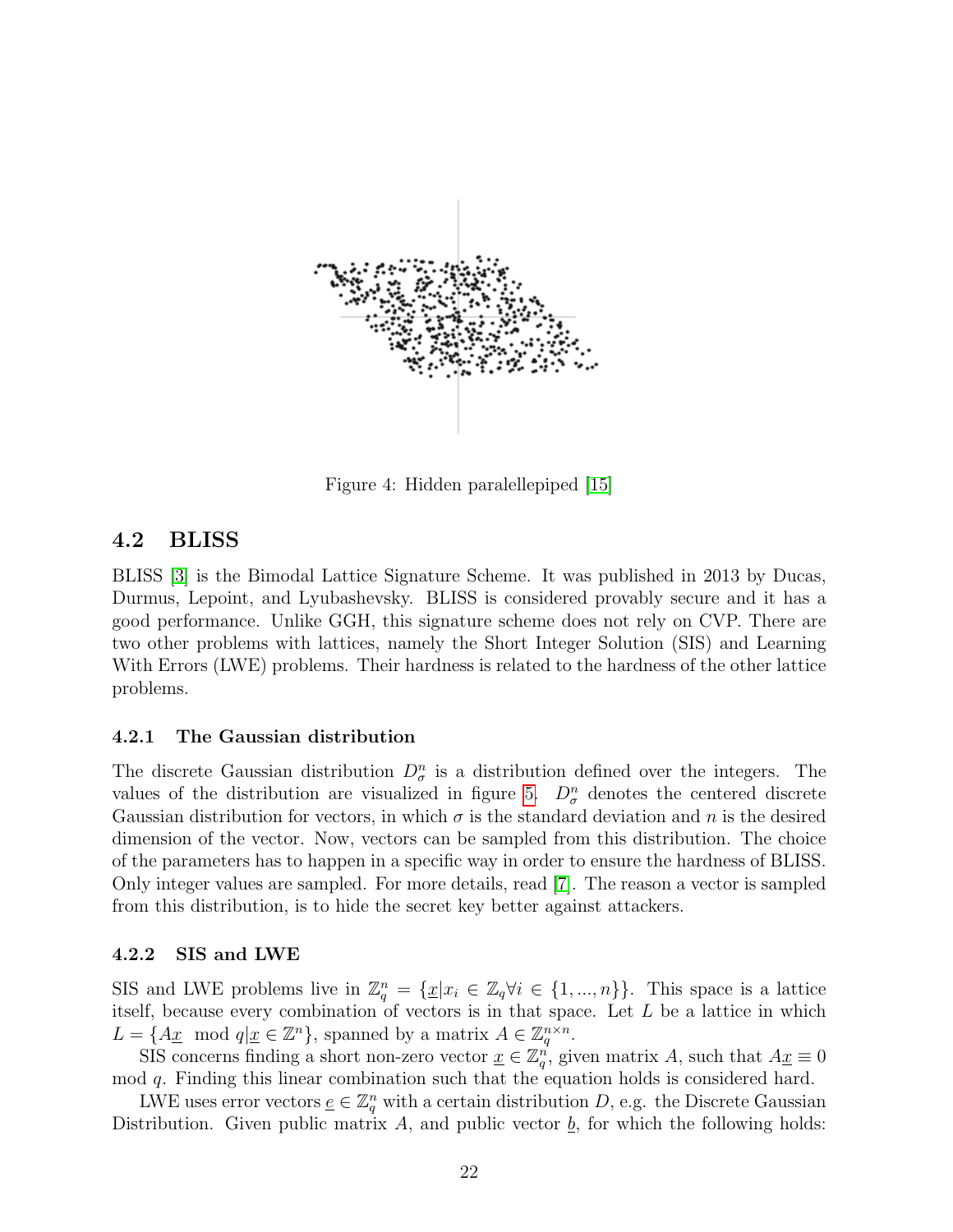Figure 4: Hidden paralellepiped [15]

## 4.2 BLISS

BLISS [3] is the Bimodal Lattice Signature Scheme. It was published in 2013 by Ducas, Durmus, Lepoint, and Lyubashevsky. BLISS is considered provably secure and it has a good performance. Unlike GGH, this signature scheme does not rely on CVP. There are two other problems with lattices, namely the Short Integer Solution (SIS) and Learning With Errors (LWE) problems. Their hardness is related to the hardness of the other lattice problems.

### 4.2.1 The Gaussian distribution

The discrete Gaussian distribution $D_\sigma^n$ is a distribution defined over the integers. The values of the distribution are visualized in figure 5. $D_\sigma^n$ denotes the centered discrete Gaussian distribution for vectors, in which $\sigma$ is the standard deviation and $n$ is the desired dimension of the vector. Now, vectors can be sampled from this distribution. The choice of the parameters has to happen in a specific way in order to ensure the hardness of BLISS. Only integer values are sampled. For more details, read [7]. The reason a vector is sampled from this distribution, is to hide the secret key better against attackers.

### 4.2.2 SIS and LWE

SIS and LWE problems live in $\mathbb{Z}_q^n = \{\underline{x} | x_i \in \mathbb{Z}_q \forall i \in \{1, ..., n\}\}$. This space is a lattice itself, because every combination of vectors is in that space. Let $L$ be a lattice in which $L = \{A\underline{x} \mod q | \underline{x} \in \mathbb{Z}^n\}$, spanned by a matrix $A \in \mathbb{Z}_q^{n \times n}$.

SIS concerns finding a short non-zero vector $\underline{x} \in \mathbb{Z}_q^n$, given matrix $A$, such that $A\underline{x} \equiv 0 \mod q$. Finding this linear combination such that the equation holds is considered hard.

LWE uses error vectors $\underline{e} \in \mathbb{Z}_q^n$ with a certain distribution $D$, e.g. the Discrete Gaussian Distribution. Given public matrix $A$, and public vector $\underline{b}$, for which the following holds: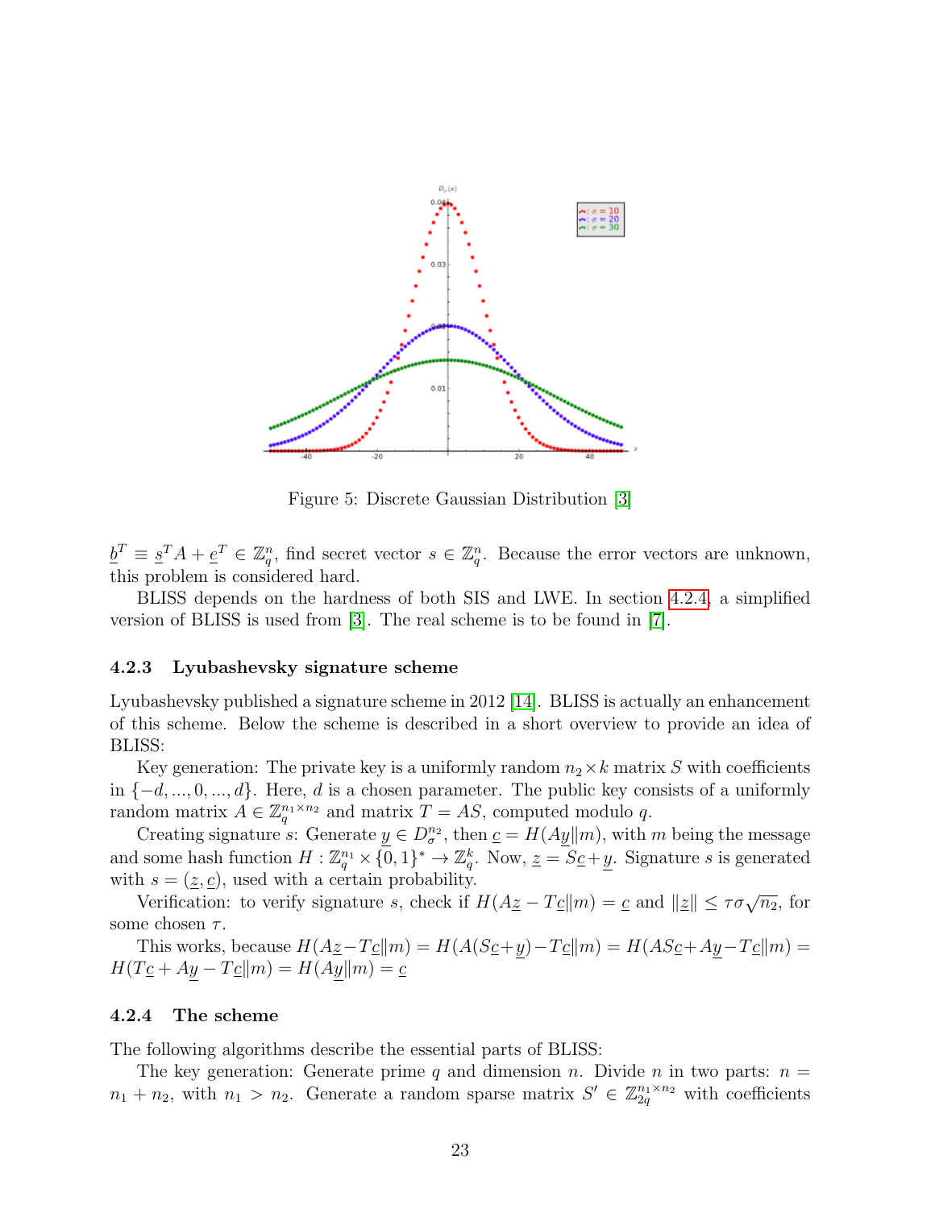Figure 5: Discrete Gaussian Distribution [3]

$\underline{b}^T \equiv \underline{s}^T A + \underline{e}^T \in \mathbb{Z}_q^n$, find secret vector $s \in \mathbb{Z}_q^n$. Because the error vectors are unknown, this problem is considered hard.

BLISS depends on the hardness of both SIS and LWE. In section 4.2.4, a simplified version of BLISS is used from [3]. The real scheme is to be found in [7].

### 4.2.3 Lyubashevsky signature scheme

Lyubashevsky published a signature scheme in 2012 [14]. BLISS is actually an enhancement of this scheme. Below the scheme is described in a short overview to provide an idea of BLISS:

Key generation: The private key is a uniformly random $n_2 \times k$ matrix $S$ with coefficients in $\{-d, ..., 0, ..., d\}$. Here, $d$ is a chosen parameter. The public key consists of a uniformly random matrix $A \in \mathbb{Z}_q^{n_1 \times n_2}$ and matrix $T = AS$, computed modulo $q$.

Creating signature $s$: Generate $\underline{y} \in D_\sigma^{n_2}$, then $\underline{c} = H(A\underline{y} \| m)$, with $m$ being the message and some hash function $H : \mathbb{Z}_q^{n_1} \times \{0, 1\}^* \to \mathbb{Z}_q^k$. Now, $\underline{z} = S\underline{c} + \underline{y}$. Signature $s$ is generated with $s = (\underline{z}, \underline{c})$, used with a certain probability.

Verification: to verify signature $s$, check if $H(A\underline{z} - T\underline{c} \| m) = \underline{c}$ and $\|\underline{z}\| \leq \tau\sigma\sqrt{n_2}$, for some chosen $\tau$.

This works, because $H(A\underline{z} - T\underline{c} \| m) = H(A(S\underline{c} + \underline{y}) - T\underline{c} \| m) = H(AS\underline{c} + A\underline{y} - T\underline{c} \| m) = H(T\underline{c} + A\underline{y} - T\underline{c} \| m) = H(A\underline{y} \| m) = \underline{c}$

### 4.2.4 The scheme

The following algorithms describe the essential parts of BLISS:

The key generation: Generate prime $q$ and dimension $n$. Divide $n$ in two parts: $n = n_1 + n_2$, with $n_1 > n_2$. Generate a random sparse matrix $S' \in \mathbb{Z}_{2q}^{n_1 \times n_2}$ with coefficients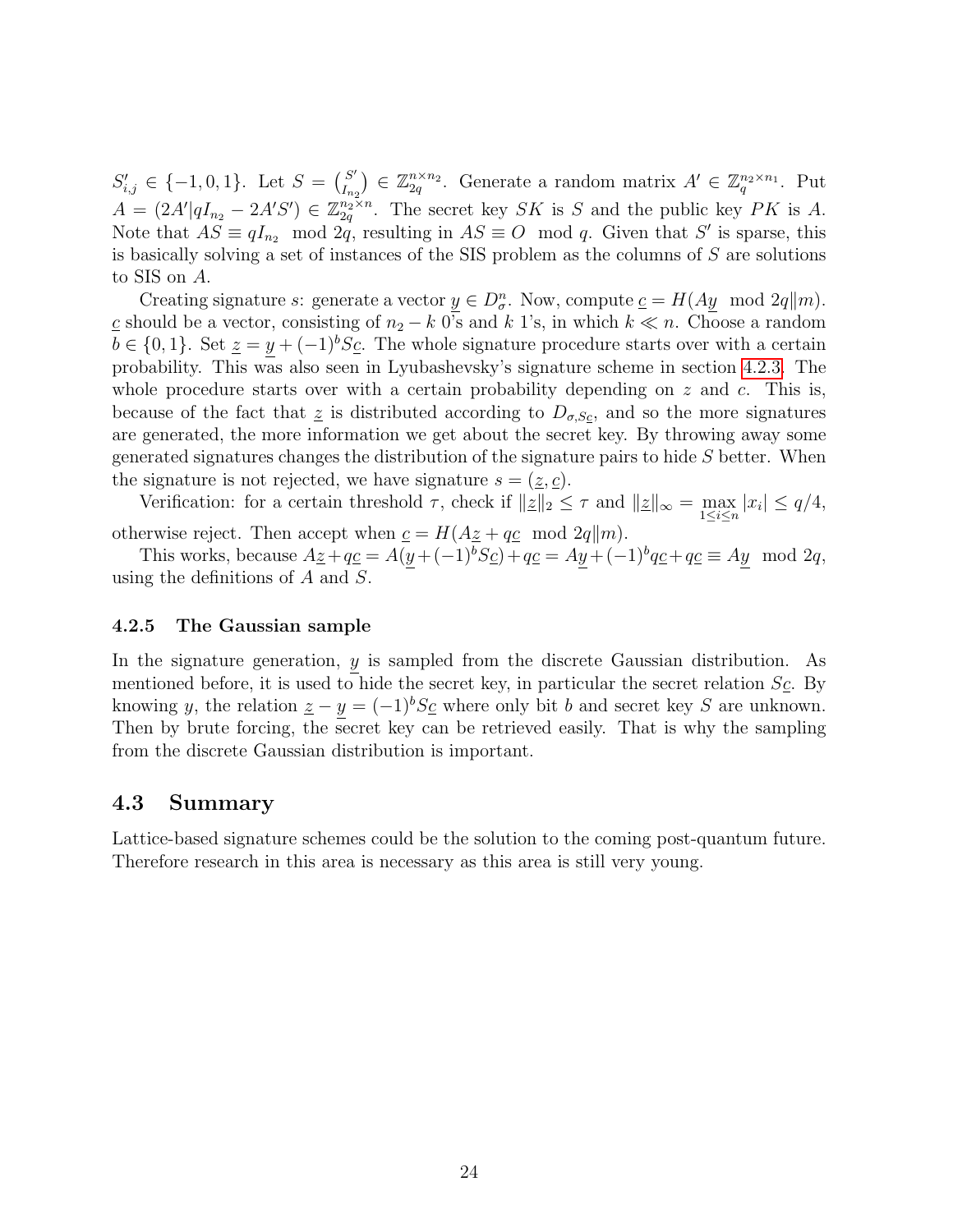$S'_{i,j} \in \{-1, 0, 1\}$. Let $S = \binom{S'}{I_{n_2}} \in \mathbb{Z}_{2q}^{n \times n_2}$. Generate a random matrix $A' \in \mathbb{Z}_q^{n_2 \times n_1}$. Put $A = (2A' | qI_{n_2} - 2A'S') \in \mathbb{Z}_{2q}^{n_2 \times n}$. The secret key $SK$ is $S$ and the public key $PK$ is $A$. Note that $AS \equiv qI_{n_2} \mod 2q$, resulting in $AS \equiv O \mod q$. Given that $S'$ is sparse, this is basically solving a set of instances of the SIS problem as the columns of $S$ are solutions to SIS on $A$.

Creating signature $s$: generate a vector $\underline{y} \in D_\sigma^n$. Now, compute $\underline{c} = H(A\underline{y} \mod 2q \| m)$. $\underline{c}$ should be a vector, consisting of $n_2 - k$ 0's and $k$ 1's, in which $k \ll n$. Choose a random $b \in \{0, 1\}$. Set $\underline{z} = \underline{y} + (-1)^b S\underline{c}$. The whole signature procedure starts over with a certain probability. This was also seen in Lyubashevsky's signature scheme in section 4.2.3. The whole procedure starts over with a certain probability depending on $z$ and $c$. This is, because of the fact that $\underline{z}$ is distributed according to $D_{\sigma, S\underline{c}}$, and so the more signatures are generated, the more information we get about the secret key. By throwing away some generated signatures changes the distribution of the signature pairs to hide $S$ better. When the signature is not rejected, we have signature $s = (\underline{z}, \underline{c})$.

Verification: for a certain threshold $\tau$, check if $\|\underline{z}\|_2 \leq \tau$ and $\|\underline{z}\|_\infty = \max_{1 \leq i \leq n} |x_i| \leq q/4$, otherwise reject. Then accept when $\underline{c} = H(A\underline{z} + q\underline{c} \mod 2q \| m)$.

This works, because $A\underline{z} + q\underline{c} = A(\underline{y} + (-1)^b S\underline{c}) + q\underline{c} = A\underline{y} + (-1)^b q\underline{c} + q\underline{c} \equiv A\underline{y} \mod 2q$, using the definitions of $A$ and $S$.

### 4.2.5 The Gaussian sample

In the signature generation, $\underline{y}$ is sampled from the discrete Gaussian distribution. As mentioned before, it is used to hide the secret key, in particular the secret relation $S\underline{c}$. By knowing $y$, the relation $\underline{z} - \underline{y} = (-1)^b S\underline{c}$ where only bit $b$ and secret key $S$ are unknown. Then by brute forcing, the secret key can be retrieved easily. That is why the sampling from the discrete Gaussian distribution is important.

## 4.3 Summary

Lattice-based signature schemes could be the solution to the coming post-quantum future. Therefore research in this area is necessary as this area is still very young.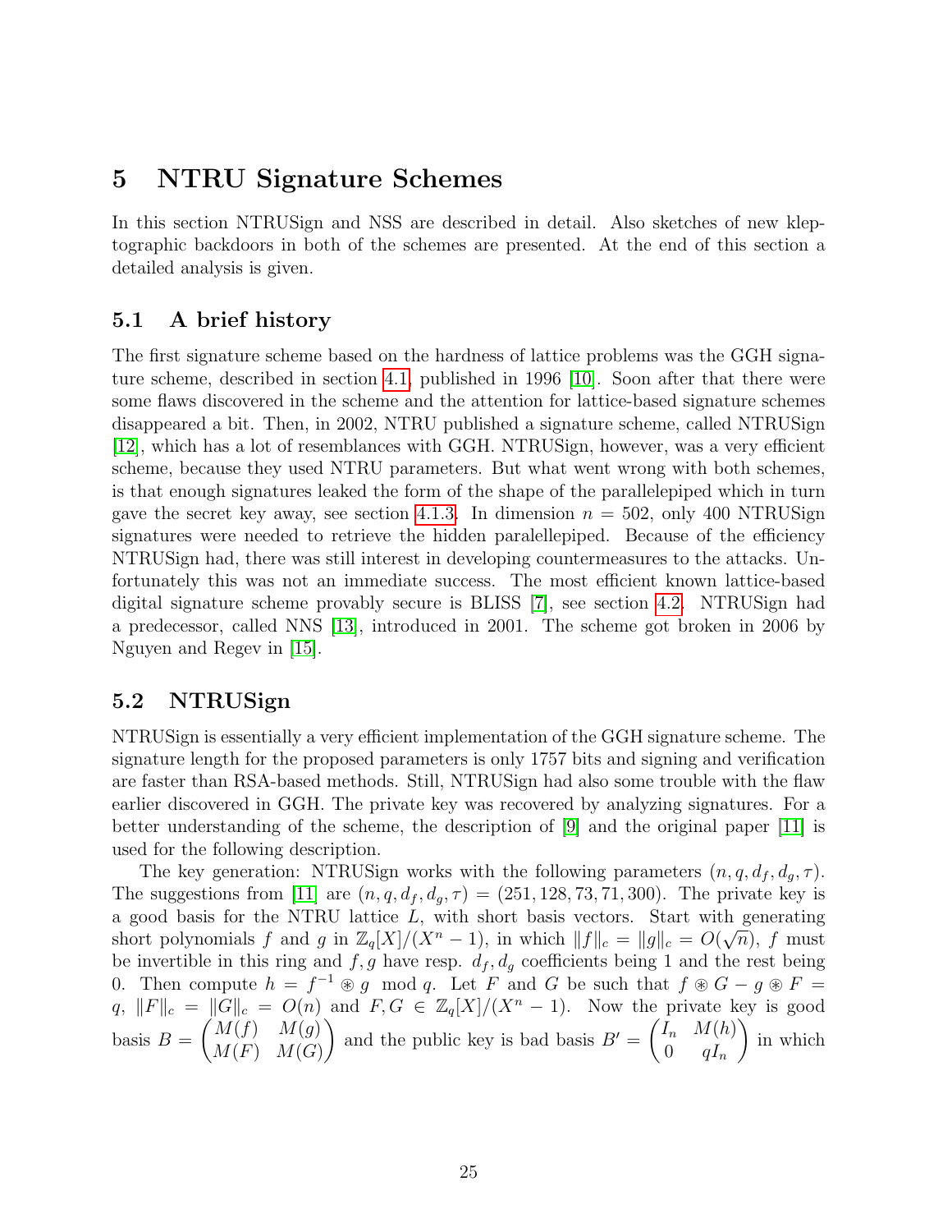# 5 NTRU Signature Schemes

In this section NTRUSign and NSS are described in detail. Also sketches of new kleptographic backdoors in both of the schemes are presented. At the end of this section a detailed analysis is given.

## 5.1 A brief history

The first signature scheme based on the hardness of lattice problems was the GGH signature scheme, described in section 4.1, published in 1996 [10]. Soon after that there were some flaws discovered in the scheme and the attention for lattice-based signature schemes disappeared a bit. Then, in 2002, NTRU published a signature scheme, called NTRUSign [12], which has a lot of resemblances with GGH. NTRUSign, however, was a very efficient scheme, because they used NTRU parameters. But what went wrong with both schemes, is that enough signatures leaked the form of the shape of the parallelepiped which in turn gave the secret key away, see section 4.1.3. In dimension $n = 502$, only 400 NTRUSign signatures were needed to retrieve the hidden paralellepiped. Because of the efficiency NTRUSign had, there was still interest in developing countermeasures to the attacks. Unfortunately this was not an immediate success. The most efficient known lattice-based digital signature scheme provably secure is BLISS [7], see section 4.2. NTRUSign had a predecessor, called NNS [13], introduced in 2001. The scheme got broken in 2006 by Nguyen and Regev in [15].

## 5.2 NTRUSign

NTRUSign is essentially a very efficient implementation of the GGH signature scheme. The signature length for the proposed parameters is only 1757 bits and signing and verification are faster than RSA-based methods. Still, NTRUSign had also some trouble with the flaw earlier discovered in GGH. The private key was recovered by analyzing signatures. For a better understanding of the scheme, the description of [9] and the original paper [11] is used for the following description.

The key generation: NTRUSign works with the following parameters $(n, q, d_f, d_g, \tau)$. The suggestions from [11] are $(n, q, d_f, d_g, \tau) = (251, 128, 73, 71, 300)$. The private key is a good basis for the NTRU lattice $L$, with short basis vectors. Start with generating short polynomials $f$ and $g$ in $\mathbb{Z}_q[X]/(X^n - 1)$, in which $\|f\|_c = \|g\|_c = O(\sqrt{n})$, $f$ must be invertible in this ring and $f, g$ have resp. $d_f, d_g$ coefficients being 1 and the rest being 0. Then compute $h = f^{-1} \circledast g \mod q$. Let $F$ and $G$ be such that $f \circledast G - g \circledast F = q$, $\|F\|_c = \|G\|_c = O(n)$ and $F, G \in \mathbb{Z}_q[X]/(X^n - 1)$. Now the private key is good basis $B = \begin{pmatrix} M(f) & M(g) \\ M(F) & M(G) \end{pmatrix}$ and the public key is bad basis $B' = \begin{pmatrix} I_n & M(h) \\ 0 & qI_n \end{pmatrix}$ in which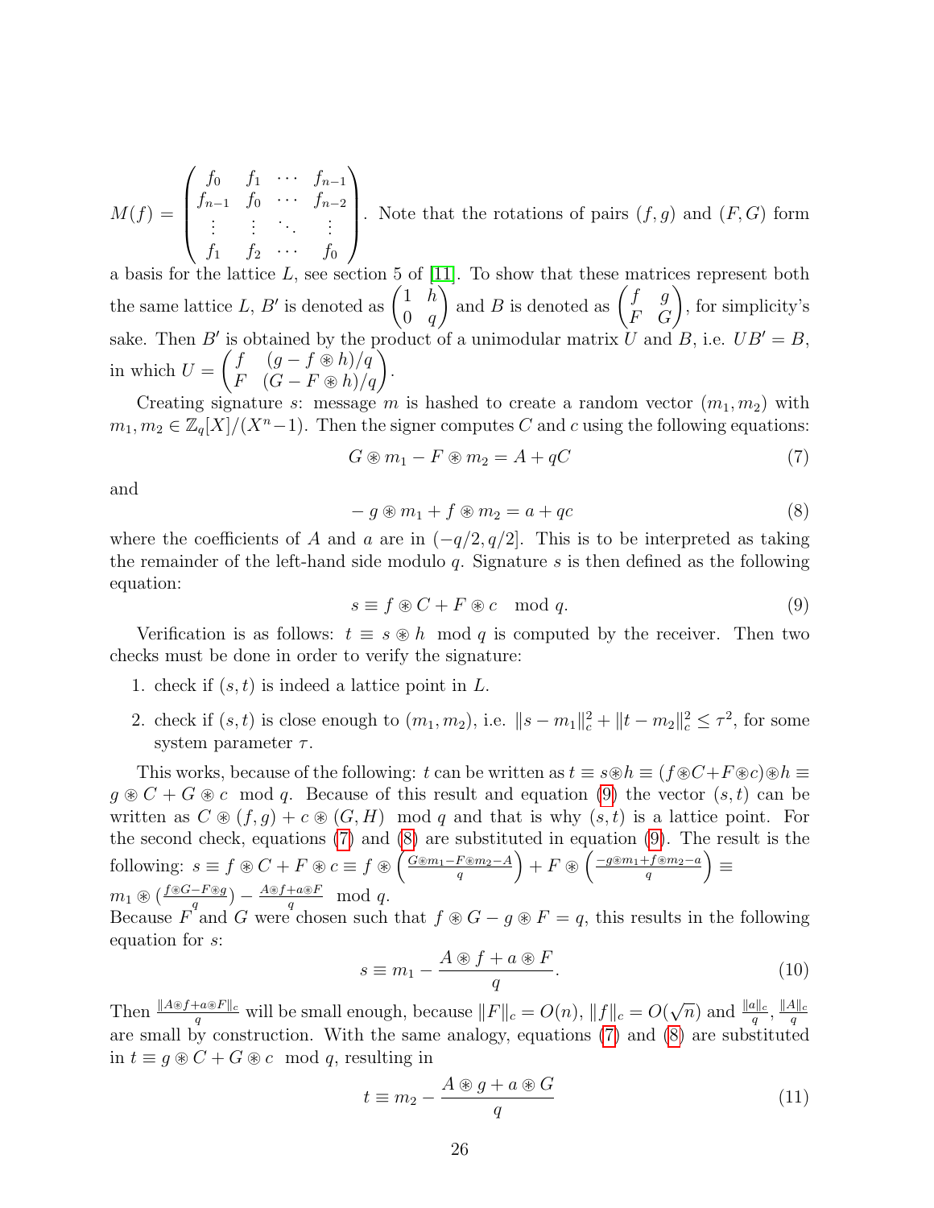$M(f) = \begin{pmatrix} f_0 & f_1 & \cdots & f_{n-1} \\ f_{n-1} & f_0 & \cdots & f_{n-2} \\ \vdots & \vdots & \ddots & \vdots \\ f_1 & f_2 & \cdots & f_0 \end{pmatrix}$. Note that the rotations of pairs $(f, g)$ and $(F, G)$ form a basis for the lattice $L$, see section 5 of [11]. To show that these matrices represent both the same lattice $L$, $B'$ is denoted as $\begin{pmatrix} 1 & h \\ 0 & q \end{pmatrix}$ and $B$ is denoted as $\begin{pmatrix} f & g \\ F & G \end{pmatrix}$, for simplicity's sake. Then $B'$ is obtained by the product of a unimodular matrix $U$ and $B$, i.e. $UB' = B$, in which $U = \begin{pmatrix} f & (g - f \circledast h)/q \\ F & (G - F \circledast h)/q \end{pmatrix}$.

Creating signature $s$: message $m$ is hashed to create a random vector $(m_1, m_2)$ with $m_1, m_2 \in \mathbb{Z}_q[X]/(X^n - 1)$. Then the signer computes $C$ and $c$ using the following equations:

$$G \circledast m_1 - F \circledast m_2 = A + qC \tag{7}$$

and

$$-g \circledast m_1 + f \circledast m_2 = a + qc \tag{8}$$

where the coefficients of $A$ and $a$ are in $(-q/2, q/2]$. This is to be interpreted as taking the remainder of the left-hand side modulo $q$. Signature $s$ is then defined as the following equation:

$$s \equiv f \circledast C + F \circledast c \mod q. \tag{9}$$

Verification is as follows: $t \equiv s \circledast h \mod q$ is computed by the receiver. Then two checks must be done in order to verify the signature:

1. check if $(s, t)$ is indeed a lattice point in $L$.
2. check if $(s, t)$ is close enough to $(m_1, m_2)$, i.e. $\|s - m_1\|_c^2 + \|t - m_2\|_c^2 \leq \tau^2$, for some system parameter $\tau$.

This works, because of the following: $t$ can be written as $t \equiv s \circledast h \equiv (f \circledast C + F \circledast c) \circledast h \equiv g \circledast C + G \circledast c \mod q$. Because of this result and equation (9) the vector $(s, t)$ can be written as $C \circledast (f, g) + c \circledast (G, H) \mod q$ and that is why $(s, t)$ is a lattice point. For the second check, equations (7) and (8) are substituted in equation (9). The result is the following: $s \equiv f \circledast C + F \circledast c \equiv f \circledast \left(\frac{G \circledast m_1 - F \circledast m_2 - A}{q}\right) + F \circledast \left(\frac{-g \circledast m_1 + f \circledast m_2 - a}{q}\right) \equiv m_1 \circledast \left(\frac{f \circledast G - F \circledast g}{q}\right) - \frac{A \circledast f + a \circledast F}{q} \mod q$.
Because $F$ and $G$ were chosen such that $f \circledast G - g \circledast F = q$, this results in the following equation for $s$:

$$s \equiv m_1 - \frac{A \circledast f + a \circledast F}{q}. \tag{10}$$

Then $\frac{\|A \circledast f + a \circledast F\|_c}{q}$ will be small enough, because $\|F\|_c = O(n)$, $\|f\|_c = O(\sqrt{n})$ and $\frac{\|a\|_c}{q}$, $\frac{\|A\|_c}{q}$ are small by construction. With the same analogy, equations (7) and (8) are substituted in $t \equiv g \circledast C + G \circledast c \mod q$, resulting in

$$t \equiv m_2 - \frac{A \circledast g + a \circledast G}{q} \tag{11}$$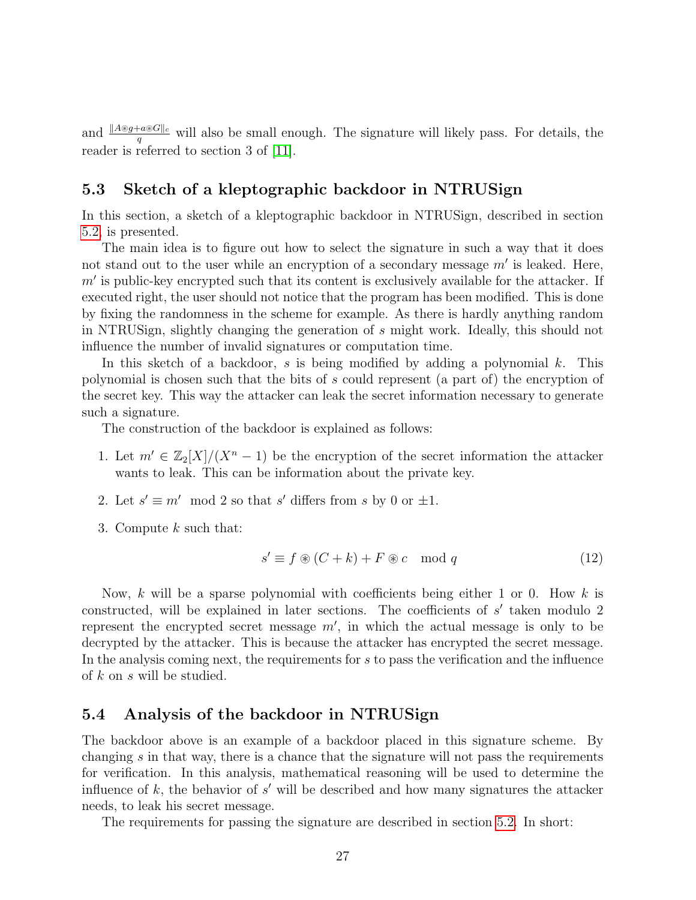and $\frac{\|A \circledast g + a \circledast G\|_c}{q}$ will also be small enough. The signature will likely pass. For details, the reader is referred to section 3 of [11].

## 5.3 Sketch of a kleptographic backdoor in NTRUSign

In this section, a sketch of a kleptographic backdoor in NTRUSign, described in section 5.2, is presented.

The main idea is to figure out how to select the signature in such a way that it does not stand out to the user while an encryption of a secondary message $m'$ is leaked. Here, $m'$ is public-key encrypted such that its content is exclusively available for the attacker. If executed right, the user should not notice that the program has been modified. This is done by fixing the randomness in the scheme for example. As there is hardly anything random in NTRUSign, slightly changing the generation of $s$ might work. Ideally, this should not influence the number of invalid signatures or computation time.

In this sketch of a backdoor, $s$ is being modified by adding a polynomial $k$. This polynomial is chosen such that the bits of $s$ could represent (a part of) the encryption of the secret key. This way the attacker can leak the secret information necessary to generate such a signature.

The construction of the backdoor is explained as follows:

1. Let $m' \in \mathbb{Z}_2[X]/(X^n - 1)$ be the encryption of the secret information the attacker wants to leak. This can be information about the private key.
2. Let $s' \equiv m' \mod 2$ so that $s'$ differs from $s$ by 0 or $\pm 1$.
3. Compute $k$ such that:

$$s' \equiv f \circledast (C + k) + F \circledast c \mod q \tag{12}$$

Now, $k$ will be a sparse polynomial with coefficients being either 1 or 0. How $k$ is constructed, will be explained in later sections. The coefficients of $s'$ taken modulo 2 represent the encrypted secret message $m'$, in which the actual message is only to be decrypted by the attacker. This is because the attacker has encrypted the secret message. In the analysis coming next, the requirements for $s$ to pass the verification and the influence of $k$ on $s$ will be studied.

## 5.4 Analysis of the backdoor in NTRUSign

The backdoor above is an example of a backdoor placed in this signature scheme. By changing $s$ in that way, there is a chance that the signature will not pass the requirements for verification. In this analysis, mathematical reasoning will be used to determine the influence of $k$, the behavior of $s'$ will be described and how many signatures the attacker needs, to leak his secret message.

The requirements for passing the signature are described in section 5.2. In short: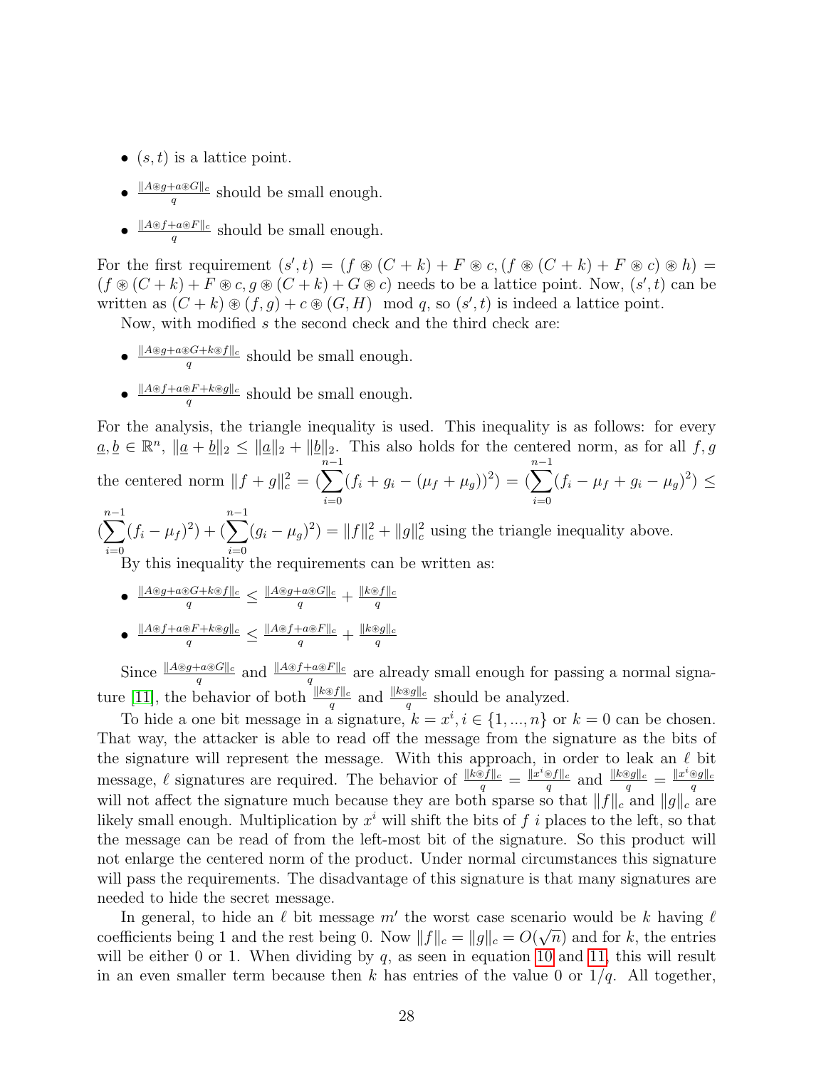- $(s, t)$ is a lattice point.
- $\frac{\|A \circledast g + a \circledast G\|_c}{q}$ should be small enough.
- $\frac{\|A \circledast f + a \circledast F\|_c}{q}$ should be small enough.

For the first requirement $(s', t) = (f \circledast (C + k) + F \circledast c, (f \circledast (C + k) + F \circledast c) \circledast h) = (f \circledast (C + k) + F \circledast c, g \circledast (C + k) + G \circledast c)$ needs to be a lattice point. Now, $(s', t)$ can be written as $(C + k) \circledast (f, g) + c \circledast (G, H) \mod q$, so $(s', t)$ is indeed a lattice point.

Now, with modified $s$ the second check and the third check are:

- $\frac{\|A \circledast g + a \circledast G + k \circledast f\|_c}{q}$ should be small enough.
- $\frac{\|A \circledast f + a \circledast F + k \circledast g\|_c}{q}$ should be small enough.

For the analysis, the triangle inequality is used. This inequality is as follows: for every $\underline{a}, \underline{b} \in \mathbb{R}^n$, $\|\underline{a} + \underline{b}\|_2 \leq \|\underline{a}\|_2 + \|\underline{b}\|_2$. This also holds for the centered norm, as for all $f, g$ the centered norm $\|f + g\|_c^2 = (\sum_{i=0}^{n-1}(f_i + g_i - (\mu_f + \mu_g))^2) = (\sum_{i=0}^{n-1}(f_i - \mu_f + g_i - \mu_g)^2) \leq (\sum_{i=0}^{n-1}(f_i - \mu_f)^2) + (\sum_{i=0}^{n-1}(g_i - \mu_g)^2) = \|f\|_c^2 + \|g\|_c^2$ using the triangle inequality above.

By this inequality the requirements can be written as:

- $\frac{\|A \circledast g + a \circledast G + k \circledast f\|_c}{q} \leq \frac{\|A \circledast g + a \circledast G\|_c}{q} + \frac{\|k \circledast f\|_c}{q}$
- $\frac{\|A \circledast f + a \circledast F + k \circledast g\|_c}{q} \leq \frac{\|A \circledast f + a \circledast F\|_c}{q} + \frac{\|k \circledast g\|_c}{q}$

Since $\frac{\|A \circledast g + a \circledast G\|_c}{q}$ and $\frac{\|A \circledast f + a \circledast F\|_c}{q}$ are already small enough for passing a normal signature [11], the behavior of both $\frac{\|k \circledast f\|_c}{q}$ and $\frac{\|k \circledast g\|_c}{q}$ should be analyzed.

To hide a one bit message in a signature, $k = x^i, i \in \{1, ..., n\}$ or $k = 0$ can be chosen. That way, the attacker is able to read off the message from the signature as the bits of the signature will represent the message. With this approach, in order to leak an $\ell$ bit message, $\ell$ signatures are required. The behavior of $\frac{\|k \circledast f\|_c}{q} = \frac{\|x^i \circledast f\|_c}{q}$ and $\frac{\|k \circledast g\|_c}{q} = \frac{\|x^i \circledast g\|_c}{q}$ will not affect the signature much because they are both sparse so that $\|f\|_c$ and $\|g\|_c$ are likely small enough. Multiplication by $x^i$ will shift the bits of $f$ $i$ places to the left, so that the message can be read of from the left-most bit of the signature. So this product will not enlarge the centered norm of the product. Under normal circumstances this signature will pass the requirements. The disadvantage of this signature is that many signatures are needed to hide the secret message.

In general, to hide an $\ell$ bit message $m'$ the worst case scenario would be $k$ having $\ell$ coefficients being 1 and the rest being 0. Now $\|f\|_c = \|g\|_c = O(\sqrt{n})$ and for $k$, the entries will be either 0 or 1. When dividing by $q$, as seen in equation 10 and 11, this will result in an even smaller term because then $k$ has entries of the value 0 or $1/q$. All together,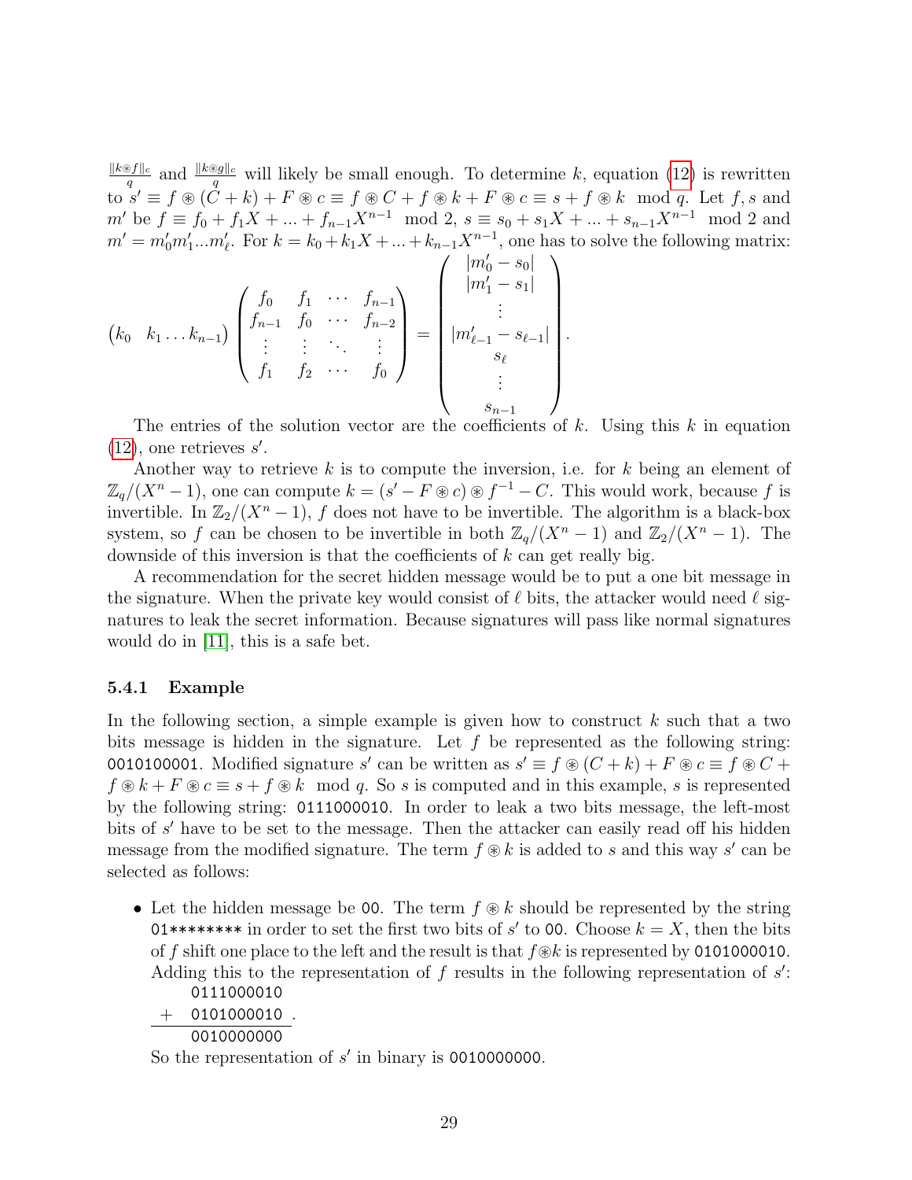$\frac{\|k \circledast f\|_c}{q}$ and $\frac{\|k \circledast g\|_c}{q}$ will likely be small enough. To determine $k$, equation (12) is rewritten to $s' \equiv f \circledast (C + k) + F \circledast c \equiv f \circledast C + f \circledast k + F \circledast c \equiv s + f \circledast k \mod q$. Let $f, s$ and $m'$ be $f \equiv f_0 + f_1 X + ... + f_{n-1} X^{n-1} \mod 2$, $s \equiv s_0 + s_1 X + ... + s_{n-1} X^{n-1} \mod 2$ and $m' = m'_0 m'_1 ... m'_\ell$. For $k = k_0 + k_1 X + ... + k_{n-1} X^{n-1}$, one has to solve the following matrix:

$$
\begin{pmatrix} k_0 & k_1 \ldots k_{n-1} \end{pmatrix}
\begin{pmatrix}
f_0 & f_1 & \cdots & f_{n-1} \\
f_{n-1} & f_0 & \cdots & f_{n-2} \\
\vdots & \vdots & \ddots & \vdots \\
f_1 & f_2 & \cdots & f_0
\end{pmatrix}
=
\begin{pmatrix}
|m'_0 - s_0| \\
|m'_1 - s_1| \\
\vdots \\
|m'_{\ell-1} - s_{\ell-1}| \\
s_\ell \\
\vdots \\
s_{n-1}
\end{pmatrix}.
$$

The entries of the solution vector are the coefficients of $k$. Using this $k$ in equation (12), one retrieves $s'$.

Another way to retrieve $k$ is to compute the inversion, i.e. for $k$ being an element of $\mathbb{Z}_q/(X^n - 1)$, one can compute $k = (s' - F \circledast c) \circledast f^{-1} - C$. This would work, because $f$ is invertible. In $\mathbb{Z}_2/(X^n - 1)$, $f$ does not have to be invertible. The algorithm is a black-box system, so $f$ can be chosen to be invertible in both $\mathbb{Z}_q/(X^n - 1)$ and $\mathbb{Z}_2/(X^n - 1)$. The downside of this inversion is that the coefficients of $k$ can get really big.

A recommendation for the secret hidden message would be to put a one bit message in the signature. When the private key would consist of $\ell$ bits, the attacker would need $\ell$ signatures to leak the secret information. Because signatures will pass like normal signatures would do in [11], this is a safe bet.

### 5.4.1 Example

In the following section, a simple example is given how to construct $k$ such that a two bits message is hidden in the signature. Let $f$ be represented as the following string: 0010100001. Modified signature $s'$ can be written as $s' \equiv f \circledast (C + k) + F \circledast c \equiv f \circledast C + f \circledast k + F \circledast c \equiv s + f \circledast k \mod q$. So $s$ is computed and in this example, $s$ is represented by the following string: 0111000010. In order to leak a two bits message, the left-most bits of $s'$ have to be set to the message. Then the attacker can easily read off his hidden message from the modified signature. The term $f \circledast k$ is added to $s$ and this way $s'$ can be selected as follows:

- Let the hidden message be 00. The term $f \circledast k$ should be represented by the string 01******** in order to set the first two bits of $s'$ to 00. Choose $k = X$, then the bits of $f$ shift one place to the left and the result is that $f \circledast k$ is represented by 0101000010. Adding this to the representation of $f$ results in the following representation of $s'$:

  ```
      0111000010
    + 0101000010 .
      0010000000
  ```

  So the representation of $s'$ in binary is 0010000000.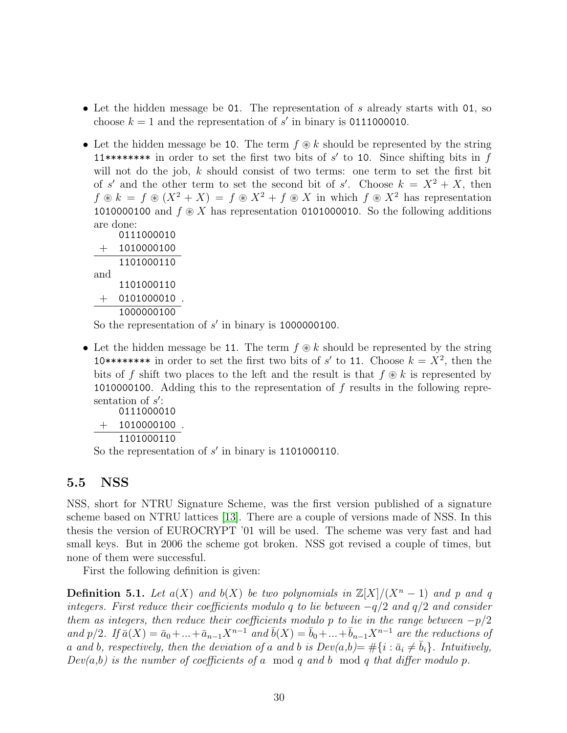- Let the hidden message be 01. The representation of $s$ already starts with 01, so choose $k = 1$ and the representation of $s'$ in binary is 0111000010.

- Let the hidden message be 10. The term $f \circledast k$ should be represented by the string 11******** in order to set the first two bits of $s'$ to 10. Since shifting bits in $f$ will not do the job, $k$ should consist of two terms: one term to set the first bit of $s'$ and the other term to set the second bit of $s'$. Choose $k = X^2 + X$, then $f \circledast k = f \circledast (X^2 + X) = f \circledast X^2 + f \circledast X$ in which $f \circledast X^2$ has representation 1010000100 and $f \circledast X$ has representation 0101000010. So the following additions are done:

```
    0111000010
 +  1010000100
 -------------
    1101000110
```

  and

```
    1101000110
 +  0101000010 .
 -------------
    1000000100
```

  So the representation of $s'$ in binary is 1000000100.

- Let the hidden message be 11. The term $f \circledast k$ should be represented by the string 10******** in order to set the first two bits of $s'$ to 11. Choose $k = X^2$, then the bits of $f$ shift two places to the left and the result is that $f \circledast k$ is represented by 1010000100. Adding this to the representation of $f$ results in the following representation of $s'$:

```
    0111000010
 +  1010000100 .
 -------------
    1101000110
```

  So the representation of $s'$ in binary is 1101000110.

## 5.5 NSS

NSS, short for NTRU Signature Scheme, was the first version published of a signature scheme based on NTRU lattices [13]. There are a couple of versions made of NSS. In this thesis the version of EUROCRYPT '01 will be used. The scheme was very fast and had small keys. But in 2006 the scheme got broken. NSS got revised a couple of times, but none of them were successful.

First the following definition is given:

**Definition 5.1.** *Let $a(X)$ and $b(X)$ be two polynomials in $\mathbb{Z}[X]/(X^n - 1)$ and $p$ and $q$ integers. First reduce their coefficients modulo $q$ to lie between $-q/2$ and $q/2$ and consider them as integers, then reduce their coefficients modulo $p$ to lie in the range between $-p/2$ and $p/2$. If $\bar{a}(X) = \bar{a}_0 + ... + \bar{a}_{n-1}X^{n-1}$ and $\bar{b}(X) = \bar{b}_0 + ... + \bar{b}_{n-1}X^{n-1}$ are the reductions of $a$ and $b$, respectively, then the deviation of $a$ and $b$ is $Dev(a,b) = \#\{i : \bar{a}_i \neq \bar{b}_i\}$. Intuitively, $Dev(a,b)$ is the number of coefficients of $a \mod q$ and $b \mod q$ that differ modulo $p$.*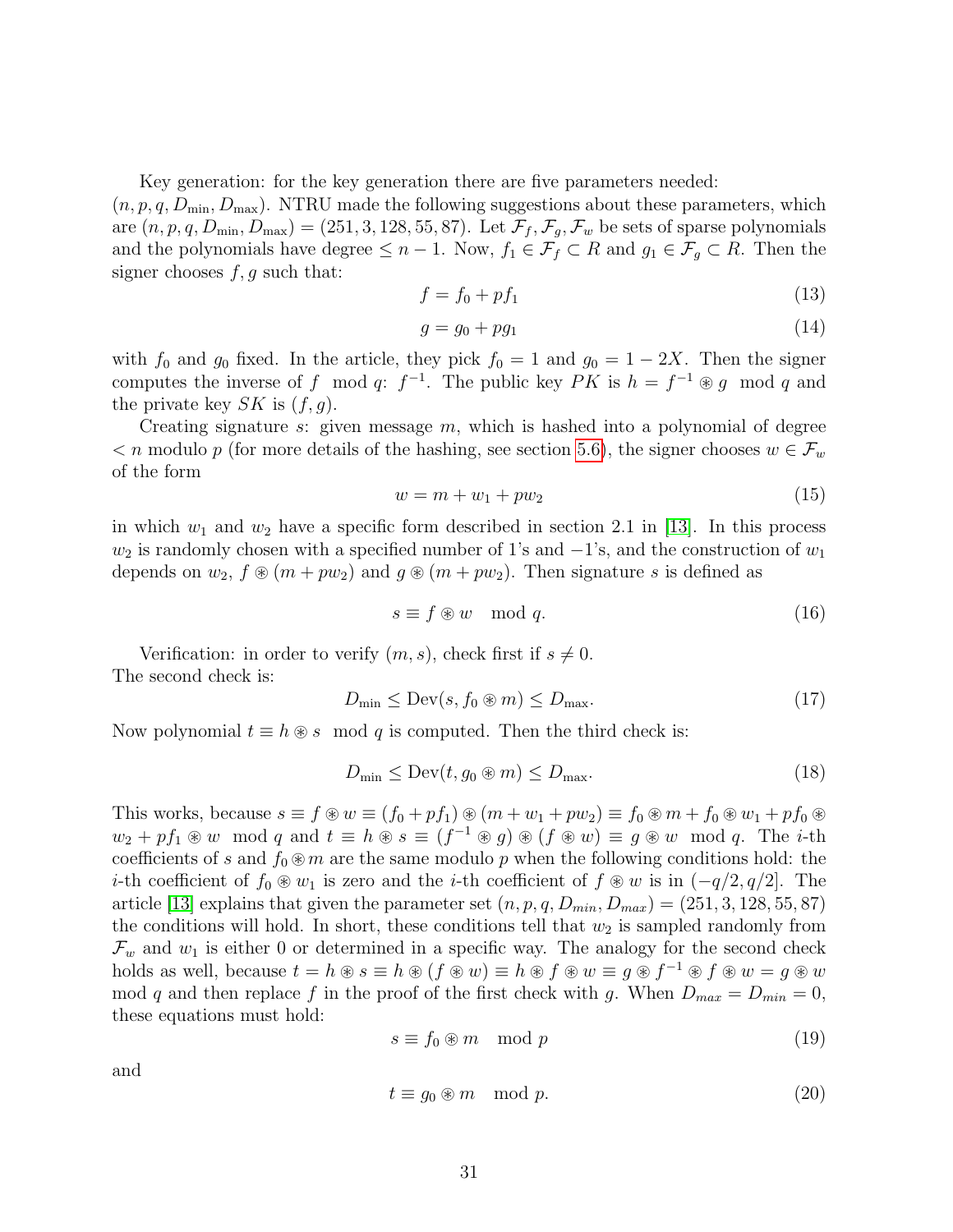Key generation: for the key generation there are five parameters needed: $(n, p, q, D_{\min}, D_{\max})$. NTRU made the following suggestions about these parameters, which are $(n, p, q, D_{\min}, D_{\max}) = (251, 3, 128, 55, 87)$. Let $\mathcal{F}_f, \mathcal{F}_g, \mathcal{F}_w$ be sets of sparse polynomials and the polynomials have degree $\leq n-1$. Now, $f_1 \in \mathcal{F}_f \subset R$ and $g_1 \in \mathcal{F}_g \subset R$. Then the signer chooses $f, g$ such that:

$$f = f_0 + pf_1 \tag{13}$$

$$g = g_0 + pg_1 \tag{14}$$

with $f_0$ and $g_0$ fixed. In the article, they pick $f_0 = 1$ and $g_0 = 1 - 2X$. Then the signer computes the inverse of $f \mod q$: $f^{-1}$. The public key $PK$ is $h = f^{-1} \circledast g \mod q$ and the private key $SK$ is $(f, g)$.

Creating signature $s$: given message $m$, which is hashed into a polynomial of degree $< n$ modulo $p$ (for more details of the hashing, see section 5.6), the signer chooses $w \in \mathcal{F}_w$ of the form

$$w = m + w_1 + pw_2 \tag{15}$$

in which $w_1$ and $w_2$ have a specific form described in section 2.1 in [13]. In this process $w_2$ is randomly chosen with a specified number of 1's and $-1$'s, and the construction of $w_1$ depends on $w_2$, $f \circledast (m + pw_2)$ and $g \circledast (m + pw_2)$. Then signature $s$ is defined as

$$s \equiv f \circledast w \mod q. \tag{16}$$

Verification: in order to verify $(m, s)$, check first if $s \neq 0$.
The second check is:

$$D_{\min} \leq \text{Dev}(s, f_0 \circledast m) \leq D_{\max}. \tag{17}$$

Now polynomial $t \equiv h \circledast s \mod q$ is computed. Then the third check is:

$$D_{\min} \leq \text{Dev}(t, g_0 \circledast m) \leq D_{\max}. \tag{18}$$

This works, because $s \equiv f \circledast w \equiv (f_0 + pf_1) \circledast (m + w_1 + pw_2) \equiv f_0 \circledast m + f_0 \circledast w_1 + pf_0 \circledast w_2 + pf_1 \circledast w \mod q$ and $t \equiv h \circledast s \equiv (f^{-1} \circledast g) \circledast (f \circledast w) \equiv g \circledast w \mod q$. The $i$-th coefficients of $s$ and $f_0 \circledast m$ are the same modulo $p$ when the following conditions hold: the $i$-th coefficient of $f_0 \circledast w_1$ is zero and the $i$-th coefficient of $f \circledast w$ is in $(-q/2, q/2]$. The article [13] explains that given the parameter set $(n, p, q, D_{min}, D_{max}) = (251, 3, 128, 55, 87)$ the conditions will hold. In short, these conditions tell that $w_2$ is sampled randomly from $\mathcal{F}_w$ and $w_1$ is either 0 or determined in a specific way. The analogy for the second check holds as well, because $t = h \circledast s \equiv h \circledast (f \circledast w) \equiv h \circledast f \circledast w \equiv g \circledast f^{-1} \circledast f \circledast w = g \circledast w \mod q$ and then replace $f$ in the proof of the first check with $g$. When $D_{max} = D_{min} = 0$, these equations must hold:

$$s \equiv f_0 \circledast m \mod p \tag{19}$$

and

$$t \equiv g_0 \circledast m \mod p. \tag{20}$$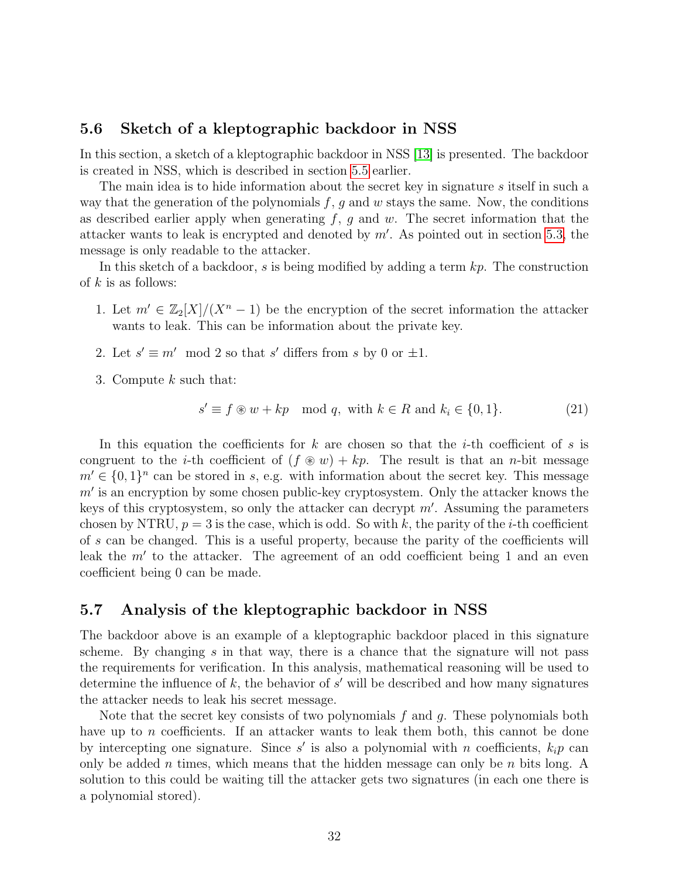## 5.6 Sketch of a kleptographic backdoor in NSS

In this section, a sketch of a kleptographic backdoor in NSS [13] is presented. The backdoor is created in NSS, which is described in section 5.5 earlier.

The main idea is to hide information about the secret key in signature $s$ itself in such a way that the generation of the polynomials $f$, $g$ and $w$ stays the same. Now, the conditions as described earlier apply when generating $f$, $g$ and $w$. The secret information that the attacker wants to leak is encrypted and denoted by $m'$. As pointed out in section 5.3, the message is only readable to the attacker.

In this sketch of a backdoor, $s$ is being modified by adding a term $kp$. The construction of $k$ is as follows:

1. Let $m' \in \mathbb{Z}_2[X]/(X^n - 1)$ be the encryption of the secret information the attacker wants to leak. This can be information about the private key.
2. Let $s' \equiv m' \mod 2$ so that $s'$ differs from $s$ by 0 or $\pm 1$.
3. Compute $k$ such that:

$$s' \equiv f \circledast w + kp \mod q, \text{ with } k \in R \text{ and } k_i \in \{0, 1\}. \tag{21}$$

In this equation the coefficients for $k$ are chosen so that the $i$-th coefficient of $s$ is congruent to the $i$-th coefficient of $(f \circledast w) + kp$. The result is that an $n$-bit message $m' \in \{0, 1\}^n$ can be stored in $s$, e.g. with information about the secret key. This message $m'$ is an encryption by some chosen public-key cryptosystem. Only the attacker knows the keys of this cryptosystem, so only the attacker can decrypt $m'$. Assuming the parameters chosen by NTRU, $p = 3$ is the case, which is odd. So with $k$, the parity of the $i$-th coefficient of $s$ can be changed. This is a useful property, because the parity of the coefficients will leak the $m'$ to the attacker. The agreement of an odd coefficient being 1 and an even coefficient being 0 can be made.

## 5.7 Analysis of the kleptographic backdoor in NSS

The backdoor above is an example of a kleptographic backdoor placed in this signature scheme. By changing $s$ in that way, there is a chance that the signature will not pass the requirements for verification. In this analysis, mathematical reasoning will be used to determine the influence of $k$, the behavior of $s'$ will be described and how many signatures the attacker needs to leak his secret message.

Note that the secret key consists of two polynomials $f$ and $g$. These polynomials both have up to $n$ coefficients. If an attacker wants to leak them both, this cannot be done by intercepting one signature. Since $s'$ is also a polynomial with $n$ coefficients, $k_i p$ can only be added $n$ times, which means that the hidden message can only be $n$ bits long. A solution to this could be waiting till the attacker gets two signatures (in each one there is a polynomial stored).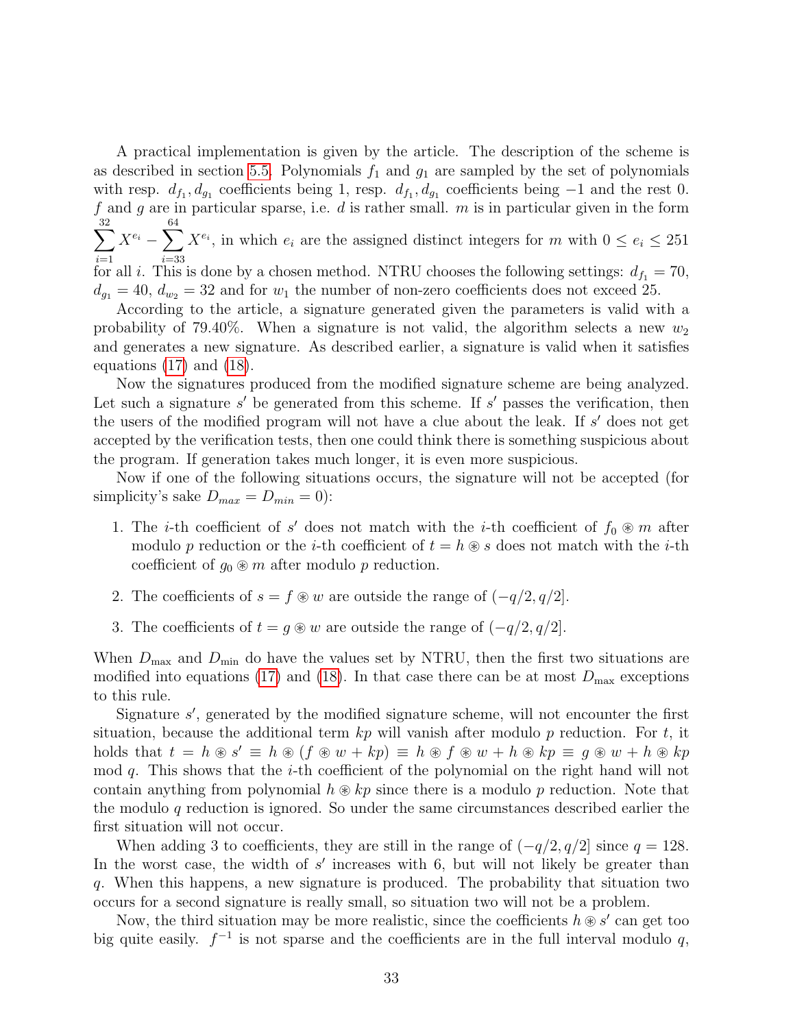A practical implementation is given by the article. The description of the scheme is as described in section 5.5. Polynomials $f_1$ and $g_1$ are sampled by the set of polynomials with resp. $d_{f_1}, d_{g_1}$ coefficients being 1, resp. $d_{f_1}, d_{g_1}$ coefficients being $-1$ and the rest 0. $f$ and $g$ are in particular sparse, i.e. $d$ is rather small. $m$ is in particular given in the form $\sum_{i=1}^{32} X^{e_i} - \sum_{i=33}^{64} X^{e_i}$, in which $e_i$ are the assigned distinct integers for $m$ with $0 \leq e_i \leq 251$ for all $i$. This is done by a chosen method. NTRU chooses the following settings: $d_{f_1} = 70$, $d_{g_1} = 40$, $d_{w_2} = 32$ and for $w_1$ the number of non-zero coefficients does not exceed 25.

According to the article, a signature generated given the parameters is valid with a probability of 79.40%. When a signature is not valid, the algorithm selects a new $w_2$ and generates a new signature. As described earlier, a signature is valid when it satisfies equations (17) and (18).

Now the signatures produced from the modified signature scheme are being analyzed. Let such a signature $s'$ be generated from this scheme. If $s'$ passes the verification, then the users of the modified program will not have a clue about the leak. If $s'$ does not get accepted by the verification tests, then one could think there is something suspicious about the program. If generation takes much longer, it is even more suspicious.

Now if one of the following situations occurs, the signature will not be accepted (for simplicity's sake $D_{max} = D_{min} = 0$):

1. The $i$-th coefficient of $s'$ does not match with the $i$-th coefficient of $f_0 \circledast m$ after modulo $p$ reduction or the $i$-th coefficient of $t = h \circledast s$ does not match with the $i$-th coefficient of $g_0 \circledast m$ after modulo $p$ reduction.

2. The coefficients of $s = f \circledast w$ are outside the range of $(-q/2, q/2]$.

3. The coefficients of $t = g \circledast w$ are outside the range of $(-q/2, q/2]$.

When $D_{\text{max}}$ and $D_{\text{min}}$ do have the values set by NTRU, then the first two situations are modified into equations (17) and (18). In that case there can be at most $D_{\text{max}}$ exceptions to this rule.

Signature $s'$, generated by the modified signature scheme, will not encounter the first situation, because the additional term $kp$ will vanish after modulo $p$ reduction. For $t$, it holds that $t = h \circledast s' \equiv h \circledast (f \circledast w + kp) \equiv h \circledast f \circledast w + h \circledast kp \equiv g \circledast w + h \circledast kp$ mod $q$. This shows that the $i$-th coefficient of the polynomial on the right hand will not contain anything from polynomial $h \circledast kp$ since there is a modulo $p$ reduction. Note that the modulo $q$ reduction is ignored. So under the same circumstances described earlier the first situation will not occur.

When adding 3 to coefficients, they are still in the range of $(-q/2, q/2]$ since $q = 128$. In the worst case, the width of $s'$ increases with 6, but will not likely be greater than $q$. When this happens, a new signature is produced. The probability that situation two occurs for a second signature is really small, so situation two will not be a problem.

Now, the third situation may be more realistic, since the coefficients $h \circledast s'$ can get too big quite easily. $f^{-1}$ is not sparse and the coefficients are in the full interval modulo $q$,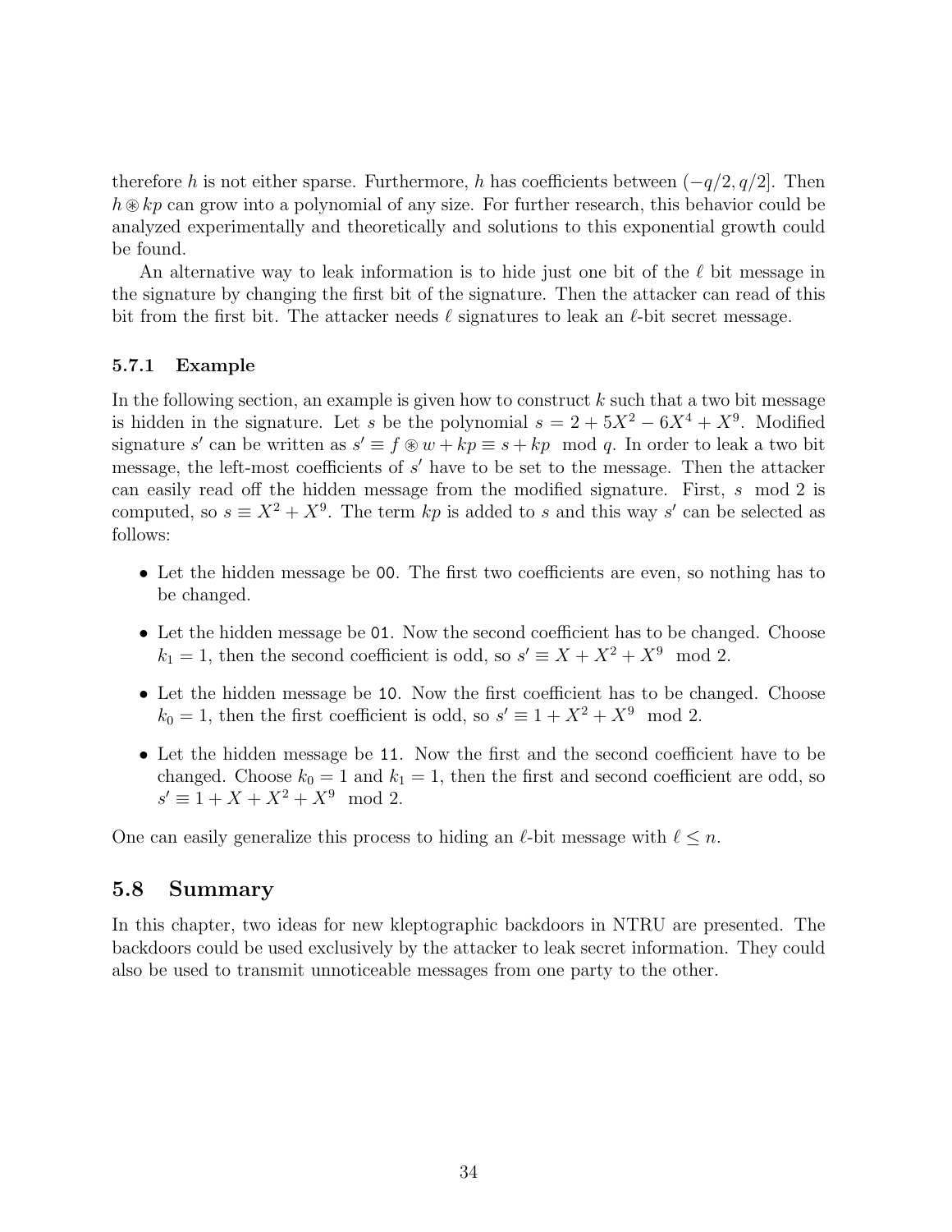therefore $h$ is not either sparse. Furthermore, $h$ has coefficients between $(-q/2, q/2]$. Then $h \circledast kp$ can grow into a polynomial of any size. For further research, this behavior could be analyzed experimentally and theoretically and solutions to this exponential growth could be found.

An alternative way to leak information is to hide just one bit of the $\ell$ bit message in the signature by changing the first bit of the signature. Then the attacker can read of this bit from the first bit. The attacker needs $\ell$ signatures to leak an $\ell$-bit secret message.

### 5.7.1 Example

In the following section, an example is given how to construct $k$ such that a two bit message is hidden in the signature. Let $s$ be the polynomial $s = 2 + 5X^2 - 6X^4 + X^9$. Modified signature $s'$ can be written as $s' \equiv f \circledast w + kp \equiv s + kp \mod q$. In order to leak a two bit message, the left-most coefficients of $s'$ have to be set to the message. Then the attacker can easily read off the hidden message from the modified signature. First, $s \mod 2$ is computed, so $s \equiv X^2 + X^9$. The term $kp$ is added to $s$ and this way $s'$ can be selected as follows:

- Let the hidden message be `00`. The first two coefficients are even, so nothing has to be changed.
- Let the hidden message be `01`. Now the second coefficient has to be changed. Choose $k_1 = 1$, then the second coefficient is odd, so $s' \equiv X + X^2 + X^9 \mod 2$.
- Let the hidden message be `10`. Now the first coefficient has to be changed. Choose $k_0 = 1$, then the first coefficient is odd, so $s' \equiv 1 + X^2 + X^9 \mod 2$.
- Let the hidden message be `11`. Now the first and the second coefficient have to be changed. Choose $k_0 = 1$ and $k_1 = 1$, then the first and second coefficient are odd, so $s' \equiv 1 + X + X^2 + X^9 \mod 2$.

One can easily generalize this process to hiding an $\ell$-bit message with $\ell \leq n$.

## 5.8 Summary

In this chapter, two ideas for new kleptographic backdoors in NTRU are presented. The backdoors could be used exclusively by the attacker to leak secret information. They could also be used to transmit unnoticeable messages from one party to the other.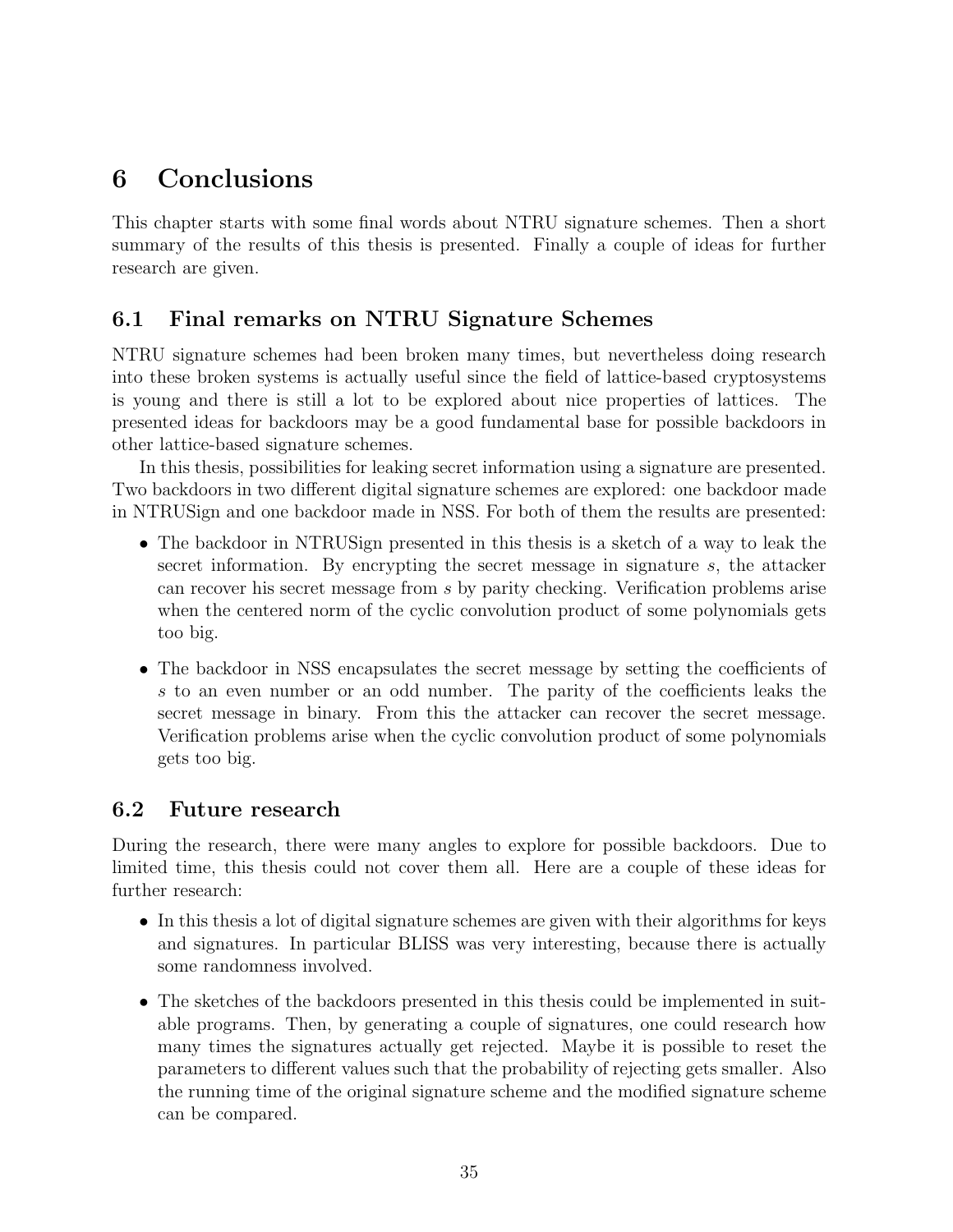# 6 Conclusions

This chapter starts with some final words about NTRU signature schemes. Then a short summary of the results of this thesis is presented. Finally a couple of ideas for further research are given.

## 6.1 Final remarks on NTRU Signature Schemes

NTRU signature schemes had been broken many times, but nevertheless doing research into these broken systems is actually useful since the field of lattice-based cryptosystems is young and there is still a lot to be explored about nice properties of lattices. The presented ideas for backdoors may be a good fundamental base for possible backdoors in other lattice-based signature schemes.

In this thesis, possibilities for leaking secret information using a signature are presented. Two backdoors in two different digital signature schemes are explored: one backdoor made in NTRUSign and one backdoor made in NSS. For both of them the results are presented:

- The backdoor in NTRUSign presented in this thesis is a sketch of a way to leak the secret information. By encrypting the secret message in signature $s$, the attacker can recover his secret message from $s$ by parity checking. Verification problems arise when the centered norm of the cyclic convolution product of some polynomials gets too big.
- The backdoor in NSS encapsulates the secret message by setting the coefficients of $s$ to an even number or an odd number. The parity of the coefficients leaks the secret message in binary. From this the attacker can recover the secret message. Verification problems arise when the cyclic convolution product of some polynomials gets too big.

## 6.2 Future research

During the research, there were many angles to explore for possible backdoors. Due to limited time, this thesis could not cover them all. Here are a couple of these ideas for further research:

- In this thesis a lot of digital signature schemes are given with their algorithms for keys and signatures. In particular BLISS was very interesting, because there is actually some randomness involved.
- The sketches of the backdoors presented in this thesis could be implemented in suitable programs. Then, by generating a couple of signatures, one could research how many times the signatures actually get rejected. Maybe it is possible to reset the parameters to different values such that the probability of rejecting gets smaller. Also the running time of the original signature scheme and the modified signature scheme can be compared.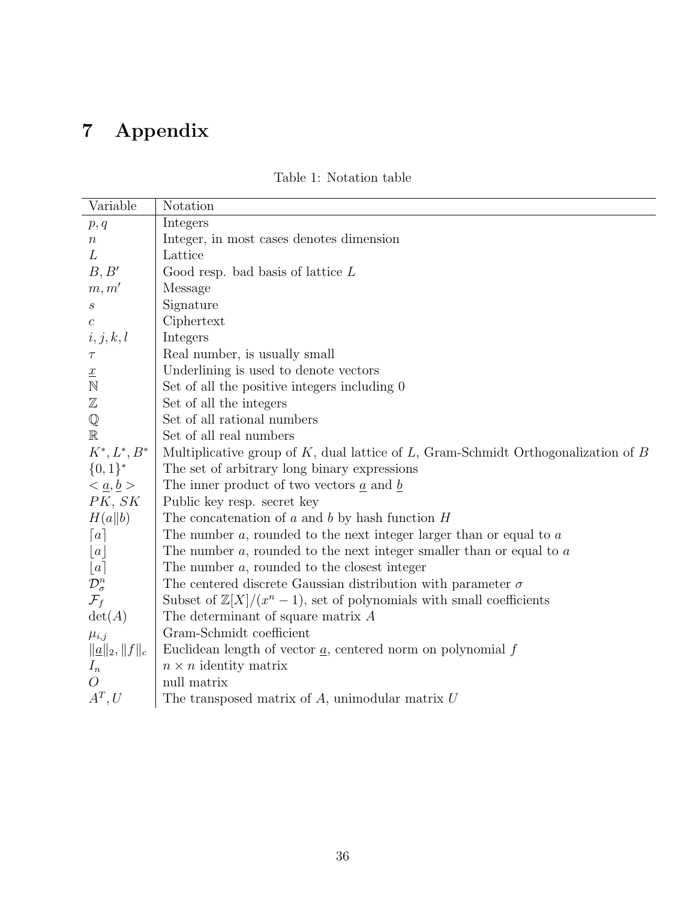# 7 Appendix

Table 1: Notation table

| Variable | Notation |
|---|---|
| $p, q$ | Integers |
| $n$ | Integer, in most cases denotes dimension |
| $L$ | Lattice |
| $B, B'$ | Good resp. bad basis of lattice $L$ |
| $m, m'$ | Message |
| $s$ | Signature |
| $c$ | Ciphertext |
| $i, j, k, l$ | Integers |
| $\tau$ | Real number, is usually small |
| $\underline{x}$ | Underlining is used to denote vectors |
| $\mathbb{N}$ | Set of all the positive integers including 0 |
| $\mathbb{Z}$ | Set of all the integers |
| $\mathbb{Q}$ | Set of all rational numbers |
| $\mathbb{R}$ | Set of all real numbers |
| $K^*, L^*, B^*$ | Multiplicative group of $K$, dual lattice of $L$, Gram-Schmidt Orthogonalization of $B$ |
| $\{0,1\}^*$ | The set of arbitrary long binary expressions |
| $< \underline{a}, \underline{b} >$ | The inner product of two vectors $\underline{a}$ and $\underline{b}$ |
| $PK$, $SK$ | Public key resp. secret key |
| $H(a\|b)$ | The concatenation of $a$ and $b$ by hash function $H$ |
| $\lceil a \rceil$ | The number $a$, rounded to the next integer larger than or equal to $a$ |
| $\lfloor a \rfloor$ | The number $a$, rounded to the next integer smaller than or equal to $a$ |
| $\lfloor a \rceil$ | The number $a$, rounded to the closest integer |
| $\mathcal{D}_\sigma^n$ | The centered discrete Gaussian distribution with parameter $\sigma$ |
| $\mathcal{F}_f$ | Subset of $\mathbb{Z}[X]/(x^n - 1)$, set of polynomials with small coefficients |
| $\det(A)$ | The determinant of square matrix $A$ |
| $\mu_{i,j}$ | Gram-Schmidt coefficient |
| $\|\underline{a}\|_2, \|f\|_c$ | Euclidean length of vector $\underline{a}$, centered norm on polynomial $f$ |
| $I_n$ | $n \times n$ identity matrix |
| $O$ | null matrix |
| $A^T, U$ | The transposed matrix of $A$, unimodular matrix $U$ |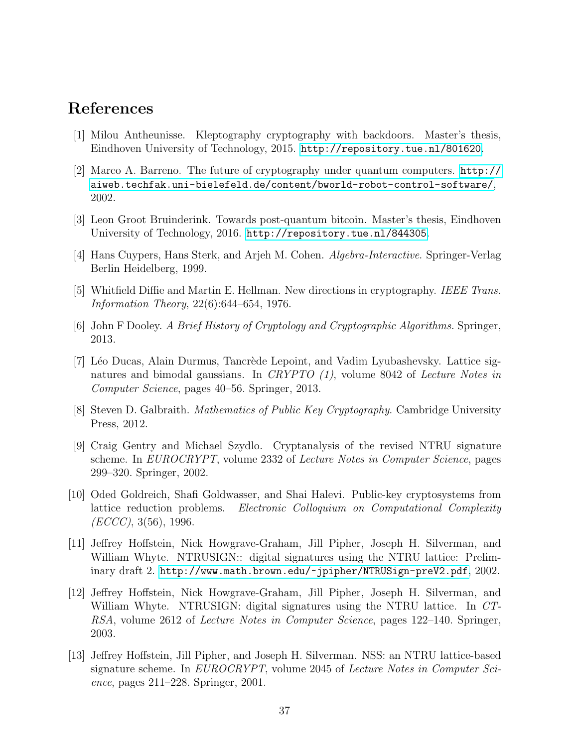# References

[1] Milou Antheunisse. Kleptography cryptography with backdoors. Master's thesis, Eindhoven University of Technology, 2015. http://repository.tue.nl/801620.

[2] Marco A. Barreno. The future of cryptography under quantum computers. http://aiweb.techfak.uni-bielefeld.de/content/bworld-robot-control-software/, 2002.

[3] Leon Groot Bruinderink. Towards post-quantum bitcoin. Master's thesis, Eindhoven University of Technology, 2016. http://repository.tue.nl/844305.

[4] Hans Cuypers, Hans Sterk, and Arjeh M. Cohen. *Algebra-Interactive*. Springer-Verlag Berlin Heidelberg, 1999.

[5] Whitfield Diffie and Martin E. Hellman. New directions in cryptography. *IEEE Trans. Information Theory*, 22(6):644–654, 1976.

[6] John F Dooley. *A Brief History of Cryptology and Cryptographic Algorithms*. Springer, 2013.

[7] Léo Ducas, Alain Durmus, Tancrède Lepoint, and Vadim Lyubashevsky. Lattice signatures and bimodal gaussians. In *CRYPTO (1)*, volume 8042 of *Lecture Notes in Computer Science*, pages 40–56. Springer, 2013.

[8] Steven D. Galbraith. *Mathematics of Public Key Cryptography*. Cambridge University Press, 2012.

[9] Craig Gentry and Michael Szydlo. Cryptanalysis of the revised NTRU signature scheme. In *EUROCRYPT*, volume 2332 of *Lecture Notes in Computer Science*, pages 299–320. Springer, 2002.

[10] Oded Goldreich, Shafi Goldwasser, and Shai Halevi. Public-key cryptosystems from lattice reduction problems. *Electronic Colloquium on Computational Complexity (ECCC)*, 3(56), 1996.

[11] Jeffrey Hoffstein, Nick Howgrave-Graham, Jill Pipher, Joseph H. Silverman, and William Whyte. NTRUSIGN:: digital signatures using the NTRU lattice: Preliminary draft 2. http://www.math.brown.edu/~jpipher/NTRUSign-preV2.pdf, 2002.

[12] Jeffrey Hoffstein, Nick Howgrave-Graham, Jill Pipher, Joseph H. Silverman, and William Whyte. NTRUSIGN: digital signatures using the NTRU lattice. In *CT-RSA*, volume 2612 of *Lecture Notes in Computer Science*, pages 122–140. Springer, 2003.

[13] Jeffrey Hoffstein, Jill Pipher, and Joseph H. Silverman. NSS: an NTRU lattice-based signature scheme. In *EUROCRYPT*, volume 2045 of *Lecture Notes in Computer Science*, pages 211–228. Springer, 2001.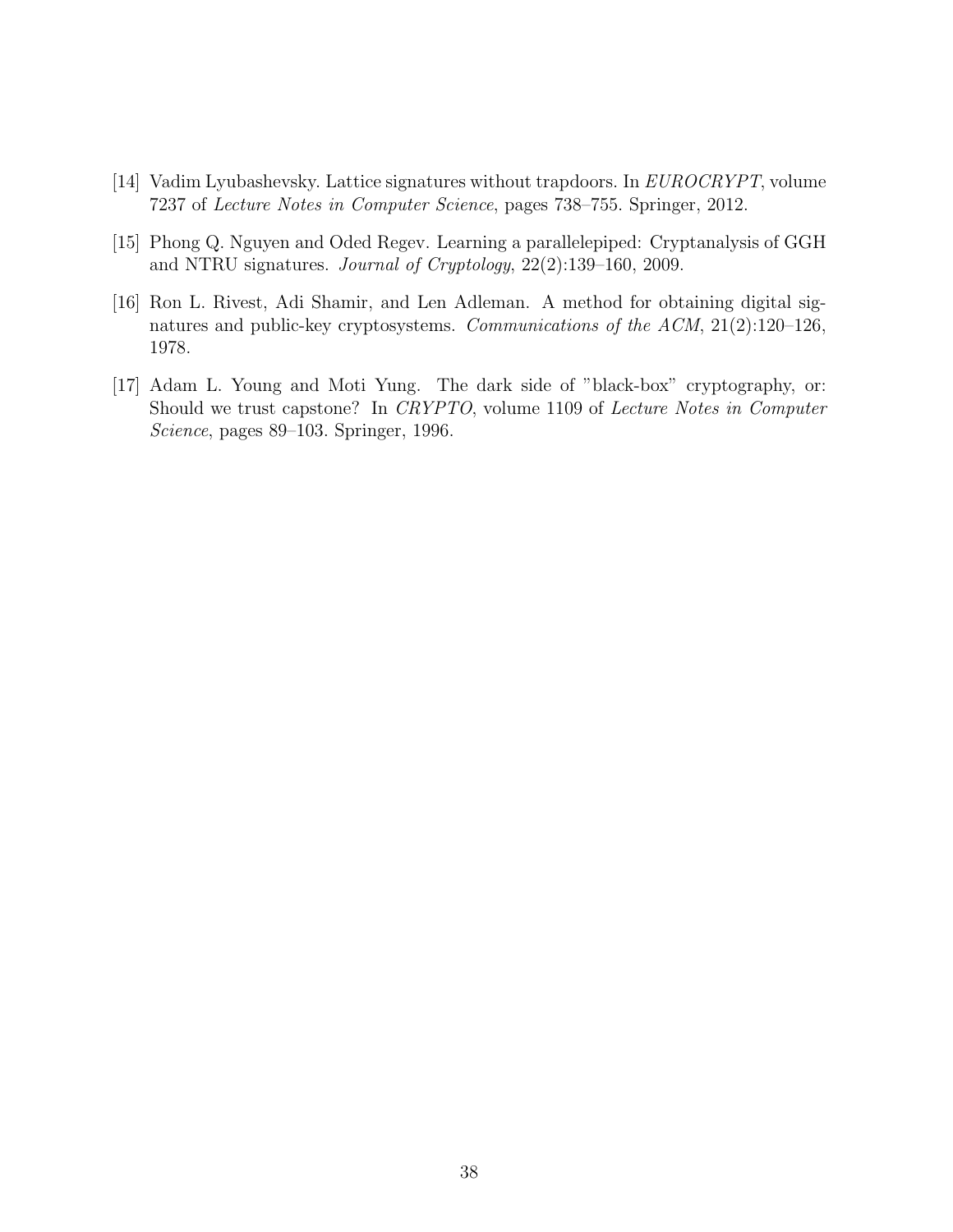[14] Vadim Lyubashevsky. Lattice signatures without trapdoors. In *EUROCRYPT*, volume 7237 of *Lecture Notes in Computer Science*, pages 738–755. Springer, 2012.

[15] Phong Q. Nguyen and Oded Regev. Learning a parallelepiped: Cryptanalysis of GGH and NTRU signatures. *Journal of Cryptology*, 22(2):139–160, 2009.

[16] Ron L. Rivest, Adi Shamir, and Len Adleman. A method for obtaining digital signatures and public-key cryptosystems. *Communications of the ACM*, 21(2):120–126, 1978.

[17] Adam L. Young and Moti Yung. The dark side of "black-box" cryptography, or: Should we trust capstone? In *CRYPTO*, volume 1109 of *Lecture Notes in Computer Science*, pages 89–103. Springer, 1996.